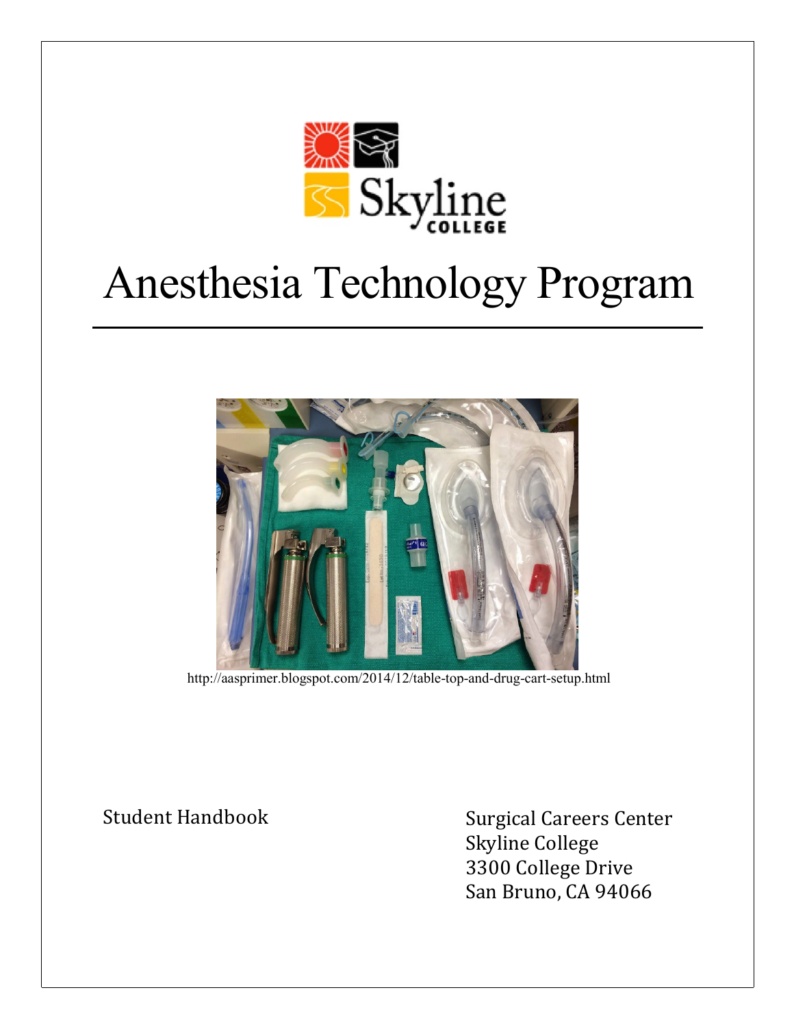Skyline College

# Anesthesia Technology Program

http://aasprimer.blogspot.com/2014/12/table-top-and-drug-cart-setup.html

Student Handbook

Surgical Careers Center
Skyline College
3300 College Drive
San Bruno, CA 94066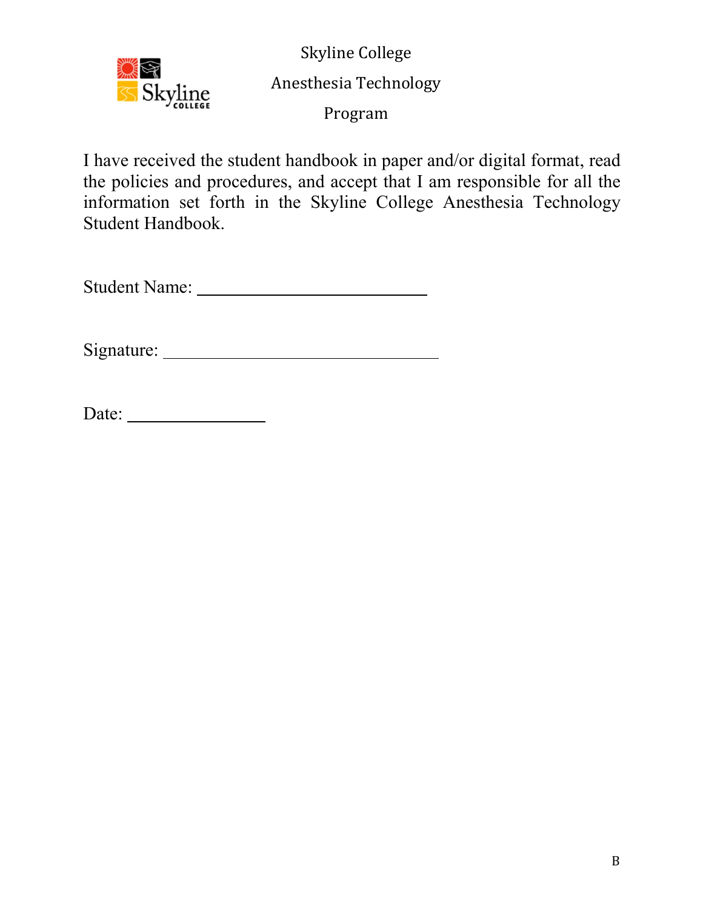Skyline College

Anesthesia Technology

Program

I have received the student handbook in paper and/or digital format, read the policies and procedures, and accept that I am responsible for all the information set forth in the Skyline College Anesthesia Technology Student Handbook.

Student Name: ____________________________

Signature: _________________________________

Date: ________________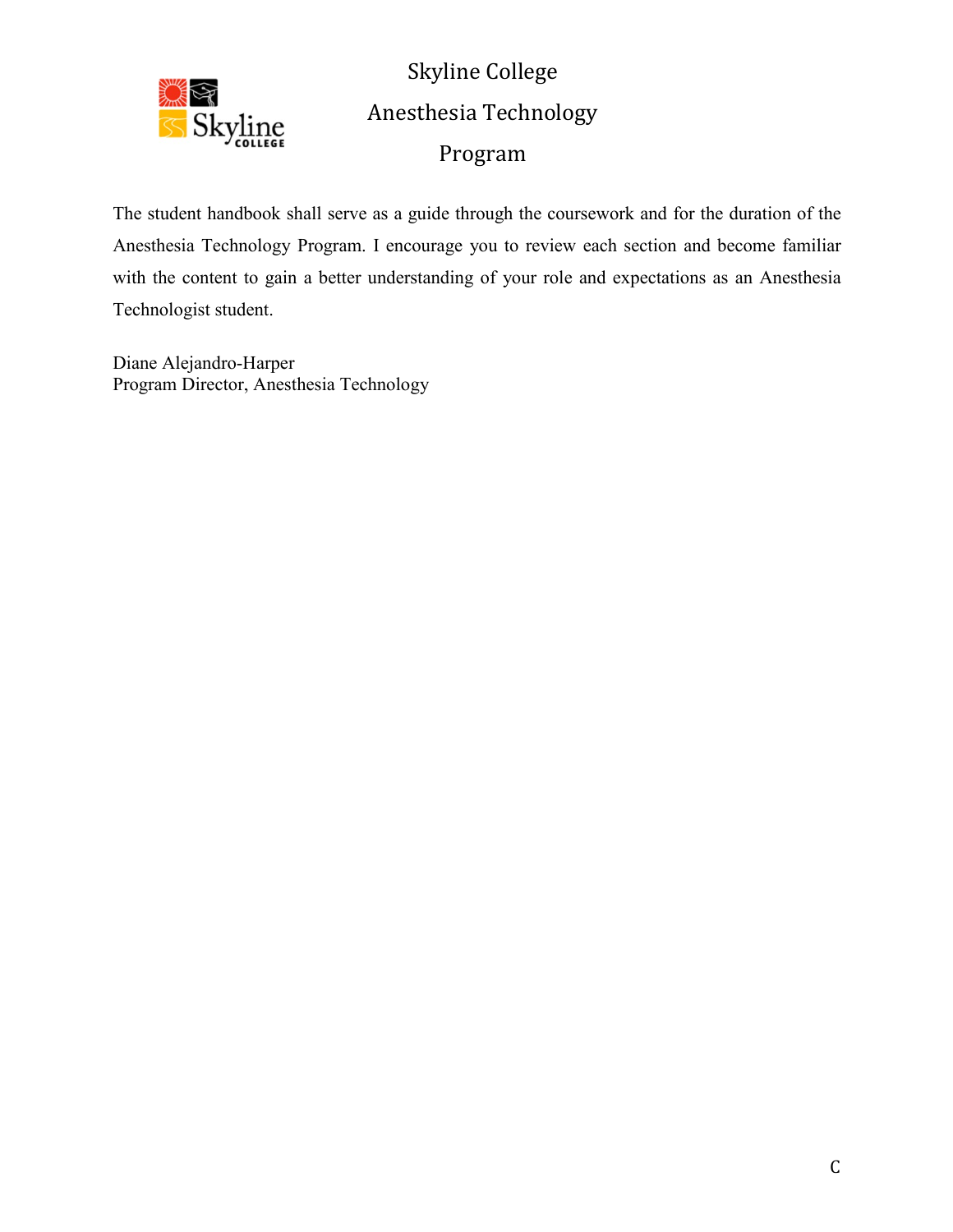# Skyline College

## Anesthesia Technology Program

The student handbook shall serve as a guide through the coursework and for the duration of the Anesthesia Technology Program. I encourage you to review each section and become familiar with the content to gain a better understanding of your role and expectations as an Anesthesia Technologist student.

Diane Alejandro-Harper
Program Director, Anesthesia Technology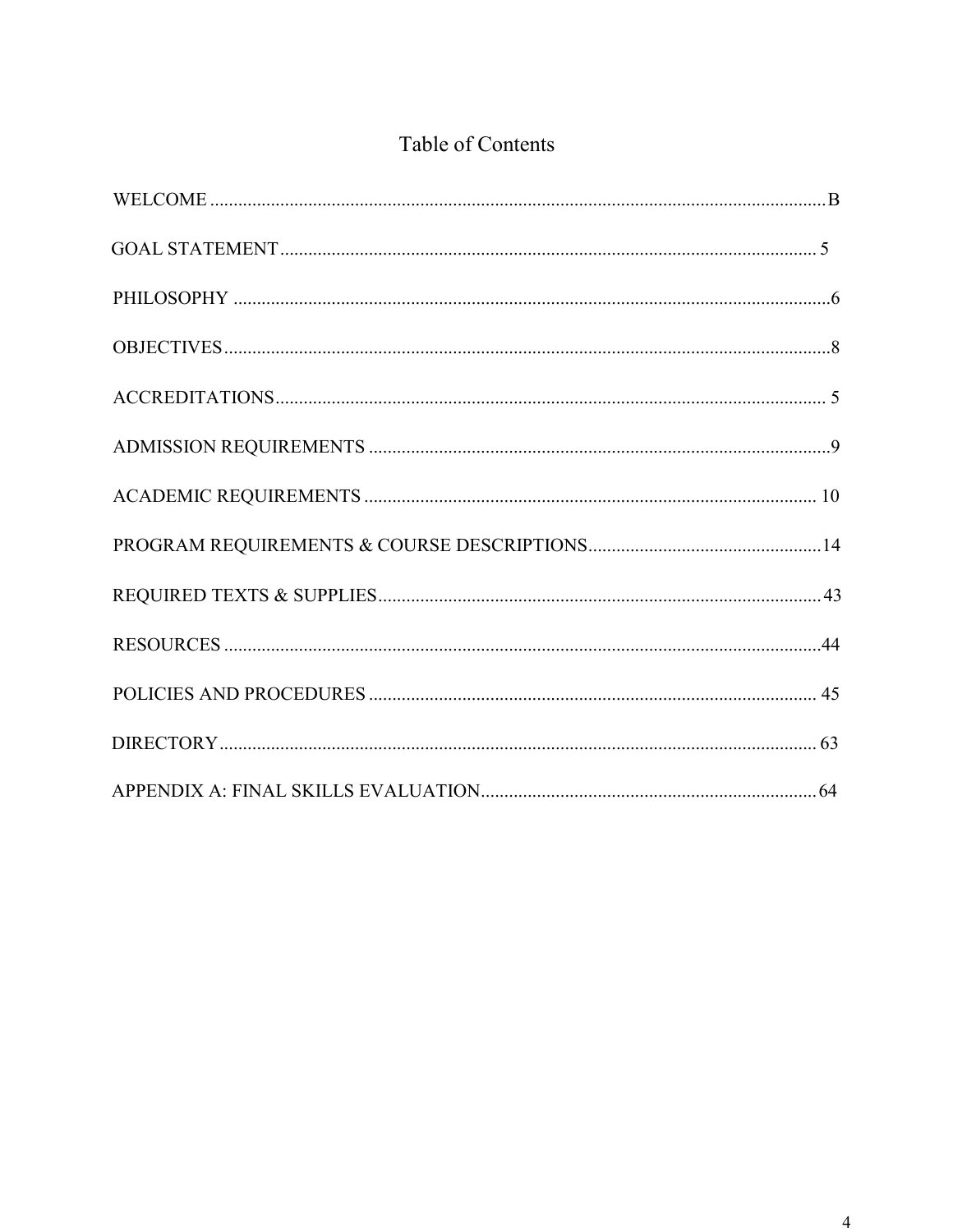# Table of Contents

| | |
|---|---|
| WELCOME | B |
| GOAL STATEMENT | 5 |
| PHILOSOPHY | 6 |
| OBJECTIVES | 8 |
| ACCREDITATIONS | 5 |
| ADMISSION REQUIREMENTS | 9 |
| ACADEMIC REQUIREMENTS | 10 |
| PROGRAM REQUIREMENTS & COURSE DESCRIPTIONS | 14 |
| REQUIRED TEXTS & SUPPLIES | 43 |
| RESOURCES | 44 |
| POLICIES AND PROCEDURES | 45 |
| DIRECTORY | 63 |
| APPENDIX A: FINAL SKILLS EVALUATION | 64 |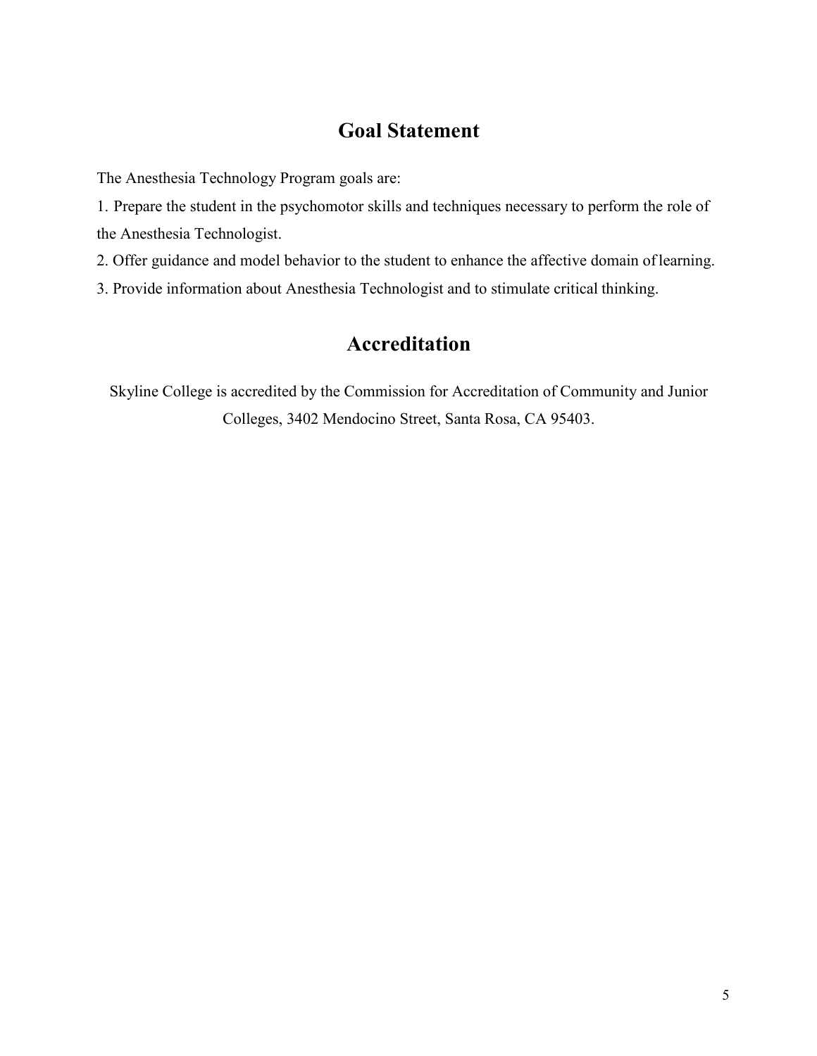## Goal Statement

The Anesthesia Technology Program goals are:

1. Prepare the student in the psychomotor skills and techniques necessary to perform the role of the Anesthesia Technologist.
2. Offer guidance and model behavior to the student to enhance the affective domain of learning.
3. Provide information about Anesthesia Technologist and to stimulate critical thinking.

## Accreditation

Skyline College is accredited by the Commission for Accreditation of Community and Junior Colleges, 3402 Mendocino Street, Santa Rosa, CA 95403.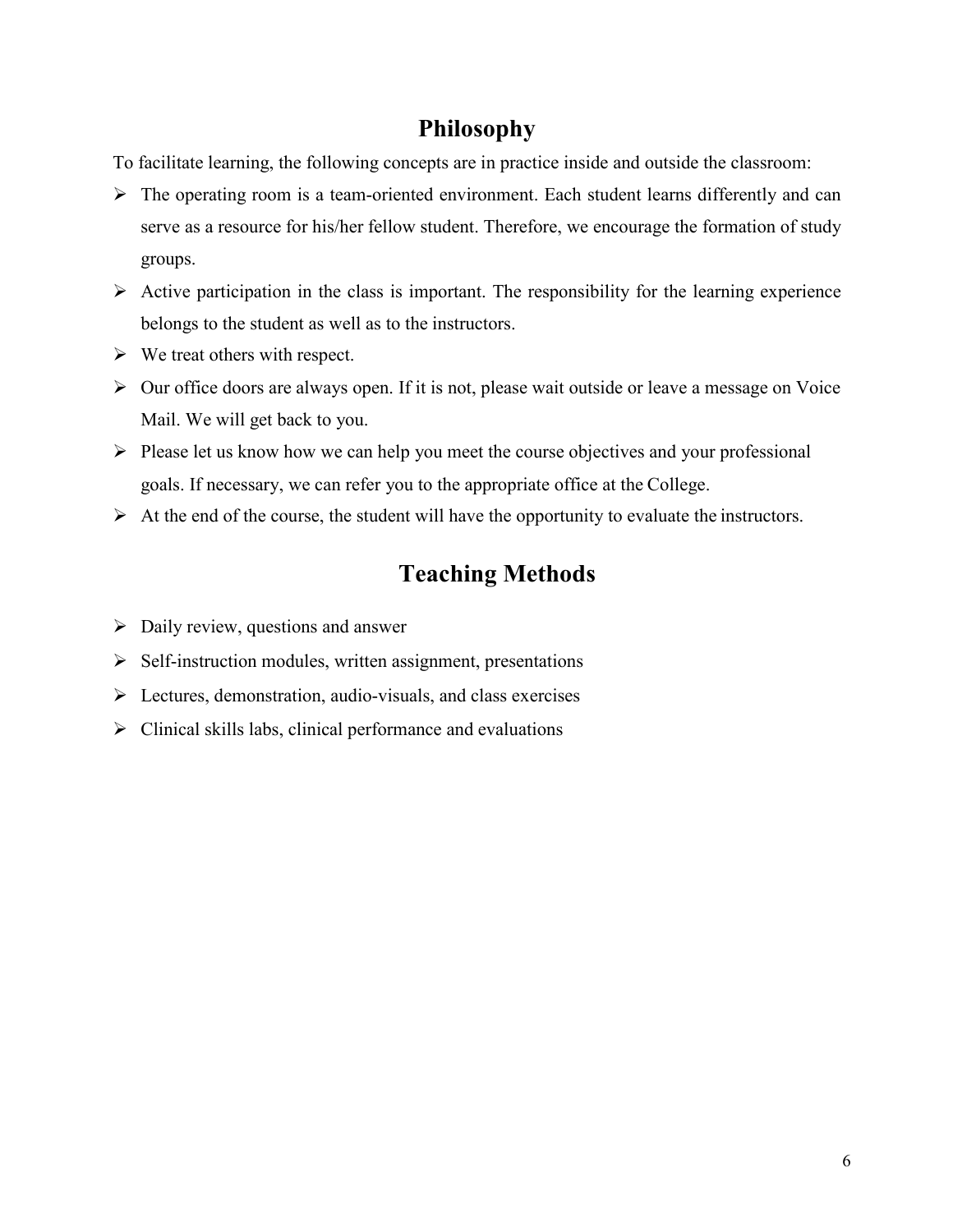## Philosophy

To facilitate learning, the following concepts are in practice inside and outside the classroom:

- The operating room is a team-oriented environment. Each student learns differently and can serve as a resource for his/her fellow student. Therefore, we encourage the formation of study groups.
- Active participation in the class is important. The responsibility for the learning experience belongs to the student as well as to the instructors.
- We treat others with respect.
- Our office doors are always open. If it is not, please wait outside or leave a message on Voice Mail. We will get back to you.
- Please let us know how we can help you meet the course objectives and your professional goals. If necessary, we can refer you to the appropriate office at the College.
- At the end of the course, the student will have the opportunity to evaluate the instructors.

## Teaching Methods

- Daily review, questions and answer
- Self-instruction modules, written assignment, presentations
- Lectures, demonstration, audio-visuals, and class exercises
- Clinical skills labs, clinical performance and evaluations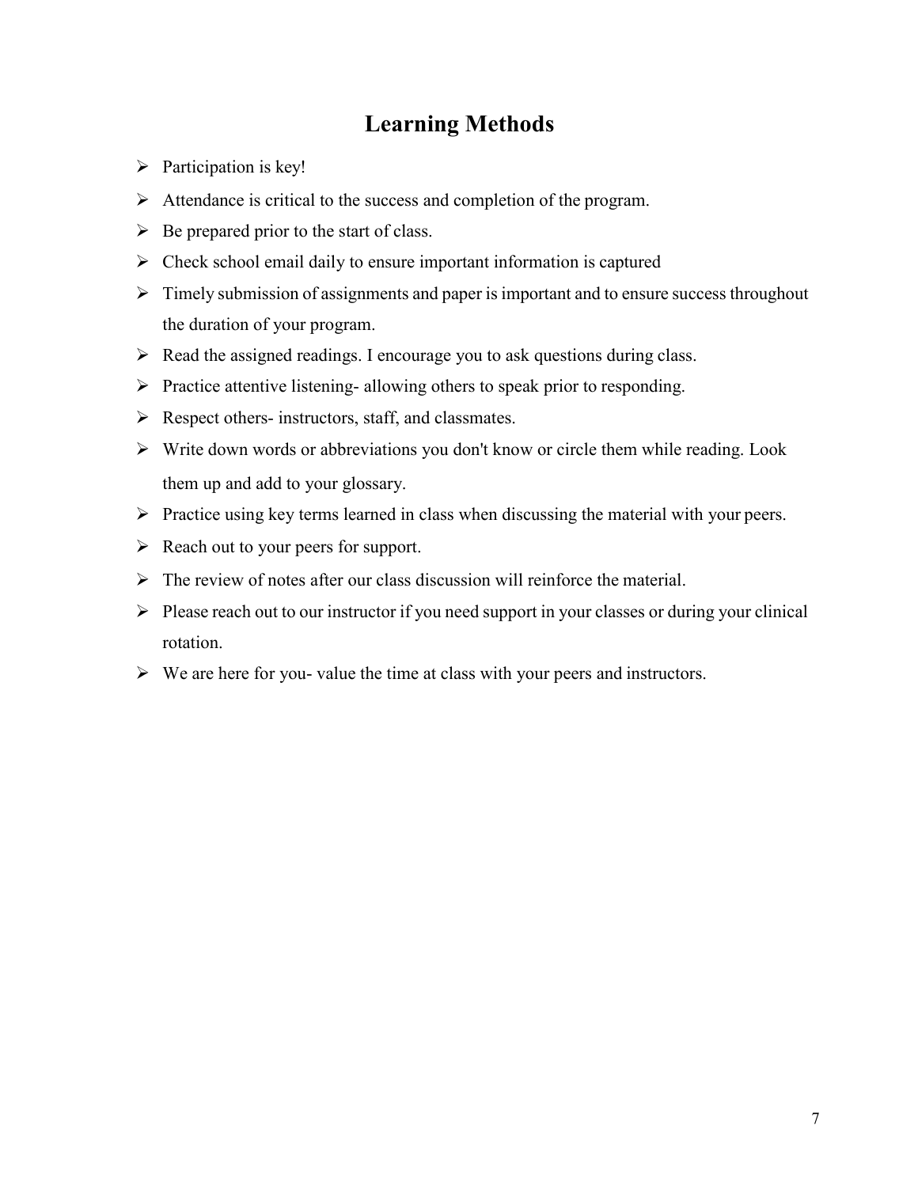# Learning Methods

- Participation is key!
- Attendance is critical to the success and completion of the program.
- Be prepared prior to the start of class.
- Check school email daily to ensure important information is captured
- Timely submission of assignments and paper is important and to ensure success throughout the duration of your program.
- Read the assigned readings. I encourage you to ask questions during class.
- Practice attentive listening- allowing others to speak prior to responding.
- Respect others- instructors, staff, and classmates.
- Write down words or abbreviations you don't know or circle them while reading. Look them up and add to your glossary.
- Practice using key terms learned in class when discussing the material with your peers.
- Reach out to your peers for support.
- The review of notes after our class discussion will reinforce the material.
- Please reach out to our instructor if you need support in your classes or during your clinical rotation.
- We are here for you- value the time at class with your peers and instructors.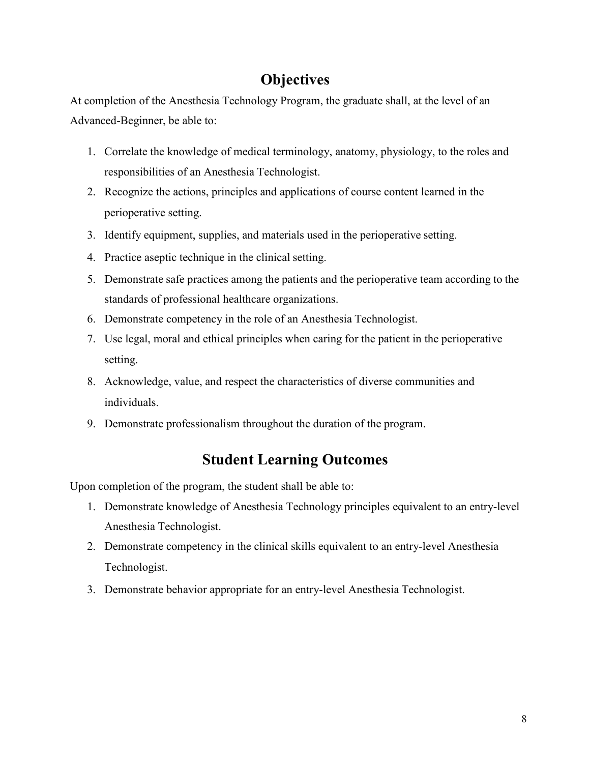## Objectives

At completion of the Anesthesia Technology Program, the graduate shall, at the level of an Advanced-Beginner, be able to:

1. Correlate the knowledge of medical terminology, anatomy, physiology, to the roles and responsibilities of an Anesthesia Technologist.
2. Recognize the actions, principles and applications of course content learned in the perioperative setting.
3. Identify equipment, supplies, and materials used in the perioperative setting.
4. Practice aseptic technique in the clinical setting.
5. Demonstrate safe practices among the patients and the perioperative team according to the standards of professional healthcare organizations.
6. Demonstrate competency in the role of an Anesthesia Technologist.
7. Use legal, moral and ethical principles when caring for the patient in the perioperative setting.
8. Acknowledge, value, and respect the characteristics of diverse communities and individuals.
9. Demonstrate professionalism throughout the duration of the program.

## Student Learning Outcomes

Upon completion of the program, the student shall be able to:

1. Demonstrate knowledge of Anesthesia Technology principles equivalent to an entry-level Anesthesia Technologist.
2. Demonstrate competency in the clinical skills equivalent to an entry-level Anesthesia Technologist.
3. Demonstrate behavior appropriate for an entry-level Anesthesia Technologist.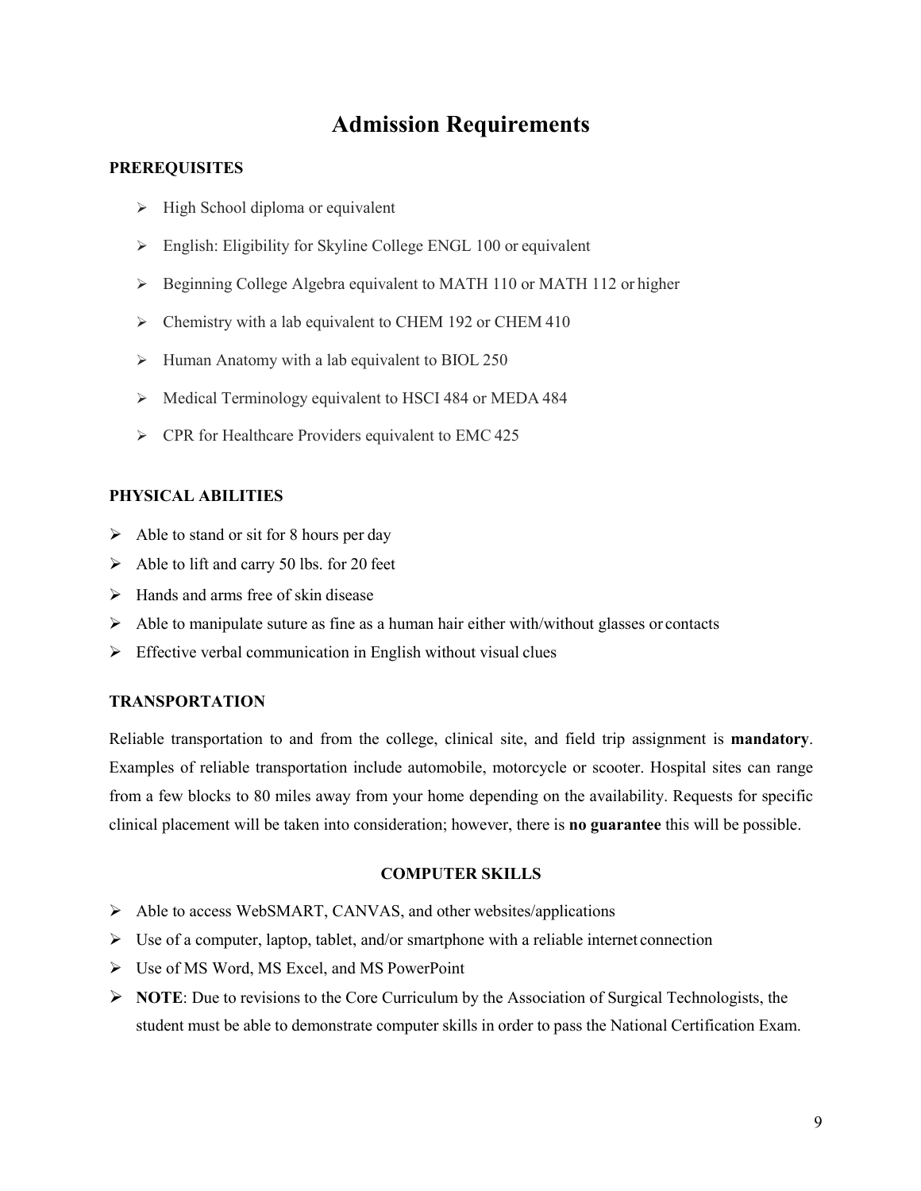# Admission Requirements

**PREREQUISITES**

- High School diploma or equivalent
- English: Eligibility for Skyline College ENGL 100 or equivalent
- Beginning College Algebra equivalent to MATH 110 or MATH 112 or higher
- Chemistry with a lab equivalent to CHEM 192 or CHEM 410
- Human Anatomy with a lab equivalent to BIOL 250
- Medical Terminology equivalent to HSCI 484 or MEDA 484
- CPR for Healthcare Providers equivalent to EMC 425

**PHYSICAL ABILITIES**

- Able to stand or sit for 8 hours per day
- Able to lift and carry 50 lbs. for 20 feet
- Hands and arms free of skin disease
- Able to manipulate suture as fine as a human hair either with/without glasses or contacts
- Effective verbal communication in English without visual clues

**TRANSPORTATION**

Reliable transportation to and from the college, clinical site, and field trip assignment is **mandatory**. Examples of reliable transportation include automobile, motorcycle or scooter. Hospital sites can range from a few blocks to 80 miles away from your home depending on the availability. Requests for specific clinical placement will be taken into consideration; however, there is **no guarantee** this will be possible.

**COMPUTER SKILLS**

- Able to access WebSMART, CANVAS, and other websites/applications
- Use of a computer, laptop, tablet, and/or smartphone with a reliable internet connection
- Use of MS Word, MS Excel, and MS PowerPoint
- **NOTE**: Due to revisions to the Core Curriculum by the Association of Surgical Technologists, the student must be able to demonstrate computer skills in order to pass the National Certification Exam.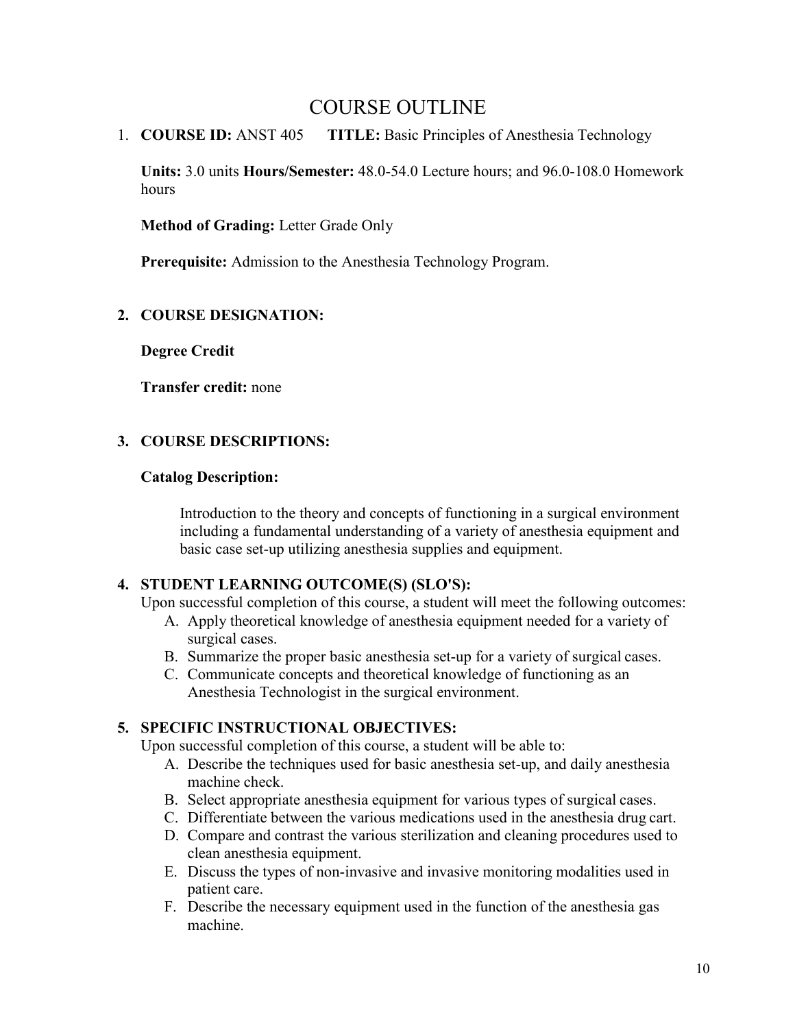# COURSE OUTLINE

1. **COURSE ID:** ANST 405 **TITLE:** Basic Principles of Anesthesia Technology

   **Units:** 3.0 units **Hours/Semester:** 48.0-54.0 Lecture hours; and 96.0-108.0 Homework hours

   **Method of Grading:** Letter Grade Only

   **Prerequisite:** Admission to the Anesthesia Technology Program.

## 2. COURSE DESIGNATION:

**Degree Credit**

**Transfer credit:** none

## 3. COURSE DESCRIPTIONS:

**Catalog Description:**

Introduction to the theory and concepts of functioning in a surgical environment including a fundamental understanding of a variety of anesthesia equipment and basic case set-up utilizing anesthesia supplies and equipment.

## 4. STUDENT LEARNING OUTCOME(S) (SLO'S):

Upon successful completion of this course, a student will meet the following outcomes:

A. Apply theoretical knowledge of anesthesia equipment needed for a variety of surgical cases.
B. Summarize the proper basic anesthesia set-up for a variety of surgical cases.
C. Communicate concepts and theoretical knowledge of functioning as an Anesthesia Technologist in the surgical environment.

## 5. SPECIFIC INSTRUCTIONAL OBJECTIVES:

Upon successful completion of this course, a student will be able to:

A. Describe the techniques used for basic anesthesia set-up, and daily anesthesia machine check.
B. Select appropriate anesthesia equipment for various types of surgical cases.
C. Differentiate between the various medications used in the anesthesia drug cart.
D. Compare and contrast the various sterilization and cleaning procedures used to clean anesthesia equipment.
E. Discuss the types of non-invasive and invasive monitoring modalities used in patient care.
F. Describe the necessary equipment used in the function of the anesthesia gas machine.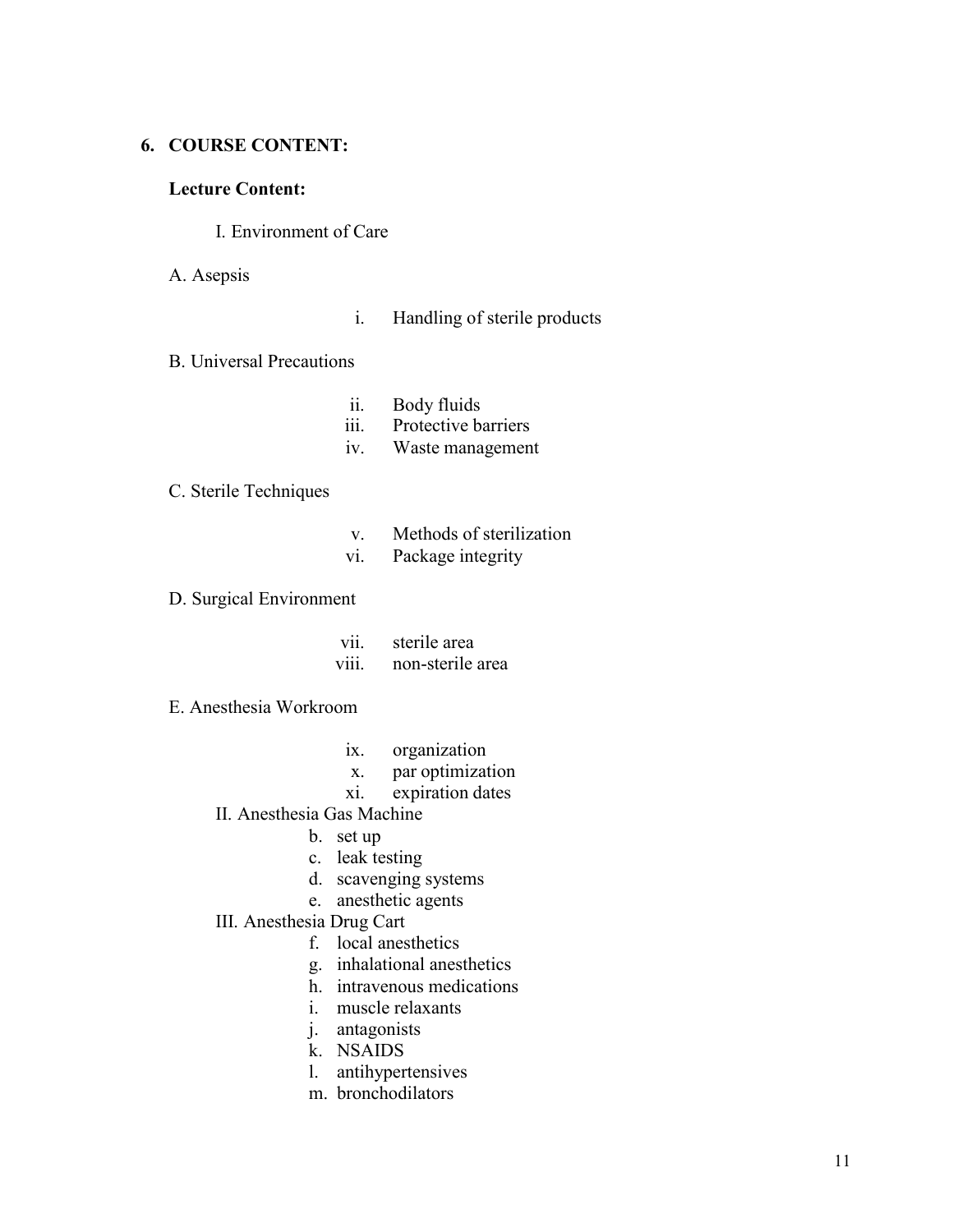## 6. COURSE CONTENT:

**Lecture Content:**

I. Environment of Care

A. Asepsis

i. Handling of sterile products

B. Universal Precautions

ii. Body fluids
iii. Protective barriers
iv. Waste management

C. Sterile Techniques

v. Methods of sterilization
vi. Package integrity

D. Surgical Environment

vii. sterile area
viii. non-sterile area

E. Anesthesia Workroom

ix. organization
x. par optimization
xi. expiration dates

II. Anesthesia Gas Machine

b. set up
c. leak testing
d. scavenging systems
e. anesthetic agents

III. Anesthesia Drug Cart

f. local anesthetics
g. inhalational anesthetics
h. intravenous medications
i. muscle relaxants
j. antagonists
k. NSAIDS
l. antihypertensives
m. bronchodilators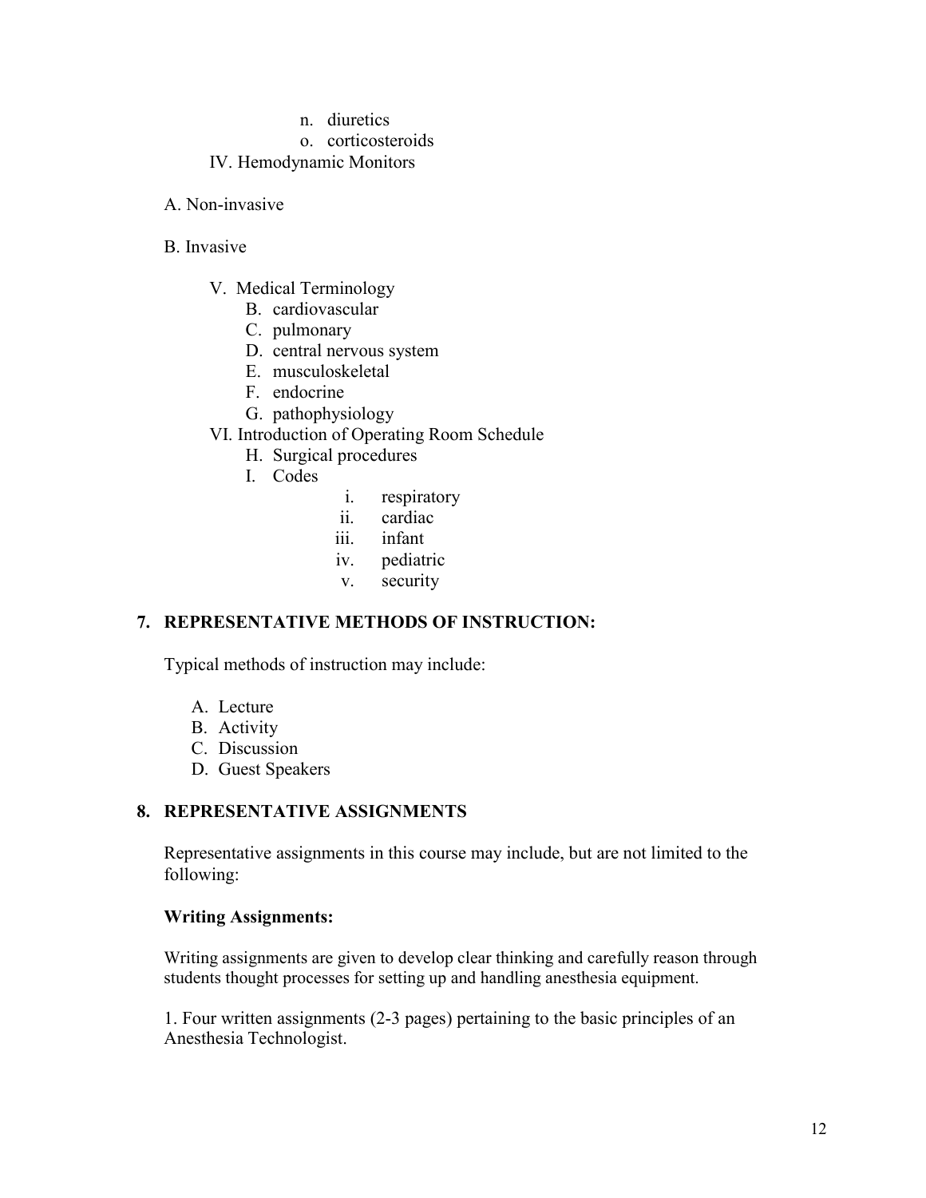n. diuretics
o. corticosteroids

IV. Hemodynamic Monitors

A. Non-invasive

B. Invasive

V. Medical Terminology
   B. cardiovascular
   C. pulmonary
   D. central nervous system
   E. musculoskeletal
   F. endocrine
   G. pathophysiology

VI. Introduction of Operating Room Schedule
   H. Surgical procedures
   I. Codes
      i. respiratory
      ii. cardiac
      iii. infant
      iv. pediatric
      v. security

## 7. REPRESENTATIVE METHODS OF INSTRUCTION:

Typical methods of instruction may include:

A. Lecture
B. Activity
C. Discussion
D. Guest Speakers

## 8. REPRESENTATIVE ASSIGNMENTS

Representative assignments in this course may include, but are not limited to the following:

**Writing Assignments:**

Writing assignments are given to develop clear thinking and carefully reason through students thought processes for setting up and handling anesthesia equipment.

1. Four written assignments (2-3 pages) pertaining to the basic principles of an Anesthesia Technologist.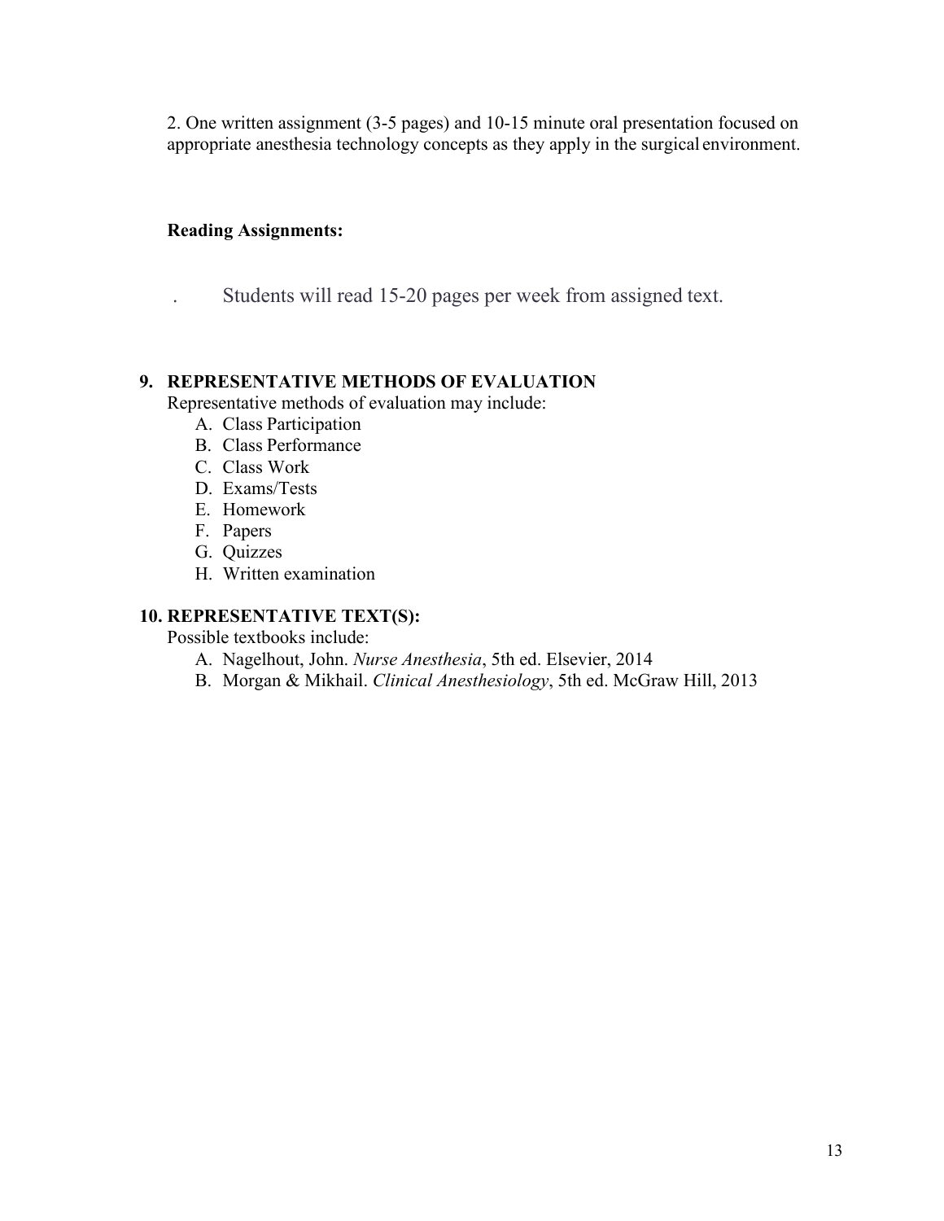2. One written assignment (3-5 pages) and 10-15 minute oral presentation focused on appropriate anesthesia technology concepts as they apply in the surgical environment.

**Reading Assignments:**

. Students will read 15-20 pages per week from assigned text.

## 9. REPRESENTATIVE METHODS OF EVALUATION

Representative methods of evaluation may include:

A. Class Participation
B. Class Performance
C. Class Work
D. Exams/Tests
E. Homework
F. Papers
G. Quizzes
H. Written examination

## 10. REPRESENTATIVE TEXT(S):

Possible textbooks include:

A. Nagelhout, John. *Nurse Anesthesia*, 5th ed. Elsevier, 2014
B. Morgan & Mikhail. *Clinical Anesthesiology*, 5th ed. McGraw Hill, 2013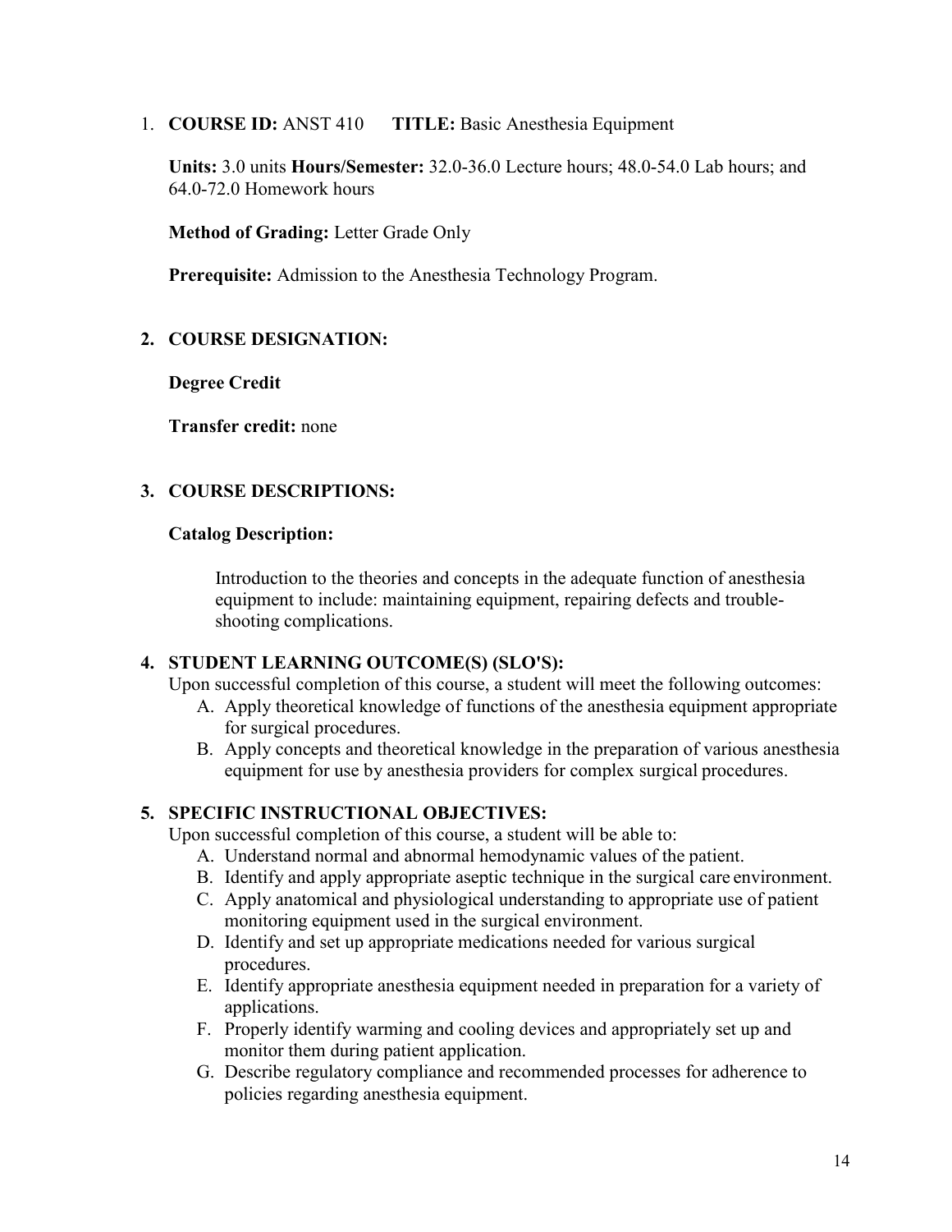1. **COURSE ID:** ANST 410 **TITLE:** Basic Anesthesia Equipment

   **Units:** 3.0 units **Hours/Semester:** 32.0-36.0 Lecture hours; 48.0-54.0 Lab hours; and 64.0-72.0 Homework hours

   **Method of Grading:** Letter Grade Only

   **Prerequisite:** Admission to the Anesthesia Technology Program.

## 2. COURSE DESIGNATION:

**Degree Credit**

**Transfer credit:** none

## 3. COURSE DESCRIPTIONS:

### Catalog Description:

Introduction to the theories and concepts in the adequate function of anesthesia equipment to include: maintaining equipment, repairing defects and trouble-shooting complications.

## 4. STUDENT LEARNING OUTCOME(S) (SLO'S):

Upon successful completion of this course, a student will meet the following outcomes:

A. Apply theoretical knowledge of functions of the anesthesia equipment appropriate for surgical procedures.
B. Apply concepts and theoretical knowledge in the preparation of various anesthesia equipment for use by anesthesia providers for complex surgical procedures.

## 5. SPECIFIC INSTRUCTIONAL OBJECTIVES:

Upon successful completion of this course, a student will be able to:

A. Understand normal and abnormal hemodynamic values of the patient.
B. Identify and apply appropriate aseptic technique in the surgical care environment.
C. Apply anatomical and physiological understanding to appropriate use of patient monitoring equipment used in the surgical environment.
D. Identify and set up appropriate medications needed for various surgical procedures.
E. Identify appropriate anesthesia equipment needed in preparation for a variety of applications.
F. Properly identify warming and cooling devices and appropriately set up and monitor them during patient application.
G. Describe regulatory compliance and recommended processes for adherence to policies regarding anesthesia equipment.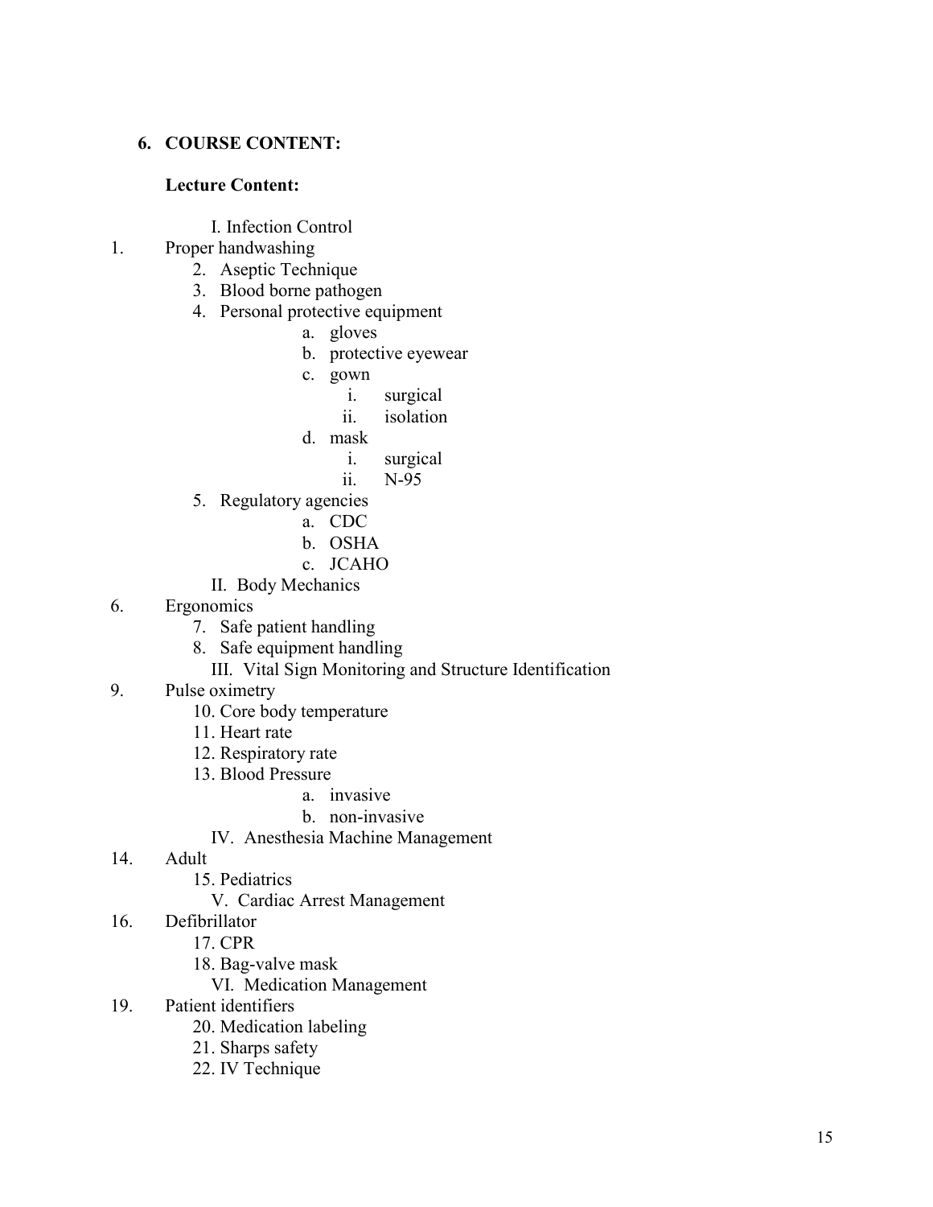**6. COURSE CONTENT:**

**Lecture Content:**

I. Infection Control

1. Proper handwashing
2. Aseptic Technique
3. Blood borne pathogen
4. Personal protective equipment
   a. gloves
   b. protective eyewear
   c. gown
      i. surgical
      ii. isolation
   d. mask
      i. surgical
      ii. N-95
5. Regulatory agencies
   a. CDC
   b. OSHA
   c. JCAHO

II. Body Mechanics

6. Ergonomics
7. Safe patient handling
8. Safe equipment handling

III. Vital Sign Monitoring and Structure Identification

9. Pulse oximetry
10. Core body temperature
11. Heart rate
12. Respiratory rate
13. Blood Pressure
    a. invasive
    b. non-invasive

IV. Anesthesia Machine Management

14. Adult
15. Pediatrics

V. Cardiac Arrest Management

16. Defibrillator
17. CPR
18. Bag-valve mask

VI. Medication Management

19. Patient identifiers
20. Medication labeling
21. Sharps safety
22. IV Technique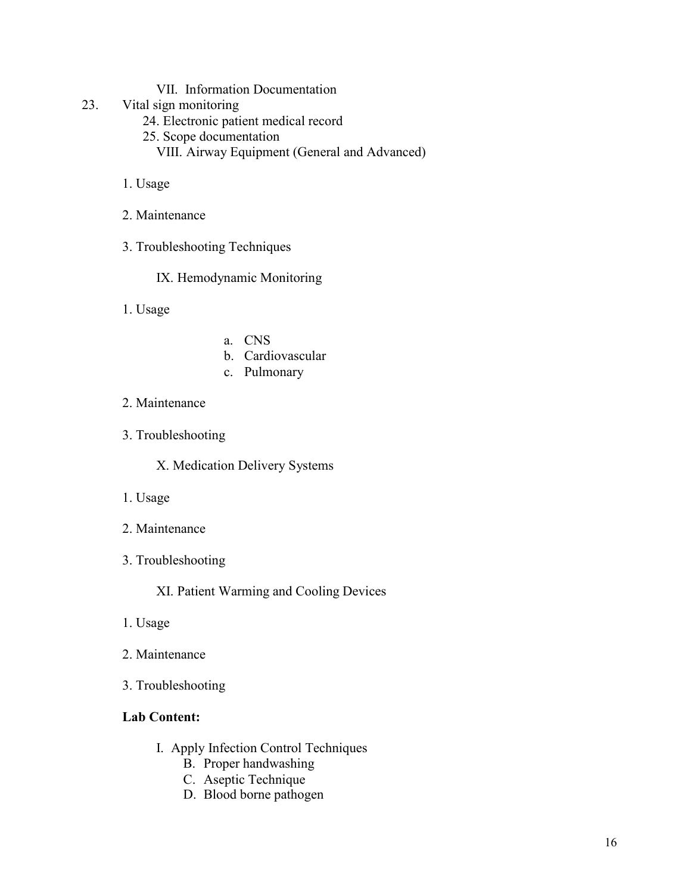VII. Information Documentation

23. Vital sign monitoring

24. Electronic patient medical record

25. Scope documentation

VIII. Airway Equipment (General and Advanced)

1. Usage

2. Maintenance

3. Troubleshooting Techniques

IX. Hemodynamic Monitoring

1. Usage

   a. CNS
   b. Cardiovascular
   c. Pulmonary

2. Maintenance

3. Troubleshooting

X. Medication Delivery Systems

1. Usage

2. Maintenance

3. Troubleshooting

XI. Patient Warming and Cooling Devices

1. Usage

2. Maintenance

3. Troubleshooting

**Lab Content:**

I. Apply Infection Control Techniques

   B. Proper handwashing
   C. Aseptic Technique
   D. Blood borne pathogen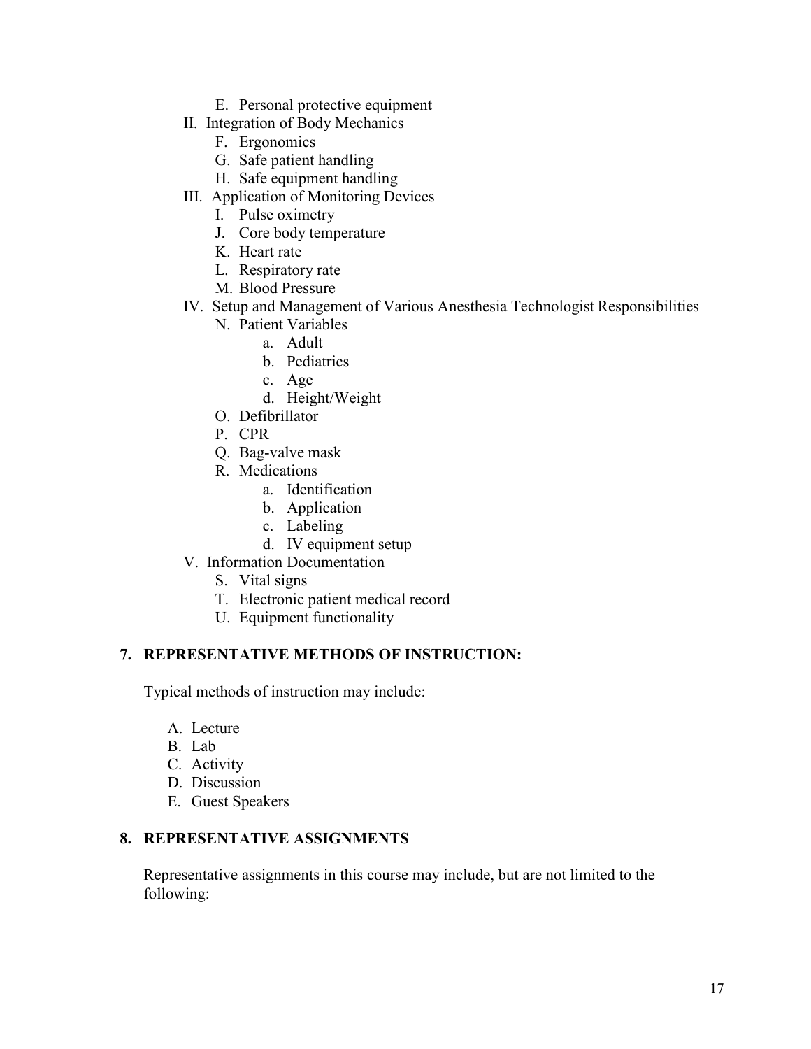E. Personal protective equipment
II. Integration of Body Mechanics
    F. Ergonomics
    G. Safe patient handling
    H. Safe equipment handling
III. Application of Monitoring Devices
    I. Pulse oximetry
    J. Core body temperature
    K. Heart rate
    L. Respiratory rate
    M. Blood Pressure
IV. Setup and Management of Various Anesthesia Technologist Responsibilities
    N. Patient Variables
        a. Adult
        b. Pediatrics
        c. Age
        d. Height/Weight
    O. Defibrillator
    P. CPR
    Q. Bag-valve mask
    R. Medications
        a. Identification
        b. Application
        c. Labeling
        d. IV equipment setup
V. Information Documentation
    S. Vital signs
    T. Electronic patient medical record
    U. Equipment functionality

**7. REPRESENTATIVE METHODS OF INSTRUCTION:**

Typical methods of instruction may include:

A. Lecture
B. Lab
C. Activity
D. Discussion
E. Guest Speakers

**8. REPRESENTATIVE ASSIGNMENTS**

Representative assignments in this course may include, but are not limited to the following: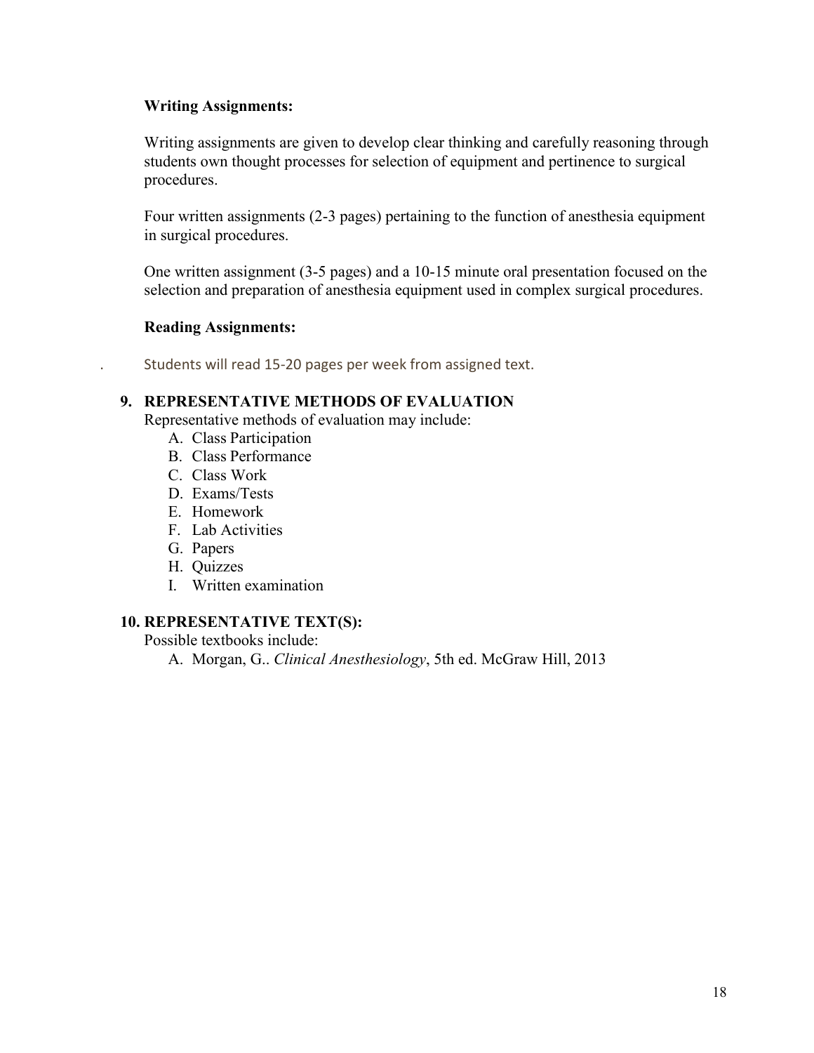**Writing Assignments:**

Writing assignments are given to develop clear thinking and carefully reasoning through students own thought processes for selection of equipment and pertinence to surgical procedures.

Four written assignments (2-3 pages) pertaining to the function of anesthesia equipment in surgical procedures.

One written assignment (3-5 pages) and a 10-15 minute oral presentation focused on the selection and preparation of anesthesia equipment used in complex surgical procedures.

**Reading Assignments:**

. Students will read 15-20 pages per week from assigned text.

## 9. REPRESENTATIVE METHODS OF EVALUATION

Representative methods of evaluation may include:

A. Class Participation
B. Class Performance
C. Class Work
D. Exams/Tests
E. Homework
F. Lab Activities
G. Papers
H. Quizzes
I. Written examination

## 10. REPRESENTATIVE TEXT(S):

Possible textbooks include:

A. Morgan, G.. *Clinical Anesthesiology*, 5th ed. McGraw Hill, 2013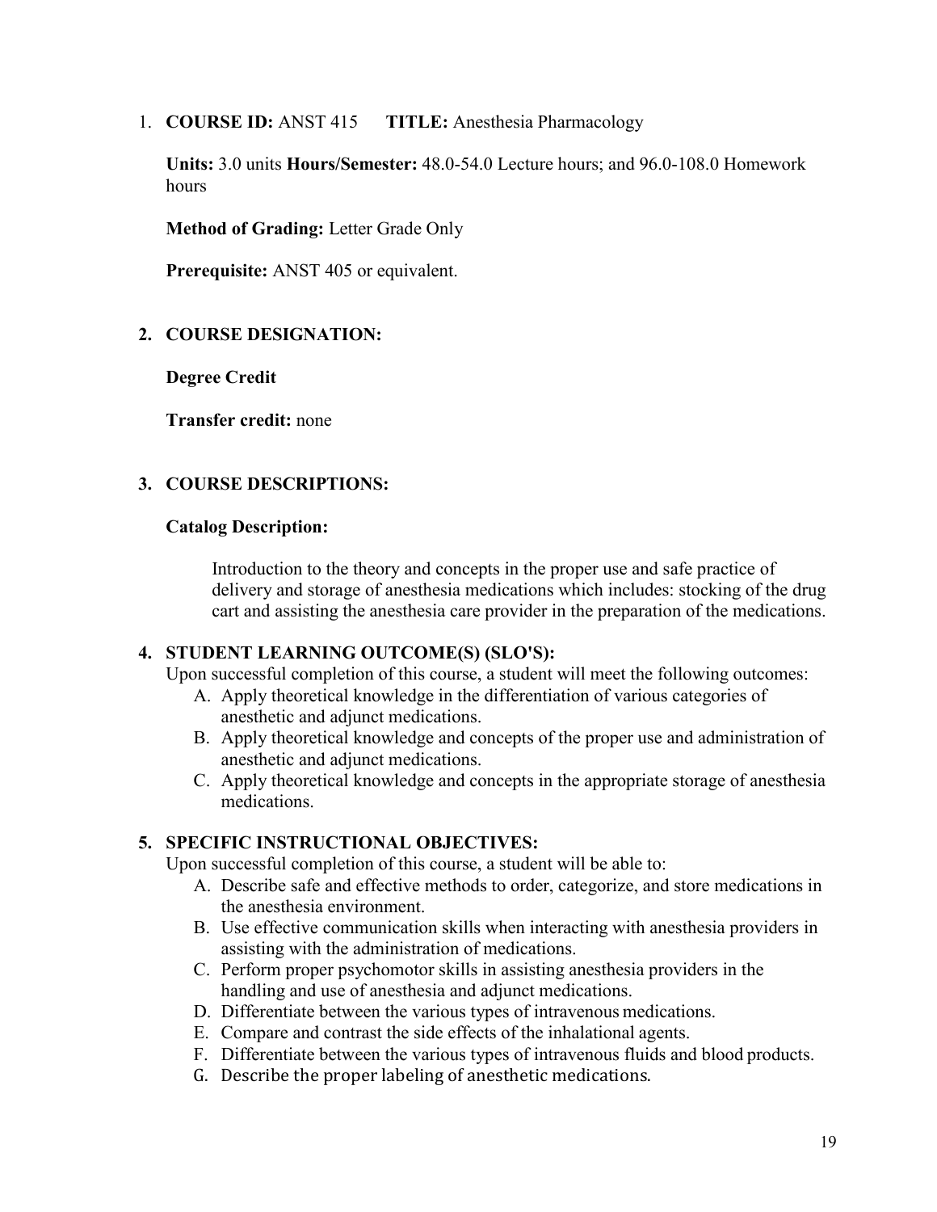1. **COURSE ID:** ANST 415 **TITLE:** Anesthesia Pharmacology

   **Units:** 3.0 units **Hours/Semester:** 48.0-54.0 Lecture hours; and 96.0-108.0 Homework hours

   **Method of Grading:** Letter Grade Only

   **Prerequisite:** ANST 405 or equivalent.

## 2. COURSE DESIGNATION:

**Degree Credit**

**Transfer credit:** none

## 3. COURSE DESCRIPTIONS:

**Catalog Description:**

> Introduction to the theory and concepts in the proper use and safe practice of delivery and storage of anesthesia medications which includes: stocking of the drug cart and assisting the anesthesia care provider in the preparation of the medications.

## 4. STUDENT LEARNING OUTCOME(S) (SLO'S):

Upon successful completion of this course, a student will meet the following outcomes:

A. Apply theoretical knowledge in the differentiation of various categories of anesthetic and adjunct medications.
B. Apply theoretical knowledge and concepts of the proper use and administration of anesthetic and adjunct medications.
C. Apply theoretical knowledge and concepts in the appropriate storage of anesthesia medications.

## 5. SPECIFIC INSTRUCTIONAL OBJECTIVES:

Upon successful completion of this course, a student will be able to:

A. Describe safe and effective methods to order, categorize, and store medications in the anesthesia environment.
B. Use effective communication skills when interacting with anesthesia providers in assisting with the administration of medications.
C. Perform proper psychomotor skills in assisting anesthesia providers in the handling and use of anesthesia and adjunct medications.
D. Differentiate between the various types of intravenous medications.
E. Compare and contrast the side effects of the inhalational agents.
F. Differentiate between the various types of intravenous fluids and blood products.
G. Describe the proper labeling of anesthetic medications.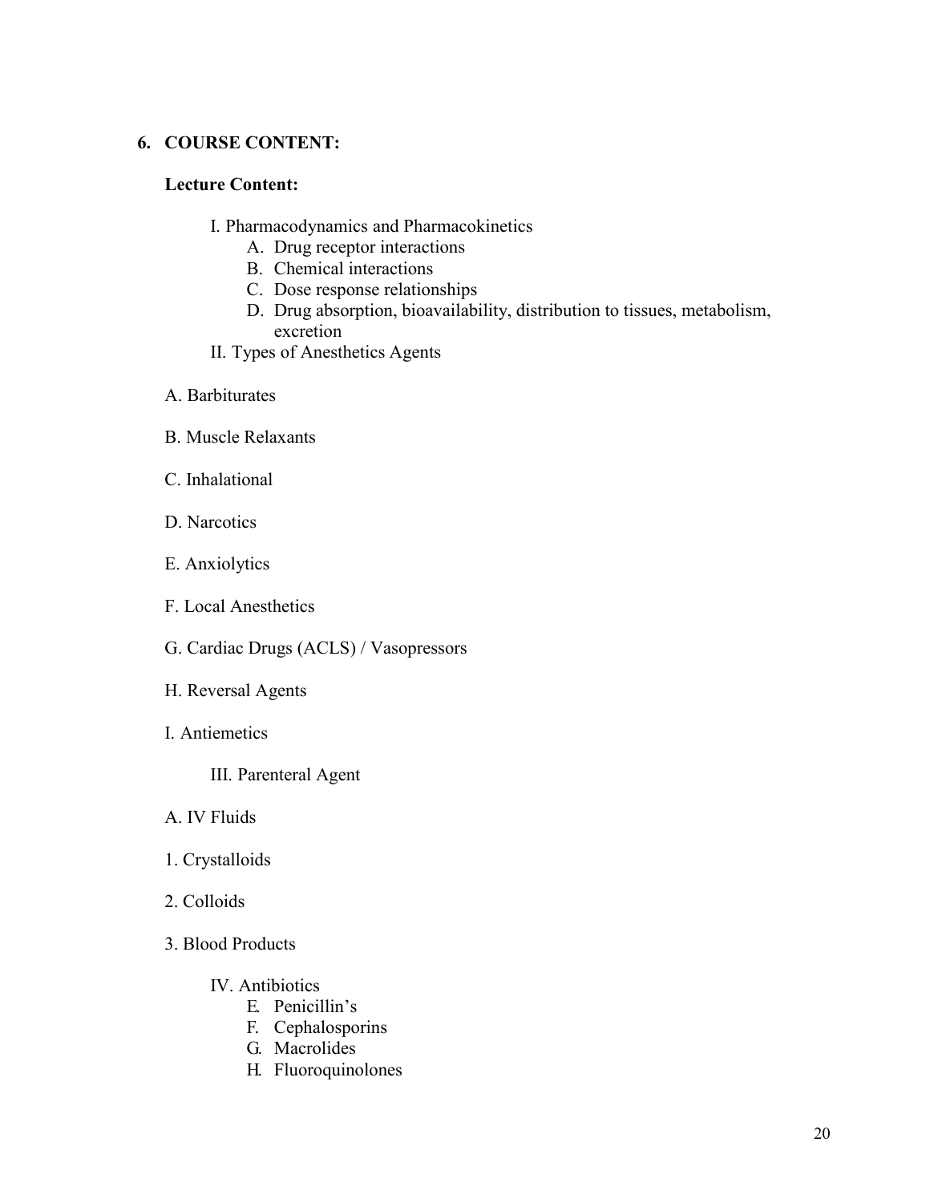## 6. COURSE CONTENT:

**Lecture Content:**

I. Pharmacodynamics and Pharmacokinetics

- A. Drug receptor interactions
- B. Chemical interactions
- C. Dose response relationships
- D. Drug absorption, bioavailability, distribution to tissues, metabolism, excretion

II. Types of Anesthetics Agents

A. Barbiturates

B. Muscle Relaxants

C. Inhalational

D. Narcotics

E. Anxiolytics

F. Local Anesthetics

G. Cardiac Drugs (ACLS) / Vasopressors

H. Reversal Agents

I. Antiemetics

III. Parenteral Agent

A. IV Fluids

1. Crystalloids

2. Colloids

3. Blood Products

IV. Antibiotics

- E. Penicillin's
- F. Cephalosporins
- G. Macrolides
- H. Fluoroquinolones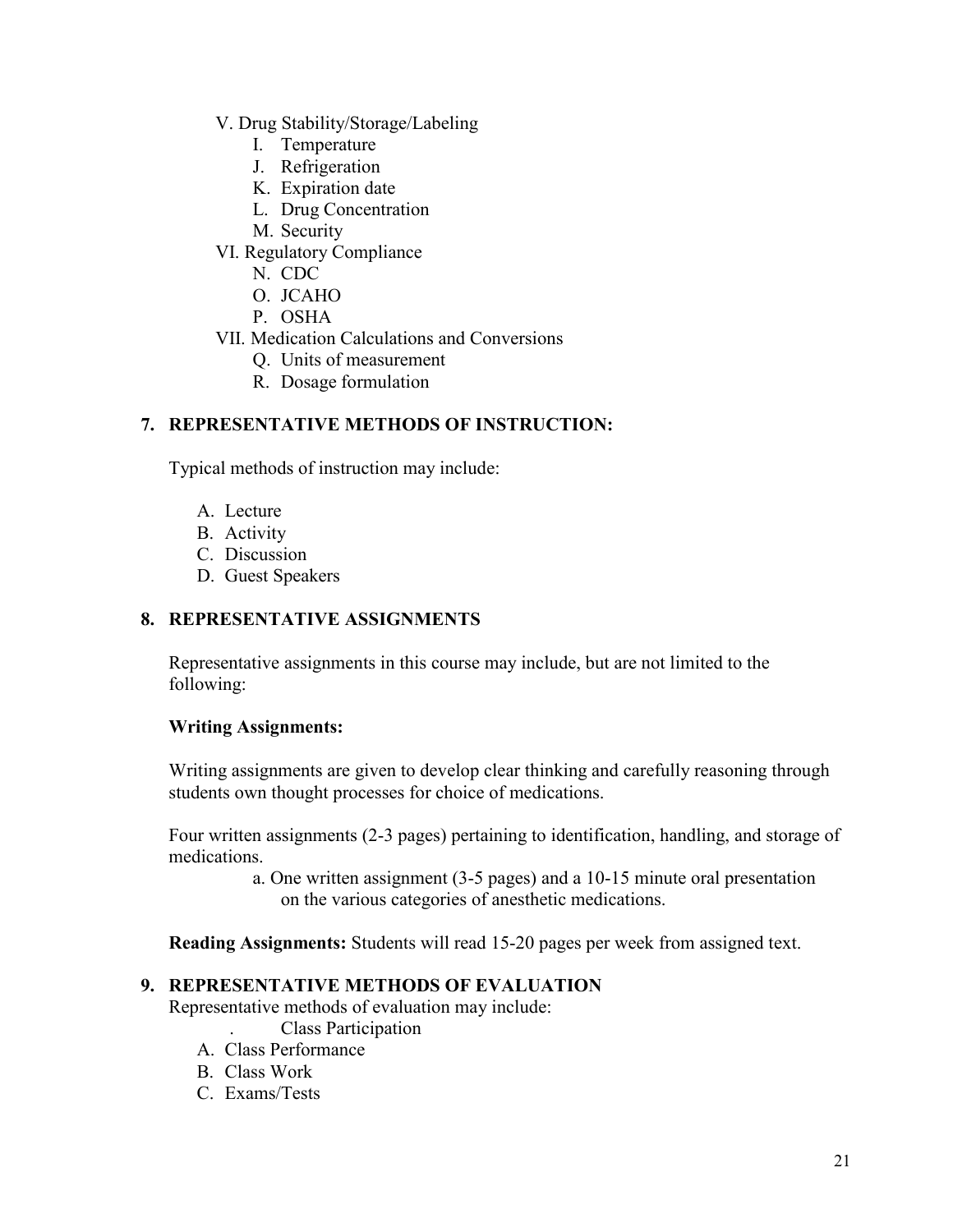- V. Drug Stability/Storage/Labeling
    - I. Temperature
    - J. Refrigeration
    - K. Expiration date
    - L. Drug Concentration
    - M. Security
- VI. Regulatory Compliance
    - N. CDC
    - O. JCAHO
    - P. OSHA
- VII. Medication Calculations and Conversions
    - Q. Units of measurement
    - R. Dosage formulation

## 7. REPRESENTATIVE METHODS OF INSTRUCTION:

Typical methods of instruction may include:

- A. Lecture
- B. Activity
- C. Discussion
- D. Guest Speakers

## 8. REPRESENTATIVE ASSIGNMENTS

Representative assignments in this course may include, but are not limited to the following:

**Writing Assignments:**

Writing assignments are given to develop clear thinking and carefully reasoning through students own thought processes for choice of medications.

Four written assignments (2-3 pages) pertaining to identification, handling, and storage of medications.

- a. One written assignment (3-5 pages) and a 10-15 minute oral presentation on the various categories of anesthetic medications.

**Reading Assignments:** Students will read 15-20 pages per week from assigned text.

## 9. REPRESENTATIVE METHODS OF EVALUATION

Representative methods of evaluation may include:

- . Class Participation
- A. Class Performance
- B. Class Work
- C. Exams/Tests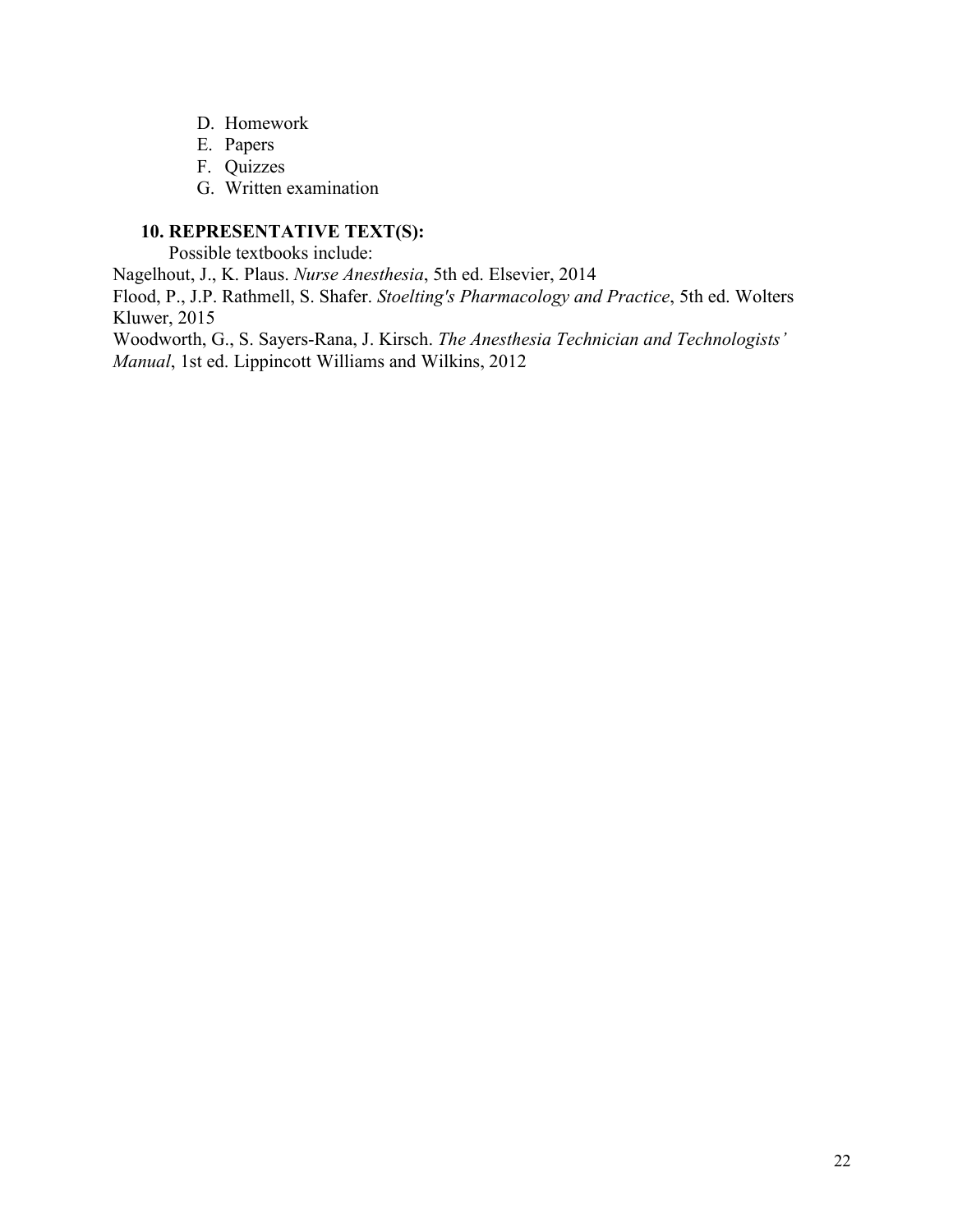D. Homework
E. Papers
F. Quizzes
G. Written examination

**10. REPRESENTATIVE TEXT(S):**

Possible textbooks include:

Nagelhout, J., K. Plaus. *Nurse Anesthesia*, 5th ed. Elsevier, 2014

Flood, P., J.P. Rathmell, S. Shafer. *Stoelting's Pharmacology and Practice*, 5th ed. Wolters Kluwer, 2015

Woodworth, G., S. Sayers-Rana, J. Kirsch. *The Anesthesia Technician and Technologists' Manual*, 1st ed. Lippincott Williams and Wilkins, 2012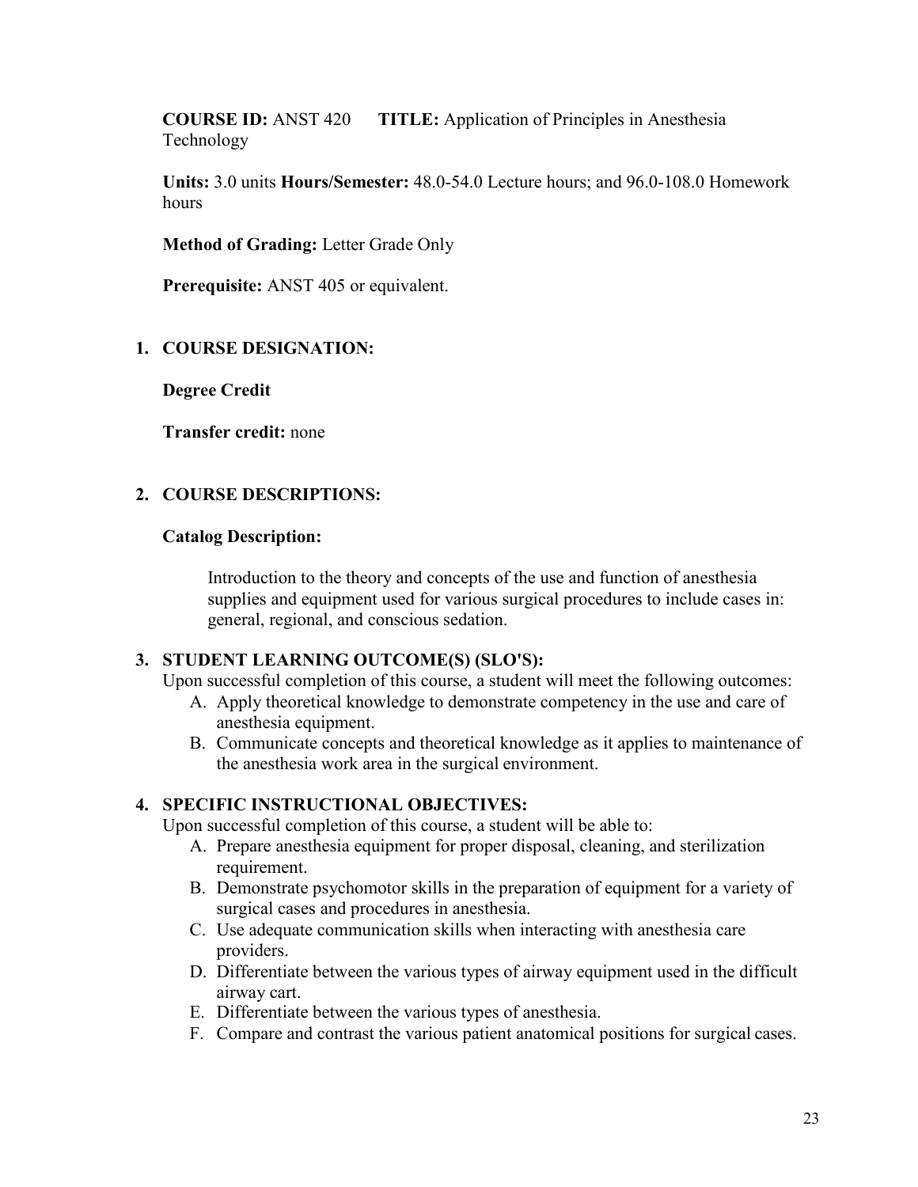**COURSE ID:** ANST 420 **TITLE:** Application of Principles in Anesthesia Technology

**Units:** 3.0 units **Hours/Semester:** 48.0-54.0 Lecture hours; and 96.0-108.0 Homework hours

**Method of Grading:** Letter Grade Only

**Prerequisite:** ANST 405 or equivalent.

## 1. COURSE DESIGNATION:

**Degree Credit**

**Transfer credit:** none

## 2. COURSE DESCRIPTIONS:

### Catalog Description:

Introduction to the theory and concepts of the use and function of anesthesia supplies and equipment used for various surgical procedures to include cases in: general, regional, and conscious sedation.

## 3. STUDENT LEARNING OUTCOME(S) (SLO'S):

Upon successful completion of this course, a student will meet the following outcomes:

A. Apply theoretical knowledge to demonstrate competency in the use and care of anesthesia equipment.
B. Communicate concepts and theoretical knowledge as it applies to maintenance of the anesthesia work area in the surgical environment.

## 4. SPECIFIC INSTRUCTIONAL OBJECTIVES:

Upon successful completion of this course, a student will be able to:

A. Prepare anesthesia equipment for proper disposal, cleaning, and sterilization requirement.
B. Demonstrate psychomotor skills in the preparation of equipment for a variety of surgical cases and procedures in anesthesia.
C. Use adequate communication skills when interacting with anesthesia care providers.
D. Differentiate between the various types of airway equipment used in the difficult airway cart.
E. Differentiate between the various types of anesthesia.
F. Compare and contrast the various patient anatomical positions for surgical cases.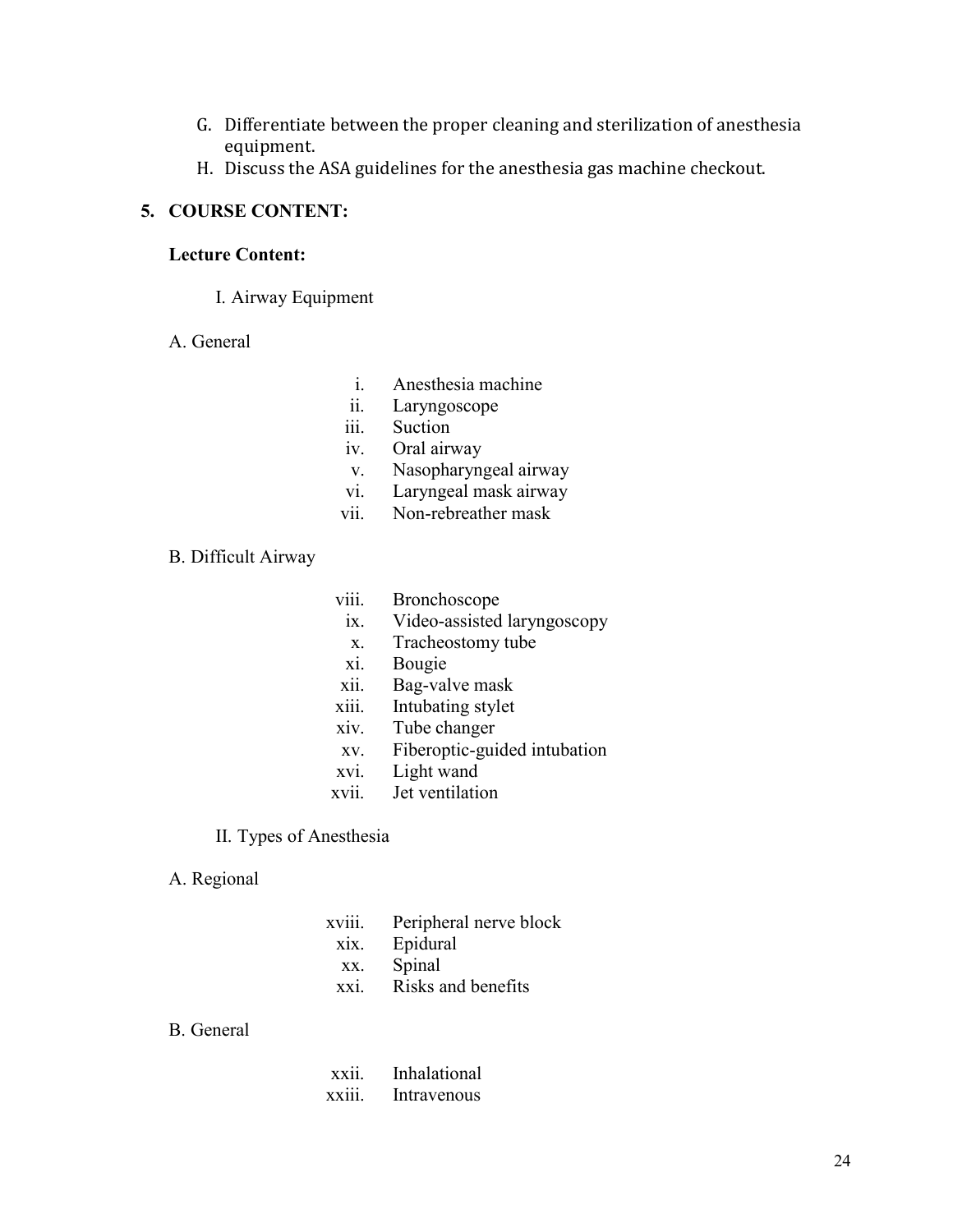G. Differentiate between the proper cleaning and sterilization of anesthesia equipment.

H. Discuss the ASA guidelines for the anesthesia gas machine checkout.

**5. COURSE CONTENT:**

**Lecture Content:**

I. Airway Equipment

A. General

- i. Anesthesia machine
- ii. Laryngoscope
- iii. Suction
- iv. Oral airway
- v. Nasopharyngeal airway
- vi. Laryngeal mask airway
- vii. Non-rebreather mask

B. Difficult Airway

- viii. Bronchoscope
- ix. Video-assisted laryngoscopy
- x. Tracheostomy tube
- xi. Bougie
- xii. Bag-valve mask
- xiii. Intubating stylet
- xiv. Tube changer
- xv. Fiberoptic-guided intubation
- xvi. Light wand
- xvii. Jet ventilation

II. Types of Anesthesia

A. Regional

- xviii. Peripheral nerve block
- xix. Epidural
- xx. Spinal
- xxi. Risks and benefits

B. General

- xxii. Inhalational
- xxiii. Intravenous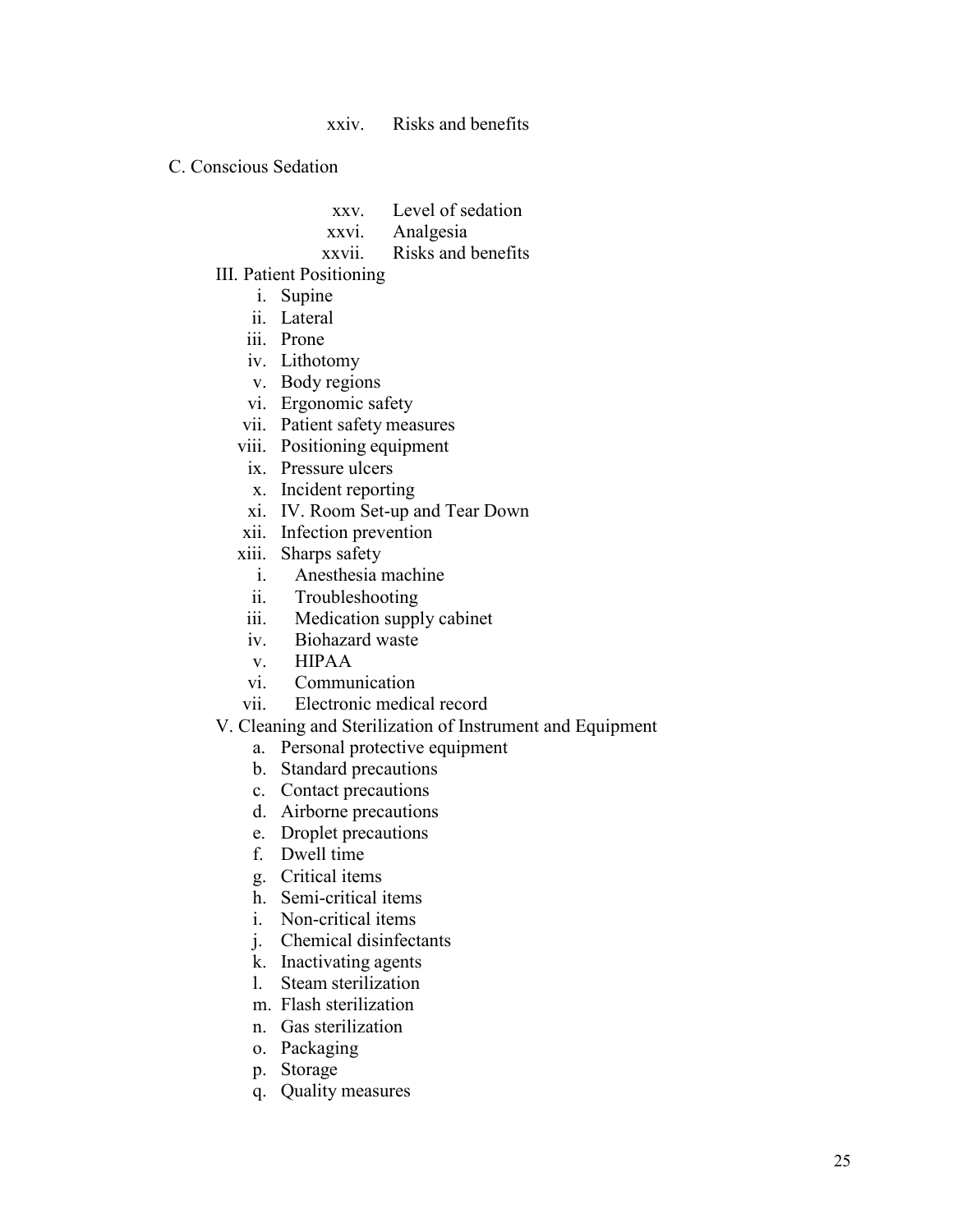xxiv. Risks and benefits

C. Conscious Sedation

xxv. Level of sedation
xxvi. Analgesia
xxvii. Risks and benefits

III. Patient Positioning

i. Supine
ii. Lateral
iii. Prone
iv. Lithotomy
v. Body regions
vi. Ergonomic safety
vii. Patient safety measures
viii. Positioning equipment
ix. Pressure ulcers
x. Incident reporting
xi. IV. Room Set-up and Tear Down
xii. Infection prevention
xiii. Sharps safety

i. Anesthesia machine
ii. Troubleshooting
iii. Medication supply cabinet
iv. Biohazard waste
v. HIPAA
vi. Communication
vii. Electronic medical record

V. Cleaning and Sterilization of Instrument and Equipment

a. Personal protective equipment
b. Standard precautions
c. Contact precautions
d. Airborne precautions
e. Droplet precautions
f. Dwell time
g. Critical items
h. Semi-critical items
i. Non-critical items
j. Chemical disinfectants
k. Inactivating agents
l. Steam sterilization
m. Flash sterilization
n. Gas sterilization
o. Packaging
p. Storage
q. Quality measures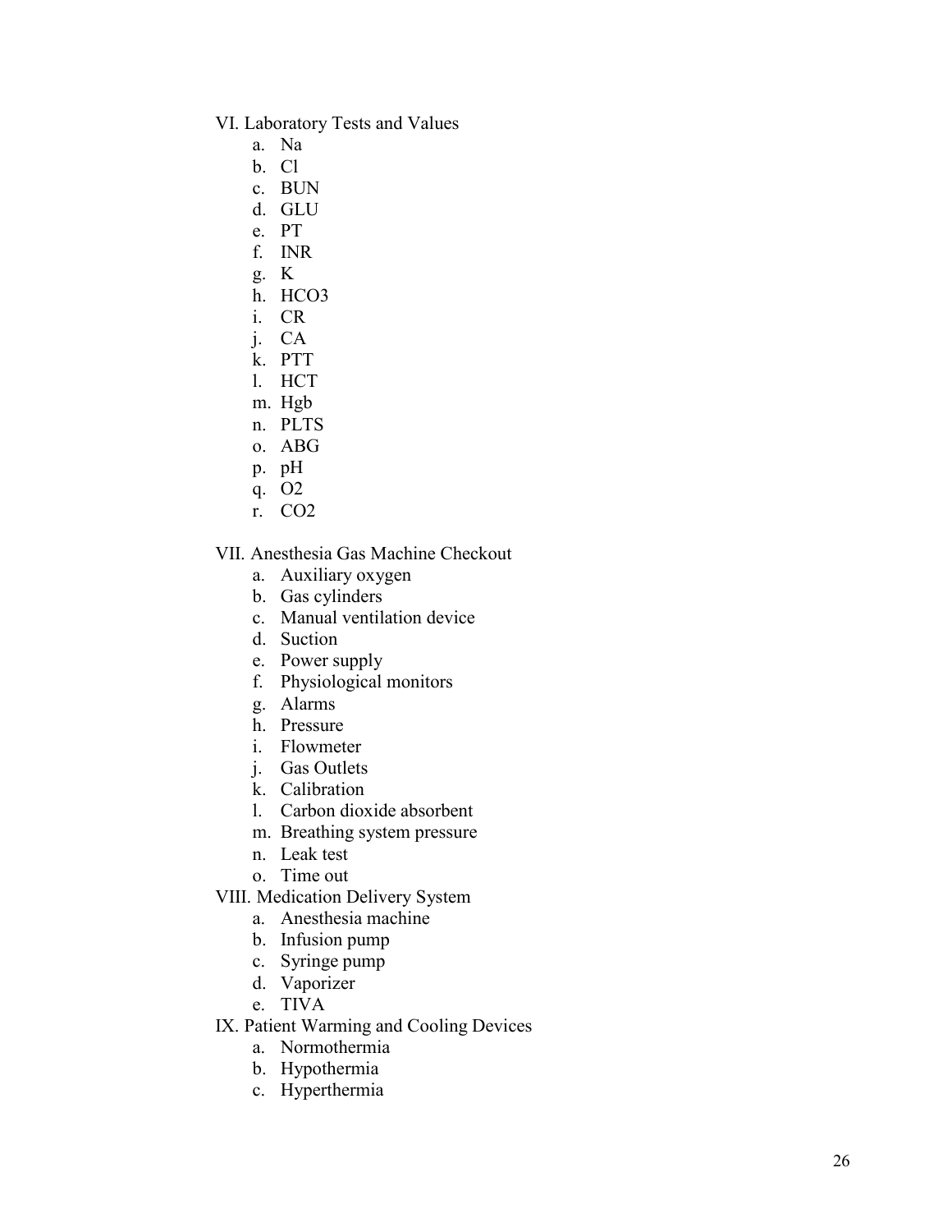VI. Laboratory Tests and Values

a. Na
b. Cl
c. BUN
d. GLU
e. PT
f. INR
g. K
h. $HCO_3$
i. CR
j. CA
k. PTT
l. HCT
m. Hgb
n. PLTS
o. ABG
p. pH
q. $O_2$
r. $CO_2$

VII. Anesthesia Gas Machine Checkout

a. Auxiliary oxygen
b. Gas cylinders
c. Manual ventilation device
d. Suction
e. Power supply
f. Physiological monitors
g. Alarms
h. Pressure
i. Flowmeter
j. Gas Outlets
k. Calibration
l. Carbon dioxide absorbent
m. Breathing system pressure
n. Leak test
o. Time out

VIII. Medication Delivery System

a. Anesthesia machine
b. Infusion pump
c. Syringe pump
d. Vaporizer
e. TIVA

IX. Patient Warming and Cooling Devices

a. Normothermia
b. Hypothermia
c. Hyperthermia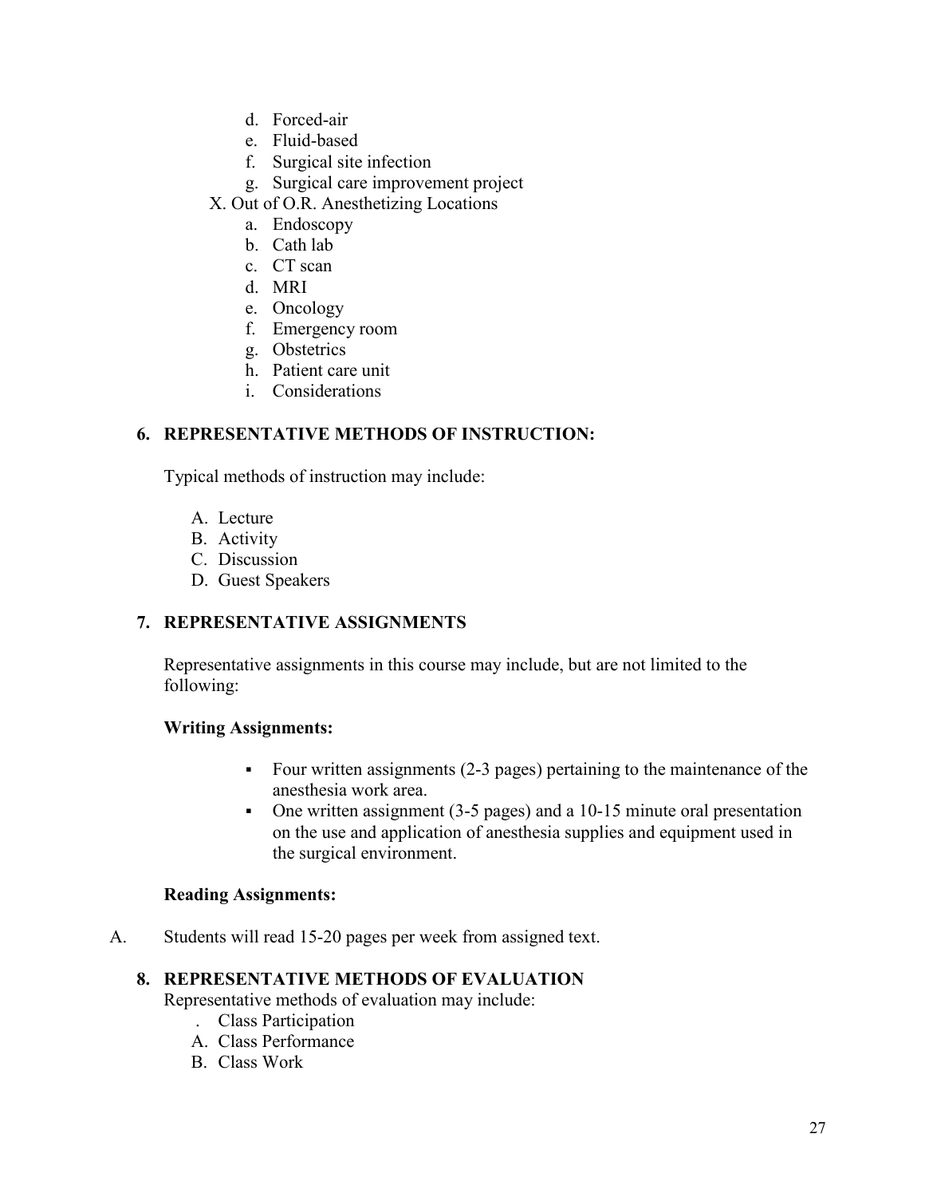d. Forced-air
   e. Fluid-based
   f. Surgical site infection
   g. Surgical care improvement project

X. Out of O.R. Anesthetizing Locations
   a. Endoscopy
   b. Cath lab
   c. CT scan
   d. MRI
   e. Oncology
   f. Emergency room
   g. Obstetrics
   h. Patient care unit
   i. Considerations

**6. REPRESENTATIVE METHODS OF INSTRUCTION:**

Typical methods of instruction may include:

A. Lecture
B. Activity
C. Discussion
D. Guest Speakers

**7. REPRESENTATIVE ASSIGNMENTS**

Representative assignments in this course may include, but are not limited to the following:

**Writing Assignments:**

- Four written assignments (2-3 pages) pertaining to the maintenance of the anesthesia work area.
- One written assignment (3-5 pages) and a 10-15 minute oral presentation on the use and application of anesthesia supplies and equipment used in the surgical environment.

**Reading Assignments:**

A. Students will read 15-20 pages per week from assigned text.

**8. REPRESENTATIVE METHODS OF EVALUATION**

Representative methods of evaluation may include:

. Class Participation
A. Class Performance
B. Class Work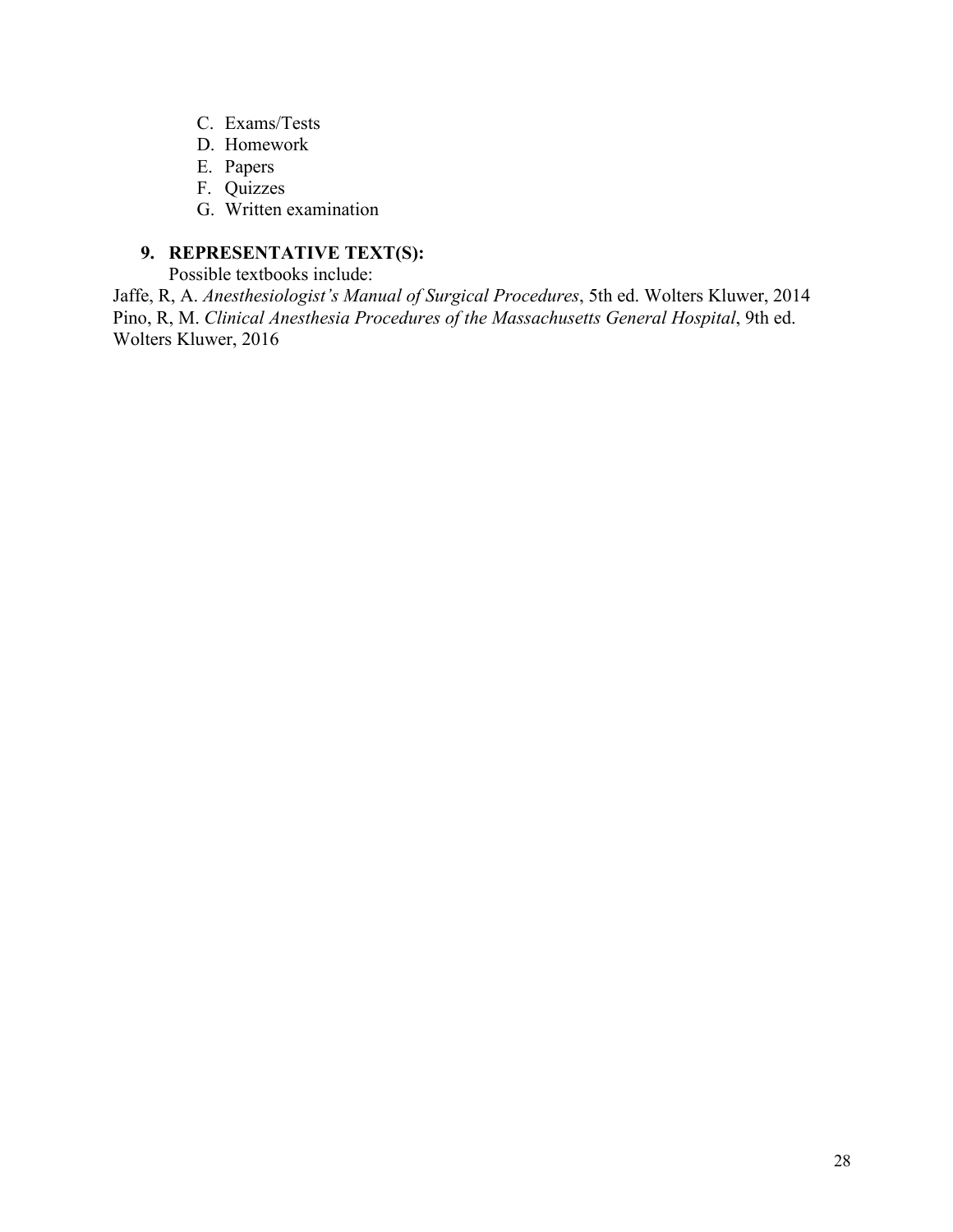C. Exams/Tests
D. Homework
E. Papers
F. Quizzes
G. Written examination

**9. REPRESENTATIVE TEXT(S):**

Possible textbooks include:

Jaffe, R, A. *Anesthesiologist's Manual of Surgical Procedures*, 5th ed. Wolters Kluwer, 2014
Pino, R, M. *Clinical Anesthesia Procedures of the Massachusetts General Hospital*, 9th ed. Wolters Kluwer, 2016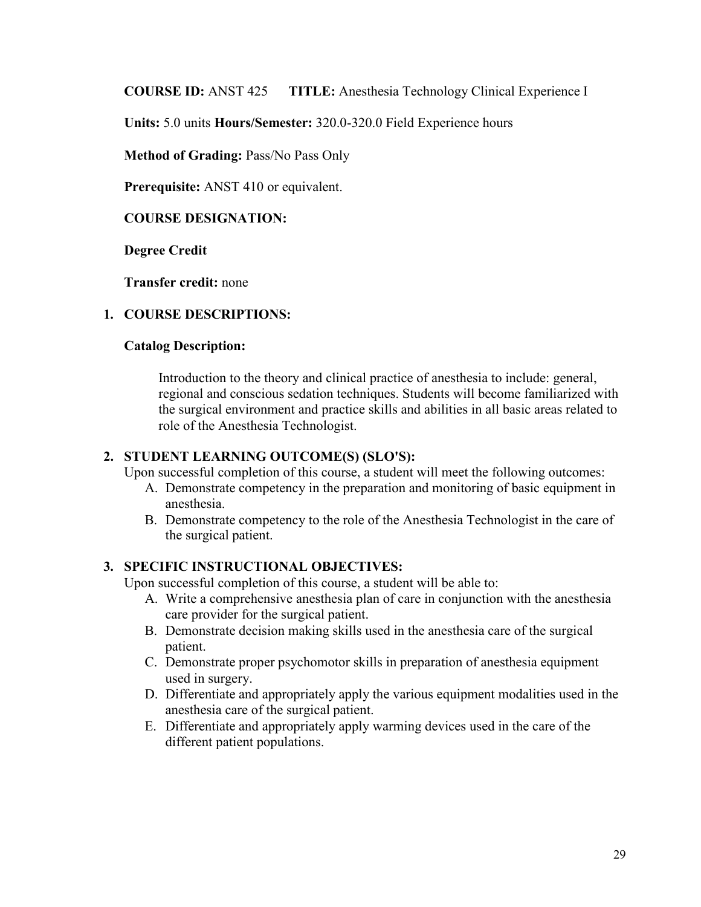**COURSE ID:** ANST 425 **TITLE:** Anesthesia Technology Clinical Experience I

**Units:** 5.0 units **Hours/Semester:** 320.0-320.0 Field Experience hours

**Method of Grading:** Pass/No Pass Only

**Prerequisite:** ANST 410 or equivalent.

**COURSE DESIGNATION:**

**Degree Credit**

**Transfer credit:** none

## 1. COURSE DESCRIPTIONS:

### Catalog Description:

Introduction to the theory and clinical practice of anesthesia to include: general, regional and conscious sedation techniques. Students will become familiarized with the surgical environment and practice skills and abilities in all basic areas related to role of the Anesthesia Technologist.

## 2. STUDENT LEARNING OUTCOME(S) (SLO'S):

Upon successful completion of this course, a student will meet the following outcomes:

A. Demonstrate competency in the preparation and monitoring of basic equipment in anesthesia.
B. Demonstrate competency to the role of the Anesthesia Technologist in the care of the surgical patient.

## 3. SPECIFIC INSTRUCTIONAL OBJECTIVES:

Upon successful completion of this course, a student will be able to:

A. Write a comprehensive anesthesia plan of care in conjunction with the anesthesia care provider for the surgical patient.
B. Demonstrate decision making skills used in the anesthesia care of the surgical patient.
C. Demonstrate proper psychomotor skills in preparation of anesthesia equipment used in surgery.
D. Differentiate and appropriately apply the various equipment modalities used in the anesthesia care of the surgical patient.
E. Differentiate and appropriately apply warming devices used in the care of the different patient populations.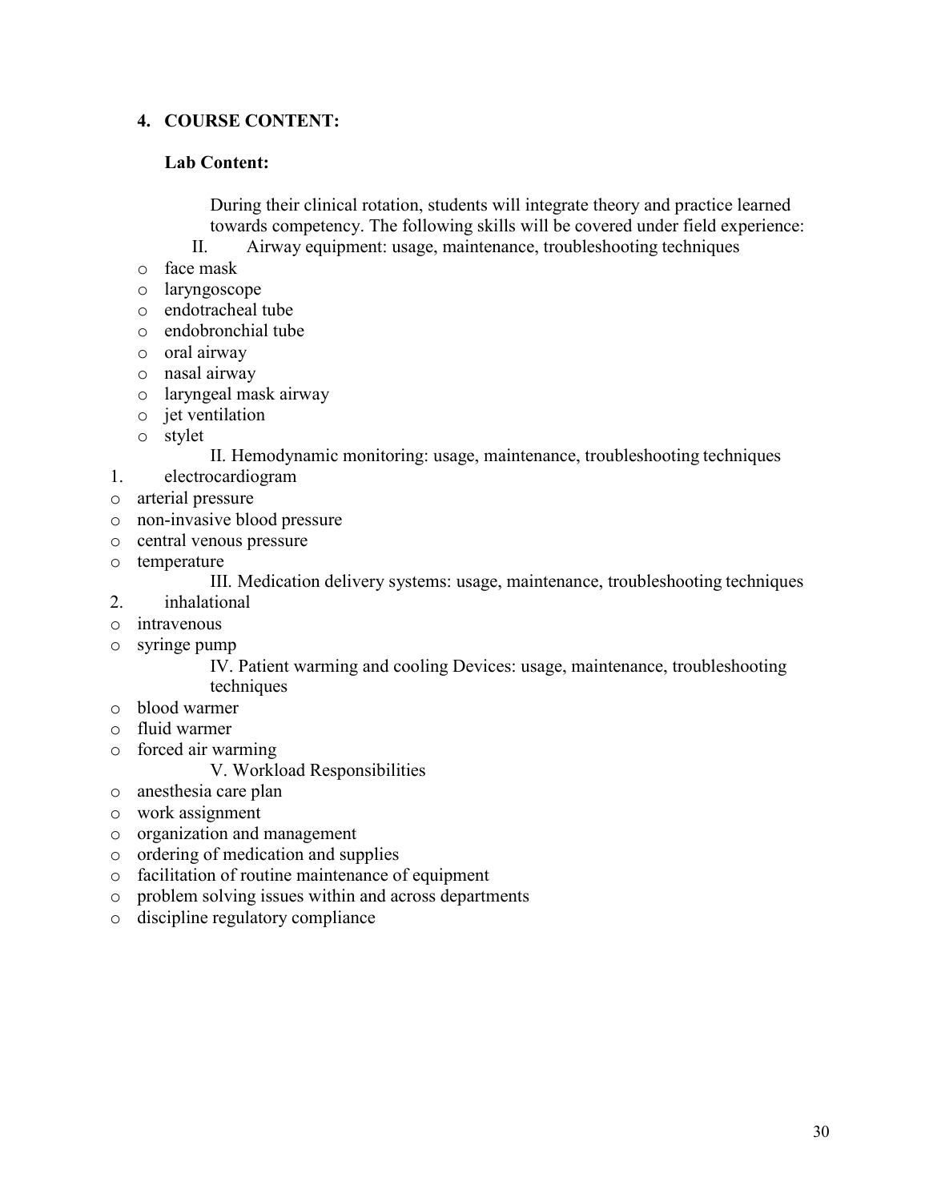## 4. COURSE CONTENT:

### Lab Content:

During their clinical rotation, students will integrate theory and practice learned towards competency. The following skills will be covered under field experience:

II. Airway equipment: usage, maintenance, troubleshooting techniques

- face mask
- laryngoscope
- endotracheal tube
- endobronchial tube
- oral airway
- nasal airway
- laryngeal mask airway
- jet ventilation
- stylet

II. Hemodynamic monitoring: usage, maintenance, troubleshooting techniques

1. electrocardiogram

- arterial pressure
- non-invasive blood pressure
- central venous pressure
- temperature

III. Medication delivery systems: usage, maintenance, troubleshooting techniques

2. inhalational

- intravenous
- syringe pump

IV. Patient warming and cooling Devices: usage, maintenance, troubleshooting techniques

- blood warmer
- fluid warmer
- forced air warming

V. Workload Responsibilities

- anesthesia care plan
- work assignment
- organization and management
- ordering of medication and supplies
- facilitation of routine maintenance of equipment
- problem solving issues within and across departments
- discipline regulatory compliance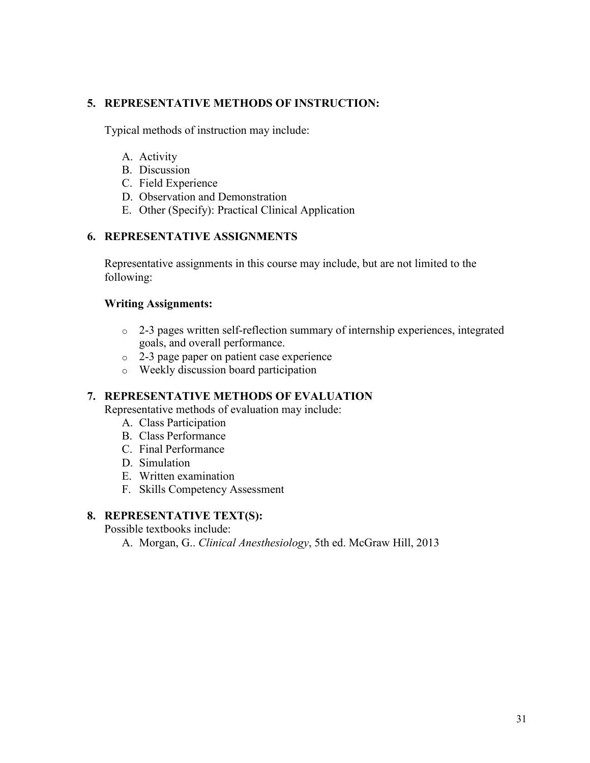## 5. REPRESENTATIVE METHODS OF INSTRUCTION:

Typical methods of instruction may include:

A. Activity
B. Discussion
C. Field Experience
D. Observation and Demonstration
E. Other (Specify): Practical Clinical Application

## 6. REPRESENTATIVE ASSIGNMENTS

Representative assignments in this course may include, but are not limited to the following:

**Writing Assignments:**

- 2-3 pages written self-reflection summary of internship experiences, integrated goals, and overall performance.
- 2-3 page paper on patient case experience
- Weekly discussion board participation

## 7. REPRESENTATIVE METHODS OF EVALUATION

Representative methods of evaluation may include:

A. Class Participation
B. Class Performance
C. Final Performance
D. Simulation
E. Written examination
F. Skills Competency Assessment

## 8. REPRESENTATIVE TEXT(S):

Possible textbooks include:

A. Morgan, G.. *Clinical Anesthesiology*, 5th ed. McGraw Hill, 2013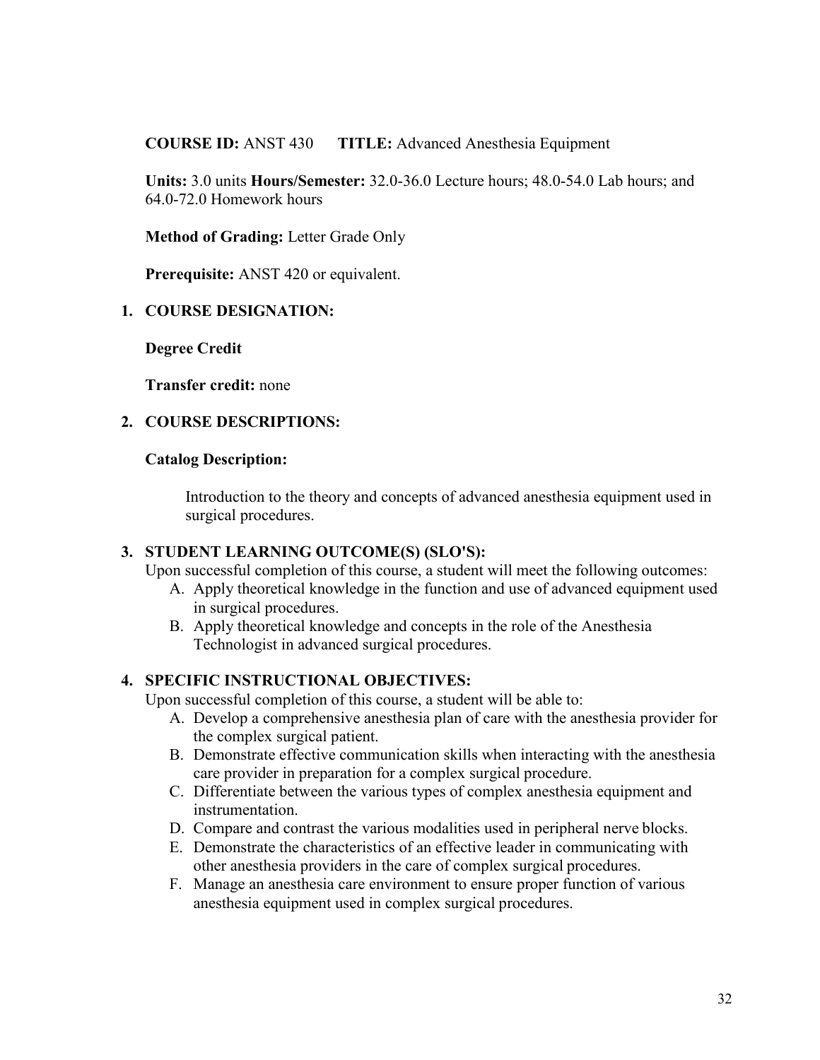**COURSE ID:** ANST 430 **TITLE:** Advanced Anesthesia Equipment

**Units:** 3.0 units **Hours/Semester:** 32.0-36.0 Lecture hours; 48.0-54.0 Lab hours; and 64.0-72.0 Homework hours

**Method of Grading:** Letter Grade Only

**Prerequisite:** ANST 420 or equivalent.

## 1. COURSE DESIGNATION:

**Degree Credit**

**Transfer credit:** none

## 2. COURSE DESCRIPTIONS:

**Catalog Description:**

Introduction to the theory and concepts of advanced anesthesia equipment used in surgical procedures.

## 3. STUDENT LEARNING OUTCOME(S) (SLO'S):

Upon successful completion of this course, a student will meet the following outcomes:

A. Apply theoretical knowledge in the function and use of advanced equipment used in surgical procedures.
B. Apply theoretical knowledge and concepts in the role of the Anesthesia Technologist in advanced surgical procedures.

## 4. SPECIFIC INSTRUCTIONAL OBJECTIVES:

Upon successful completion of this course, a student will be able to:

A. Develop a comprehensive anesthesia plan of care with the anesthesia provider for the complex surgical patient.
B. Demonstrate effective communication skills when interacting with the anesthesia care provider in preparation for a complex surgical procedure.
C. Differentiate between the various types of complex anesthesia equipment and instrumentation.
D. Compare and contrast the various modalities used in peripheral nerve blocks.
E. Demonstrate the characteristics of an effective leader in communicating with other anesthesia providers in the care of complex surgical procedures.
F. Manage an anesthesia care environment to ensure proper function of various anesthesia equipment used in complex surgical procedures.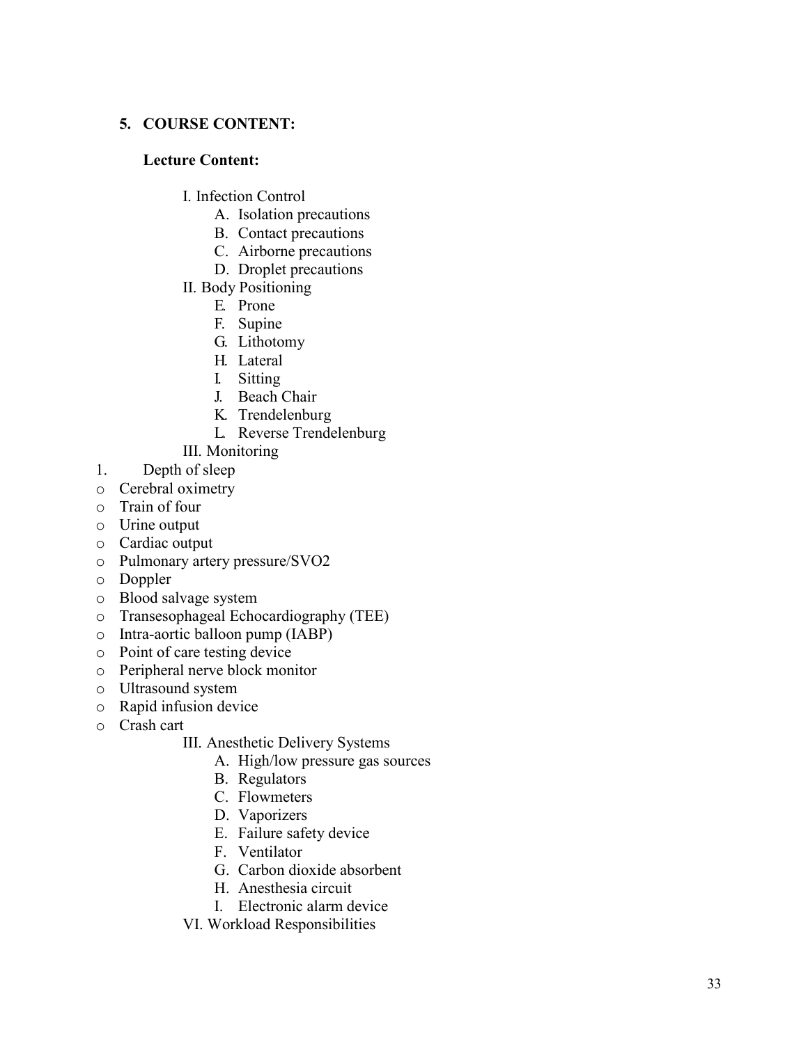**5. COURSE CONTENT:**

**Lecture Content:**

I. Infection Control

- A. Isolation precautions
- B. Contact precautions
- C. Airborne precautions
- D. Droplet precautions

II. Body Positioning

- E. Prone
- F. Supine
- G. Lithotomy
- H. Lateral
- I. Sitting
- J. Beach Chair
- K. Trendelenburg
- L. Reverse Trendelenburg

III. Monitoring

1. Depth of sleep

- o Cerebral oximetry
- o Train of four
- o Urine output
- o Cardiac output
- o Pulmonary artery pressure/SVO2
- o Doppler
- o Blood salvage system
- o Transesophageal Echocardiography (TEE)
- o Intra-aortic balloon pump (IABP)
- o Point of care testing device
- o Peripheral nerve block monitor
- o Ultrasound system
- o Rapid infusion device
- o Crash cart

III. Anesthetic Delivery Systems

- A. High/low pressure gas sources
- B. Regulators
- C. Flowmeters
- D. Vaporizers
- E. Failure safety device
- F. Ventilator
- G. Carbon dioxide absorbent
- H. Anesthesia circuit
- I. Electronic alarm device

VI. Workload Responsibilities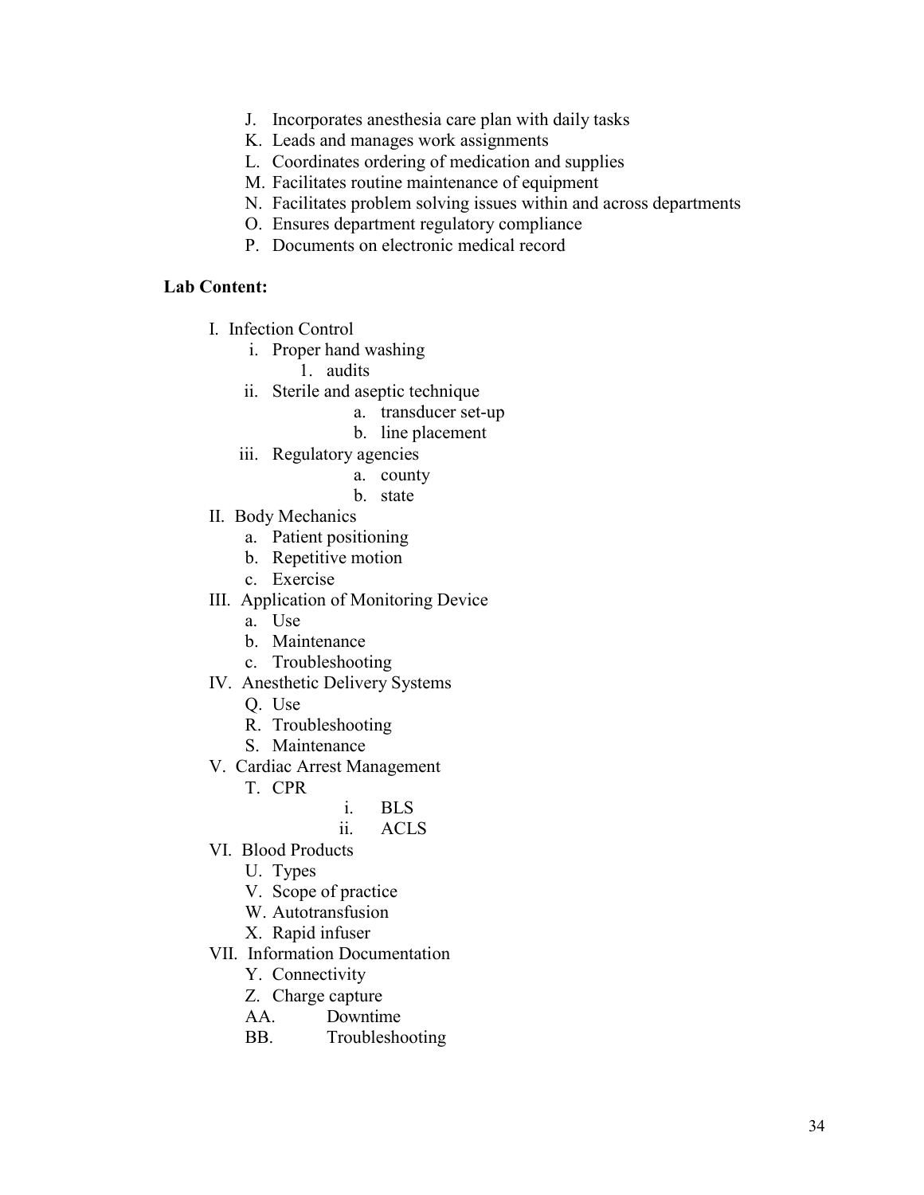J. Incorporates anesthesia care plan with daily tasks
K. Leads and manages work assignments
L. Coordinates ordering of medication and supplies
M. Facilitates routine maintenance of equipment
N. Facilitates problem solving issues within and across departments
O. Ensures department regulatory compliance
P. Documents on electronic medical record

**Lab Content:**

I. Infection Control
- i. Proper hand washing
  - 1. audits
- ii. Sterile and aseptic technique
  - a. transducer set-up
  - b. line placement
- iii. Regulatory agencies
  - a. county
  - b. state

II. Body Mechanics
- a. Patient positioning
- b. Repetitive motion
- c. Exercise

III. Application of Monitoring Device
- a. Use
- b. Maintenance
- c. Troubleshooting

IV. Anesthetic Delivery Systems
- Q. Use
- R. Troubleshooting
- S. Maintenance

V. Cardiac Arrest Management
- T. CPR
  - i. BLS
  - ii. ACLS

VI. Blood Products
- U. Types
- V. Scope of practice
- W. Autotransfusion
- X. Rapid infuser

VII. Information Documentation
- Y. Connectivity
- Z. Charge capture
- AA. Downtime
- BB. Troubleshooting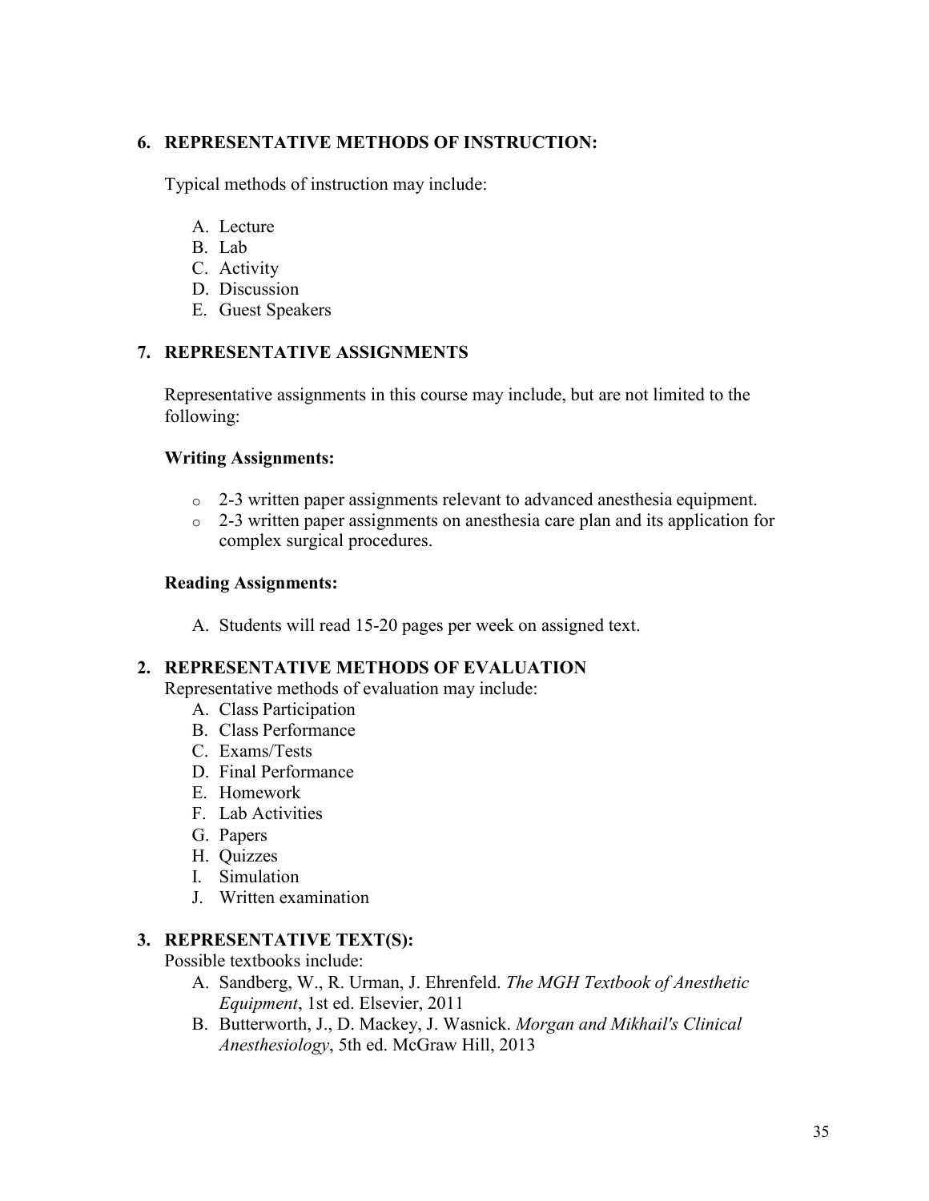## 6. REPRESENTATIVE METHODS OF INSTRUCTION:

Typical methods of instruction may include:

A. Lecture
B. Lab
C. Activity
D. Discussion
E. Guest Speakers

## 7. REPRESENTATIVE ASSIGNMENTS

Representative assignments in this course may include, but are not limited to the following:

**Writing Assignments:**

- 2-3 written paper assignments relevant to advanced anesthesia equipment.
- 2-3 written paper assignments on anesthesia care plan and its application for complex surgical procedures.

**Reading Assignments:**

A. Students will read 15-20 pages per week on assigned text.

## 2. REPRESENTATIVE METHODS OF EVALUATION

Representative methods of evaluation may include:

A. Class Participation
B. Class Performance
C. Exams/Tests
D. Final Performance
E. Homework
F. Lab Activities
G. Papers
H. Quizzes
I. Simulation
J. Written examination

## 3. REPRESENTATIVE TEXT(S):

Possible textbooks include:

A. Sandberg, W., R. Urman, J. Ehrenfeld. *The MGH Textbook of Anesthetic Equipment*, 1st ed. Elsevier, 2011
B. Butterworth, J., D. Mackey, J. Wasnick. *Morgan and Mikhail's Clinical Anesthesiology*, 5th ed. McGraw Hill, 2013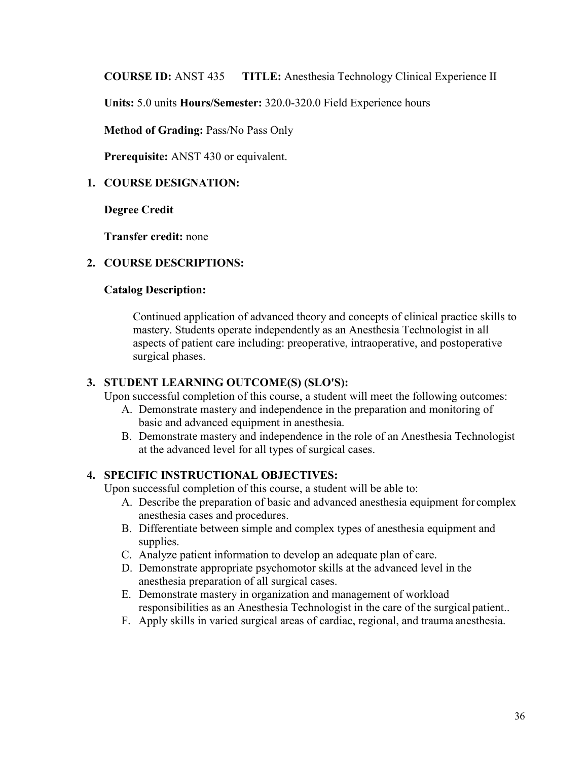**COURSE ID:** ANST 435 **TITLE:** Anesthesia Technology Clinical Experience II

**Units:** 5.0 units **Hours/Semester:** 320.0-320.0 Field Experience hours

**Method of Grading:** Pass/No Pass Only

**Prerequisite:** ANST 430 or equivalent.

1. **COURSE DESIGNATION:**

   **Degree Credit**

   **Transfer credit:** none

2. **COURSE DESCRIPTIONS:**

   **Catalog Description:**

   Continued application of advanced theory and concepts of clinical practice skills to mastery. Students operate independently as an Anesthesia Technologist in all aspects of patient care including: preoperative, intraoperative, and postoperative surgical phases.

3. **STUDENT LEARNING OUTCOME(S) (SLO'S):**

   Upon successful completion of this course, a student will meet the following outcomes:

   A. Demonstrate mastery and independence in the preparation and monitoring of basic and advanced equipment in anesthesia.
   B. Demonstrate mastery and independence in the role of an Anesthesia Technologist at the advanced level for all types of surgical cases.

4. **SPECIFIC INSTRUCTIONAL OBJECTIVES:**

   Upon successful completion of this course, a student will be able to:

   A. Describe the preparation of basic and advanced anesthesia equipment for complex anesthesia cases and procedures.
   B. Differentiate between simple and complex types of anesthesia equipment and supplies.
   C. Analyze patient information to develop an adequate plan of care.
   D. Demonstrate appropriate psychomotor skills at the advanced level in the anesthesia preparation of all surgical cases.
   E. Demonstrate mastery in organization and management of workload responsibilities as an Anesthesia Technologist in the care of the surgical patient..
   F. Apply skills in varied surgical areas of cardiac, regional, and trauma anesthesia.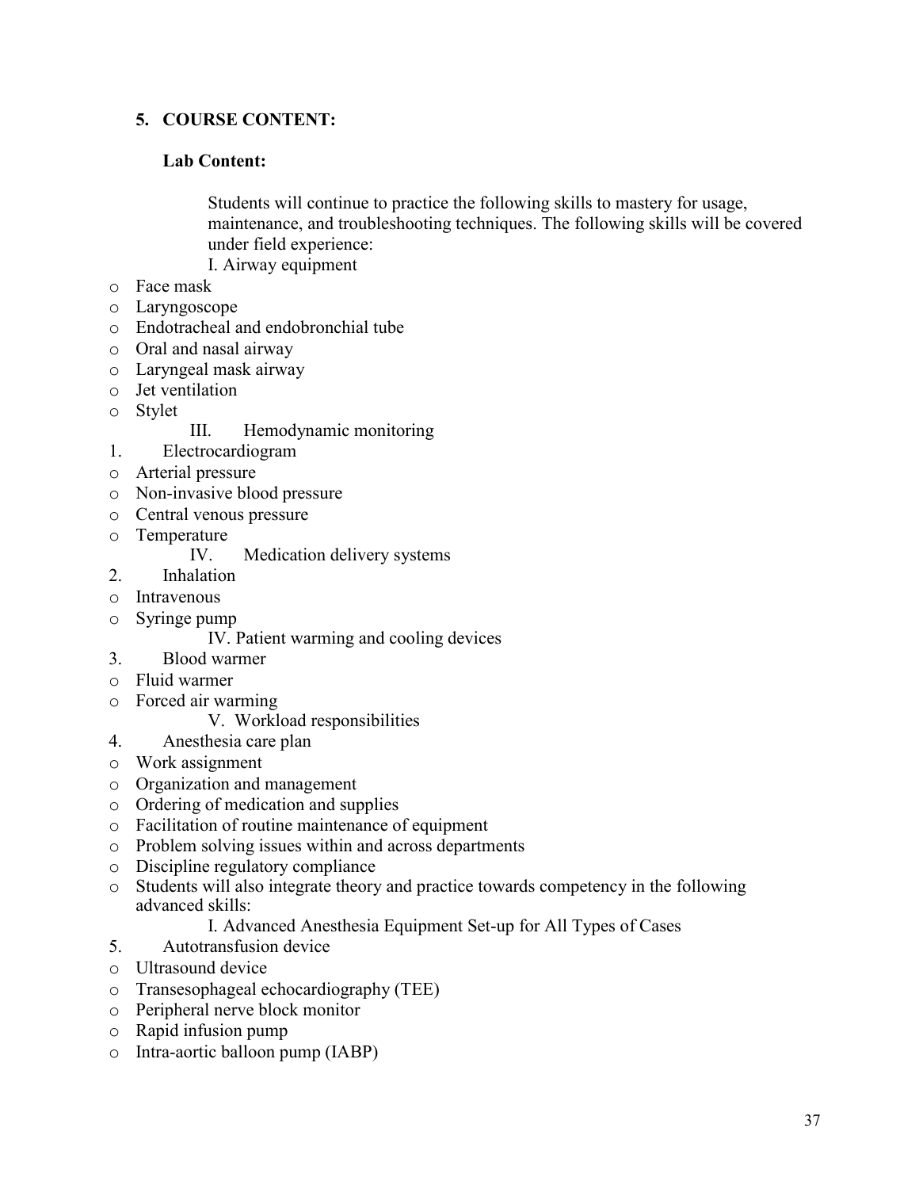## 5. COURSE CONTENT:

### Lab Content:

Students will continue to practice the following skills to mastery for usage, maintenance, and troubleshooting techniques. The following skills will be covered under field experience:

I. Airway equipment

- Face mask
- Laryngoscope
- Endotracheal and endobronchial tube
- Oral and nasal airway
- Laryngeal mask airway
- Jet ventilation
- Stylet

III. Hemodynamic monitoring

1. Electrocardiogram

- Arterial pressure
- Non-invasive blood pressure
- Central venous pressure
- Temperature

IV. Medication delivery systems

2. Inhalation

- Intravenous
- Syringe pump

IV. Patient warming and cooling devices

3. Blood warmer

- Fluid warmer
- Forced air warming

V. Workload responsibilities

4. Anesthesia care plan

- Work assignment
- Organization and management
- Ordering of medication and supplies
- Facilitation of routine maintenance of equipment
- Problem solving issues within and across departments
- Discipline regulatory compliance
- Students will also integrate theory and practice towards competency in the following advanced skills:

I. Advanced Anesthesia Equipment Set-up for All Types of Cases

5. Autotransfusion device

- Ultrasound device
- Transesophageal echocardiography (TEE)
- Peripheral nerve block monitor
- Rapid infusion pump
- Intra-aortic balloon pump (IABP)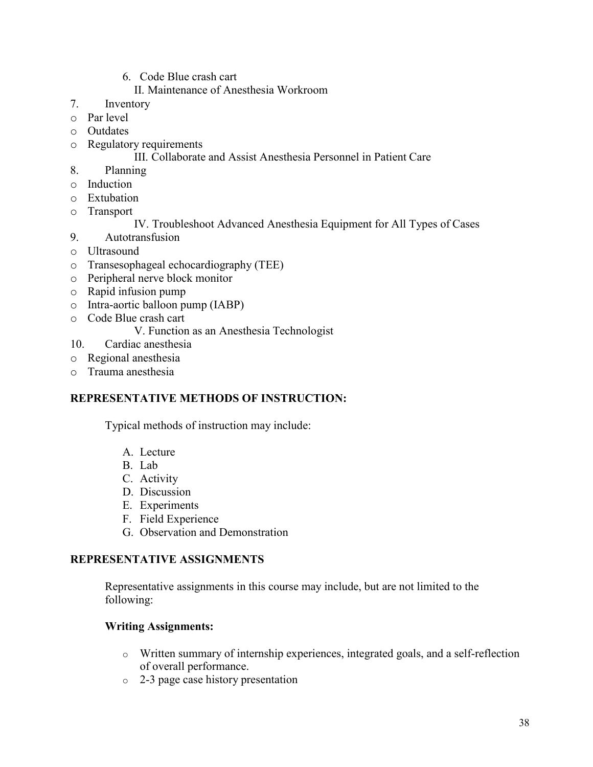6. Code Blue crash cart

II. Maintenance of Anesthesia Workroom

7. Inventory
   - Par level
   - Outdates
   - Regulatory requirements

III. Collaborate and Assist Anesthesia Personnel in Patient Care

8. Planning
   - Induction
   - Extubation
   - Transport

IV. Troubleshoot Advanced Anesthesia Equipment for All Types of Cases

9. Autotransfusion
   - Ultrasound
   - Transesophageal echocardiography (TEE)
   - Peripheral nerve block monitor
   - Rapid infusion pump
   - Intra-aortic balloon pump (IABP)
   - Code Blue crash cart

V. Function as an Anesthesia Technologist

10. Cardiac anesthesia
    - Regional anesthesia
    - Trauma anesthesia

## REPRESENTATIVE METHODS OF INSTRUCTION:

Typical methods of instruction may include:

A. Lecture
B. Lab
C. Activity
D. Discussion
E. Experiments
F. Field Experience
G. Observation and Demonstration

## REPRESENTATIVE ASSIGNMENTS

Representative assignments in this course may include, but are not limited to the following:

**Writing Assignments:**

- Written summary of internship experiences, integrated goals, and a self-reflection of overall performance.
- 2-3 page case history presentation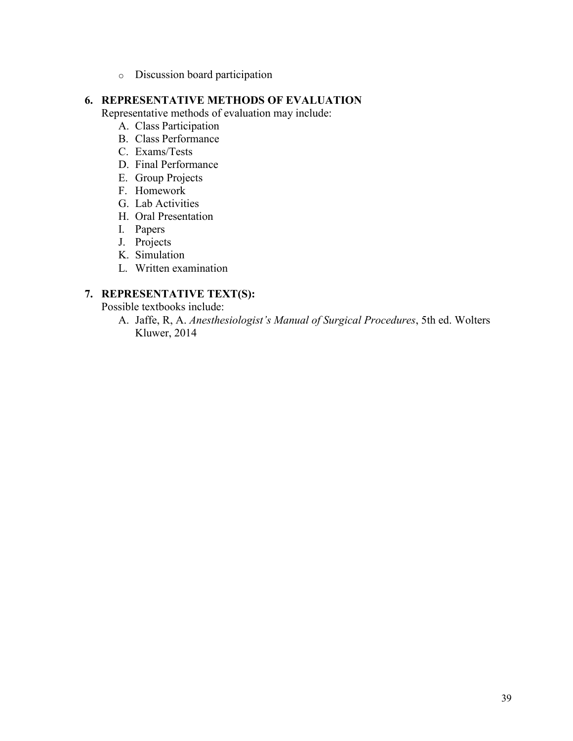- Discussion board participation

**6. REPRESENTATIVE METHODS OF EVALUATION**

Representative methods of evaluation may include:

A. Class Participation
B. Class Performance
C. Exams/Tests
D. Final Performance
E. Group Projects
F. Homework
G. Lab Activities
H. Oral Presentation
I. Papers
J. Projects
K. Simulation
L. Written examination

**7. REPRESENTATIVE TEXT(S):**

Possible textbooks include:

A. Jaffe, R, A. *Anesthesiologist's Manual of Surgical Procedures*, 5th ed. Wolters Kluwer, 2014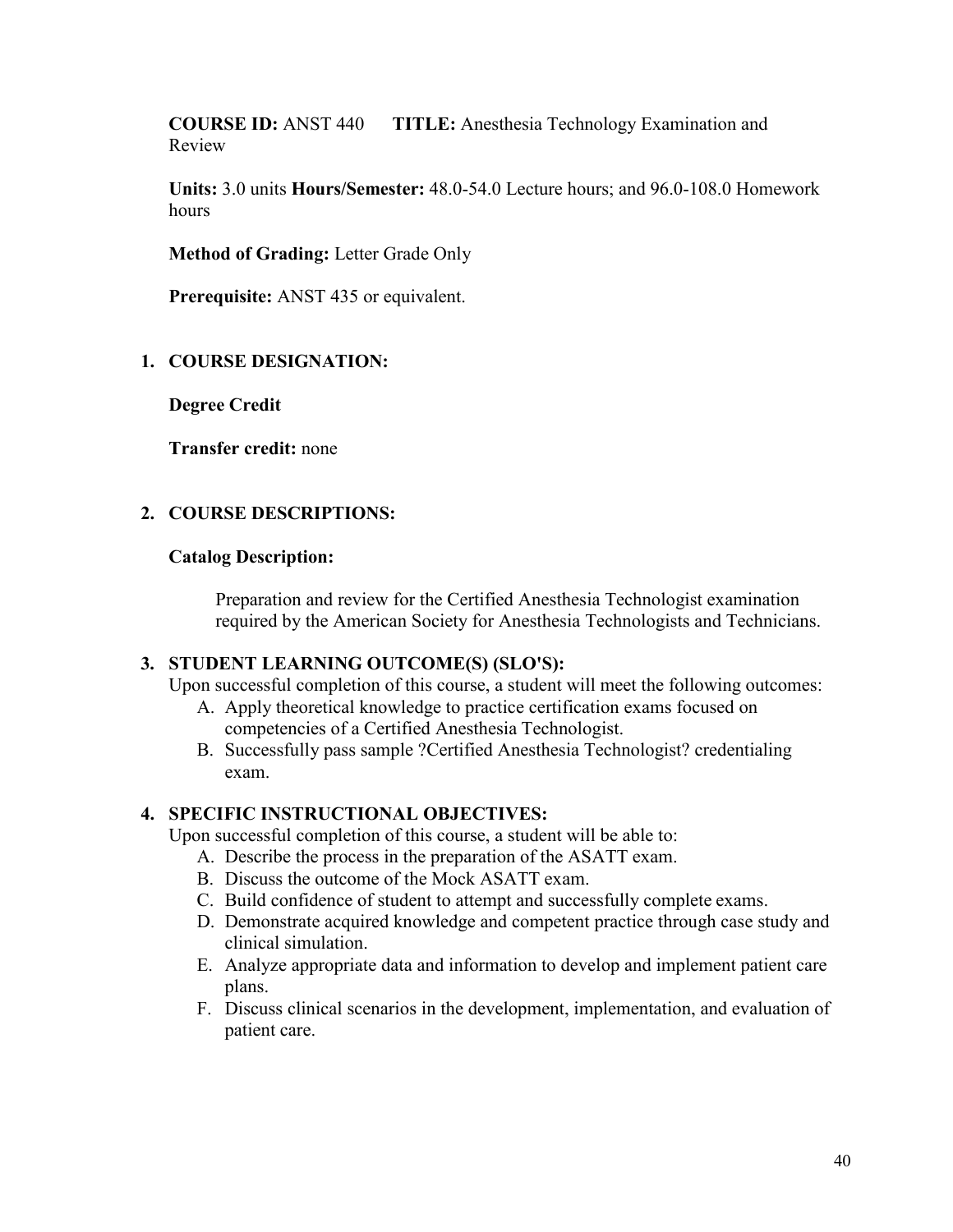**COURSE ID:** ANST 440 **TITLE:** Anesthesia Technology Examination and Review

**Units:** 3.0 units **Hours/Semester:** 48.0-54.0 Lecture hours; and 96.0-108.0 Homework hours

**Method of Grading:** Letter Grade Only

**Prerequisite:** ANST 435 or equivalent.

## 1. COURSE DESIGNATION:

**Degree Credit**

**Transfer credit:** none

## 2. COURSE DESCRIPTIONS:

**Catalog Description:**

Preparation and review for the Certified Anesthesia Technologist examination required by the American Society for Anesthesia Technologists and Technicians.

## 3. STUDENT LEARNING OUTCOME(S) (SLO'S):

Upon successful completion of this course, a student will meet the following outcomes:

A. Apply theoretical knowledge to practice certification exams focused on competencies of a Certified Anesthesia Technologist.
B. Successfully pass sample ?Certified Anesthesia Technologist? credentialing exam.

## 4. SPECIFIC INSTRUCTIONAL OBJECTIVES:

Upon successful completion of this course, a student will be able to:

A. Describe the process in the preparation of the ASATT exam.
B. Discuss the outcome of the Mock ASATT exam.
C. Build confidence of student to attempt and successfully complete exams.
D. Demonstrate acquired knowledge and competent practice through case study and clinical simulation.
E. Analyze appropriate data and information to develop and implement patient care plans.
F. Discuss clinical scenarios in the development, implementation, and evaluation of patient care.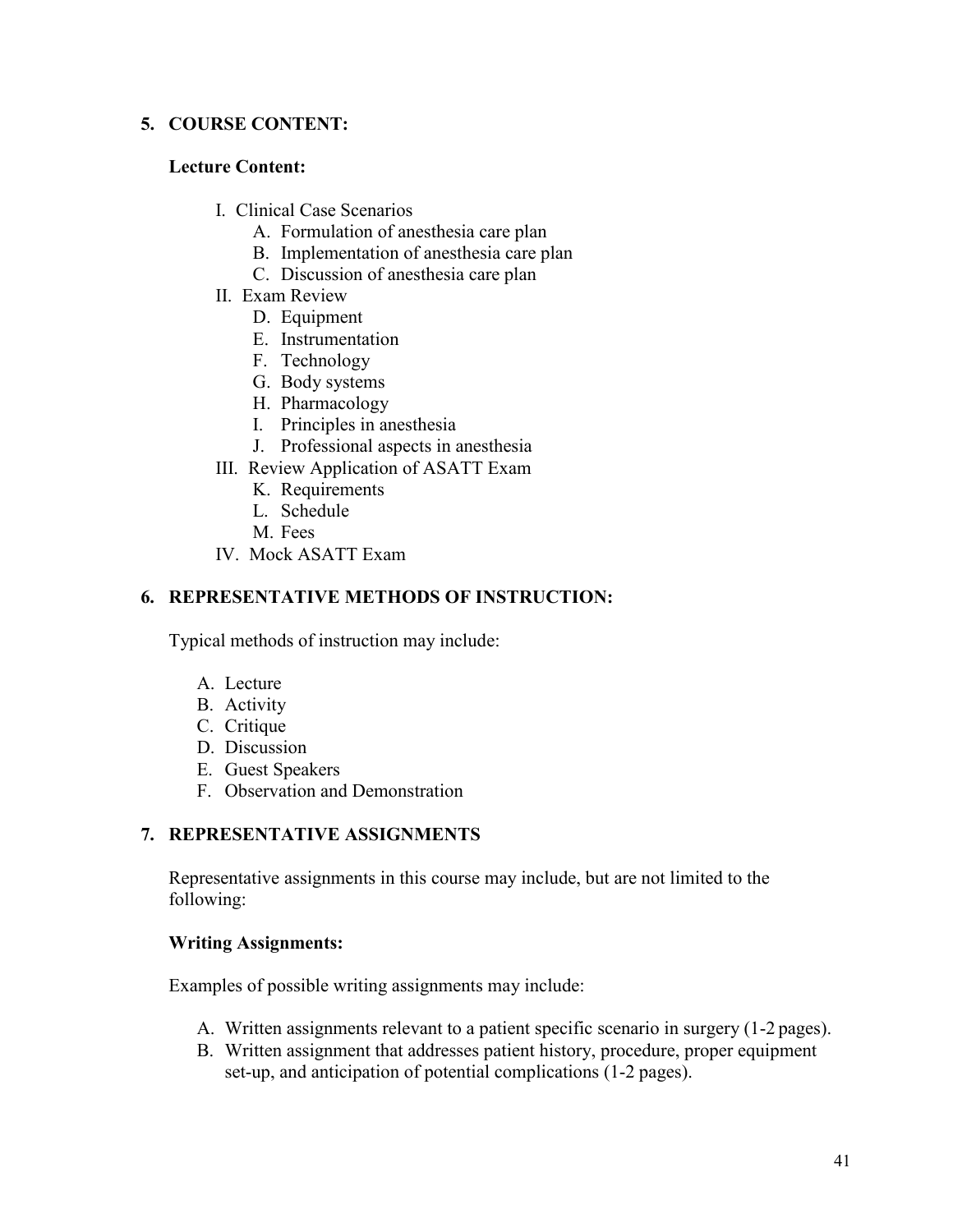## 5. COURSE CONTENT:

### Lecture Content:

I. Clinical Case Scenarios
   A. Formulation of anesthesia care plan
   B. Implementation of anesthesia care plan
   C. Discussion of anesthesia care plan

II. Exam Review
   D. Equipment
   E. Instrumentation
   F. Technology
   G. Body systems
   H. Pharmacology
   I. Principles in anesthesia
   J. Professional aspects in anesthesia

III. Review Application of ASATT Exam
   K. Requirements
   L. Schedule
   M. Fees

IV. Mock ASATT Exam

## 6. REPRESENTATIVE METHODS OF INSTRUCTION:

Typical methods of instruction may include:

A. Lecture
B. Activity
C. Critique
D. Discussion
E. Guest Speakers
F. Observation and Demonstration

## 7. REPRESENTATIVE ASSIGNMENTS

Representative assignments in this course may include, but are not limited to the following:

### Writing Assignments:

Examples of possible writing assignments may include:

A. Written assignments relevant to a patient specific scenario in surgery (1-2 pages).
B. Written assignment that addresses patient history, procedure, proper equipment set-up, and anticipation of potential complications (1-2 pages).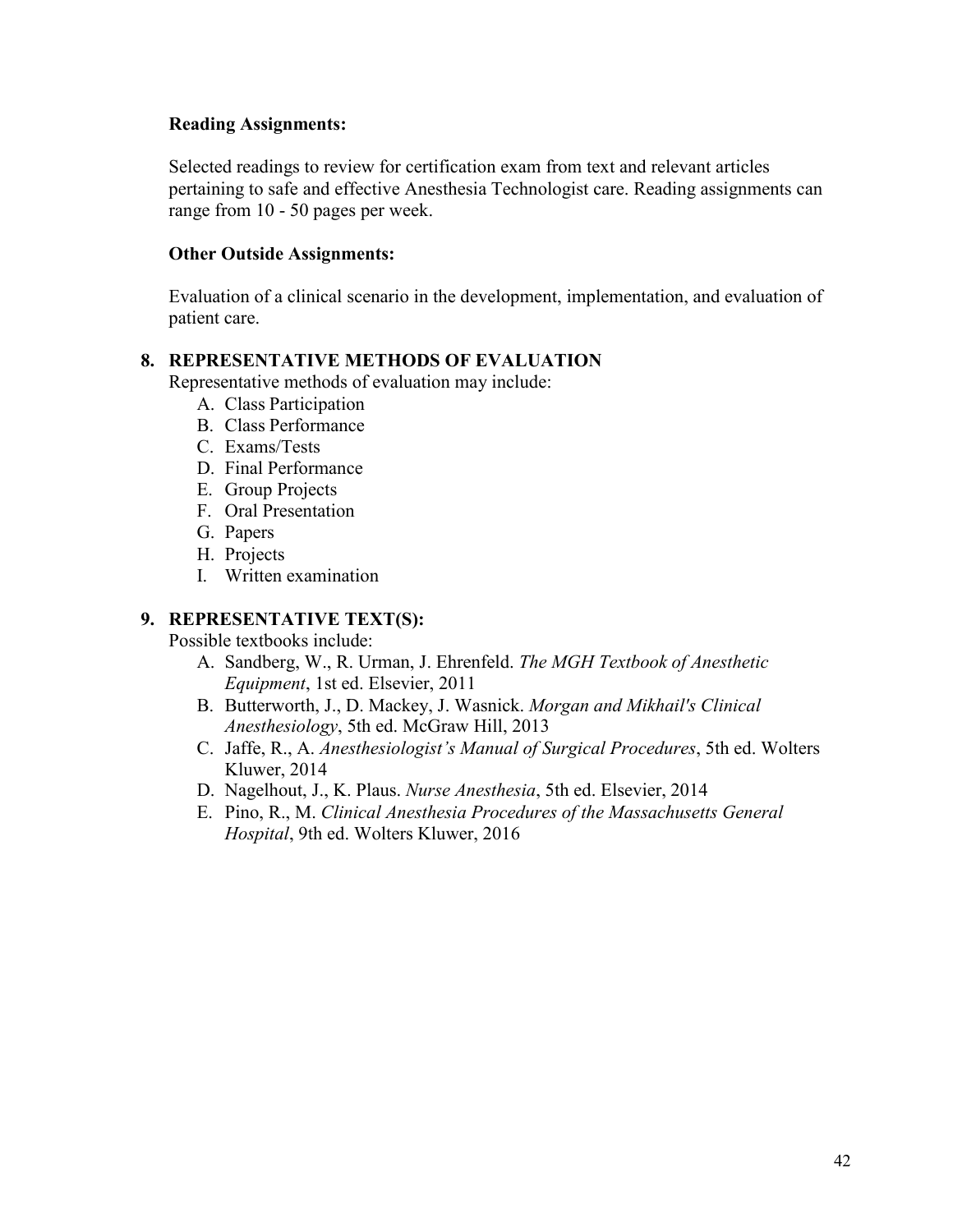**Reading Assignments:**

Selected readings to review for certification exam from text and relevant articles pertaining to safe and effective Anesthesia Technologist care. Reading assignments can range from 10 - 50 pages per week.

**Other Outside Assignments:**

Evaluation of a clinical scenario in the development, implementation, and evaluation of patient care.

## 8. REPRESENTATIVE METHODS OF EVALUATION

Representative methods of evaluation may include:

A. Class Participation
B. Class Performance
C. Exams/Tests
D. Final Performance
E. Group Projects
F. Oral Presentation
G. Papers
H. Projects
I. Written examination

## 9. REPRESENTATIVE TEXT(S):

Possible textbooks include:

A. Sandberg, W., R. Urman, J. Ehrenfeld. *The MGH Textbook of Anesthetic Equipment*, 1st ed. Elsevier, 2011
B. Butterworth, J., D. Mackey, J. Wasnick. *Morgan and Mikhail's Clinical Anesthesiology*, 5th ed. McGraw Hill, 2013
C. Jaffe, R., A. *Anesthesiologist's Manual of Surgical Procedures*, 5th ed. Wolters Kluwer, 2014
D. Nagelhout, J., K. Plaus. *Nurse Anesthesia*, 5th ed. Elsevier, 2014
E. Pino, R., M. *Clinical Anesthesia Procedures of the Massachusetts General Hospital*, 9th ed. Wolters Kluwer, 2016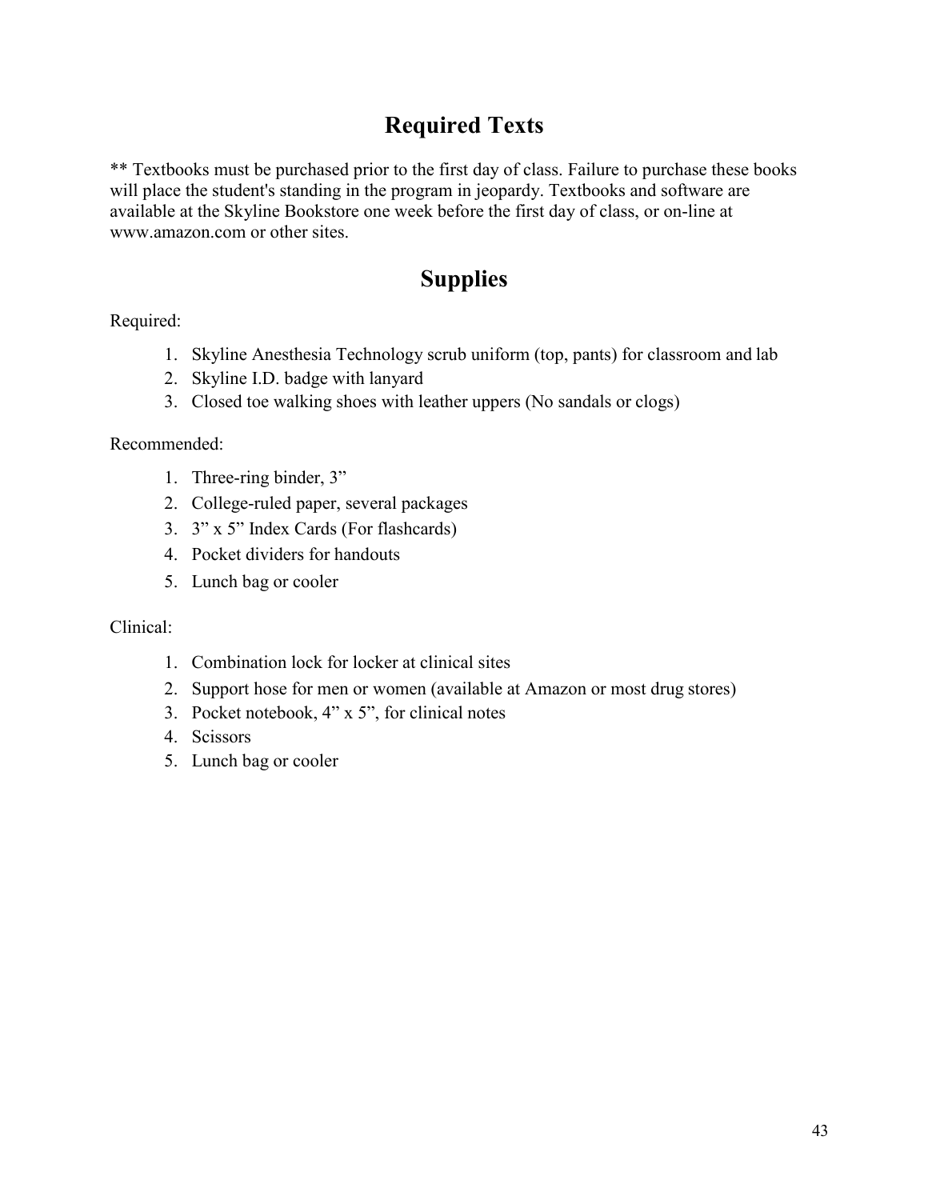## Required Texts

** Textbooks must be purchased prior to the first day of class. Failure to purchase these books will place the student's standing in the program in jeopardy. Textbooks and software are available at the Skyline Bookstore one week before the first day of class, or on-line at www.amazon.com or other sites.

## Supplies

Required:

1. Skyline Anesthesia Technology scrub uniform (top, pants) for classroom and lab
2. Skyline I.D. badge with lanyard
3. Closed toe walking shoes with leather uppers (No sandals or clogs)

Recommended:

1. Three-ring binder, 3"
2. College-ruled paper, several packages
3. 3" x 5" Index Cards (For flashcards)
4. Pocket dividers for handouts
5. Lunch bag or cooler

Clinical:

1. Combination lock for locker at clinical sites
2. Support hose for men or women (available at Amazon or most drug stores)
3. Pocket notebook, 4" x 5", for clinical notes
4. Scissors
5. Lunch bag or cooler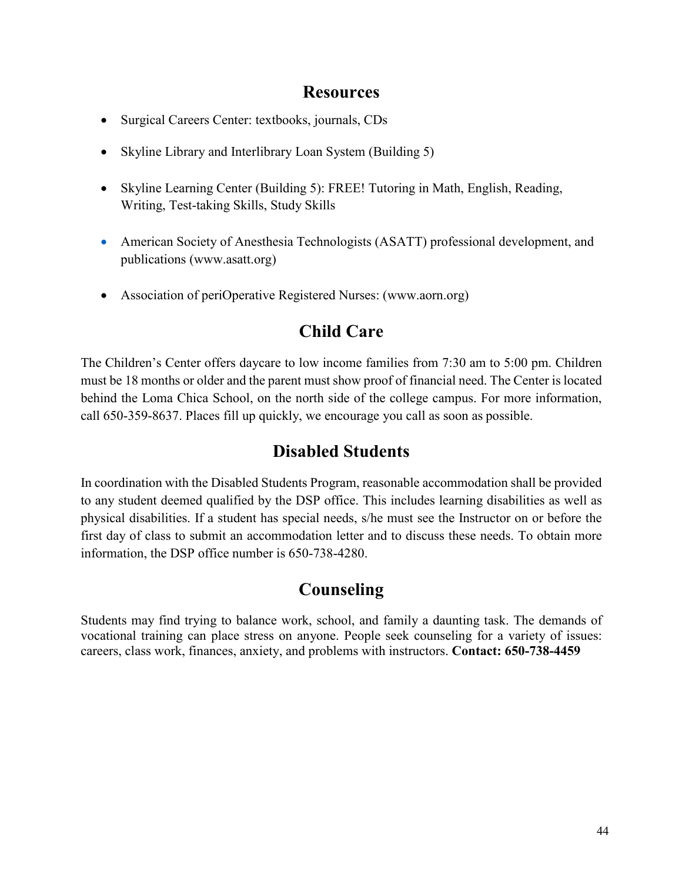## Resources

- Surgical Careers Center: textbooks, journals, CDs
- Skyline Library and Interlibrary Loan System (Building 5)
- Skyline Learning Center (Building 5): FREE! Tutoring in Math, English, Reading, Writing, Test-taking Skills, Study Skills
- American Society of Anesthesia Technologists (ASATT) professional development, and publications (www.asatt.org)
- Association of periOperative Registered Nurses: (www.aorn.org)

## Child Care

The Children's Center offers daycare to low income families from 7:30 am to 5:00 pm. Children must be 18 months or older and the parent must show proof of financial need. The Center is located behind the Loma Chica School, on the north side of the college campus. For more information, call 650-359-8637. Places fill up quickly, we encourage you call as soon as possible.

## Disabled Students

In coordination with the Disabled Students Program, reasonable accommodation shall be provided to any student deemed qualified by the DSP office. This includes learning disabilities as well as physical disabilities. If a student has special needs, s/he must see the Instructor on or before the first day of class to submit an accommodation letter and to discuss these needs. To obtain more information, the DSP office number is 650-738-4280.

## Counseling

Students may find trying to balance work, school, and family a daunting task. The demands of vocational training can place stress on anyone. People seek counseling for a variety of issues: careers, class work, finances, anxiety, and problems with instructors. **Contact: 650-738-4459**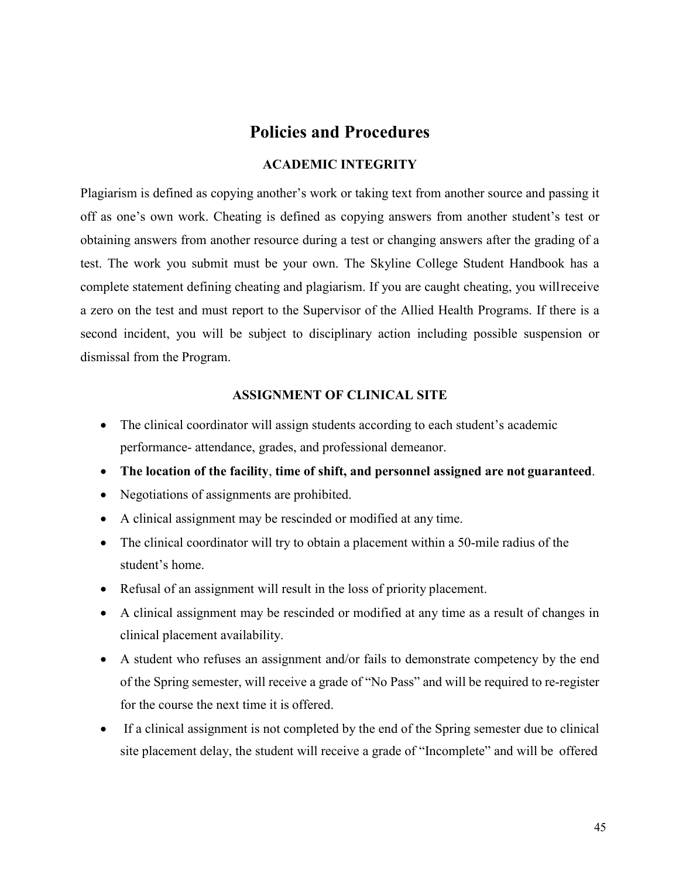# Policies and Procedures

## ACADEMIC INTEGRITY

Plagiarism is defined as copying another's work or taking text from another source and passing it off as one's own work. Cheating is defined as copying answers from another student's test or obtaining answers from another resource during a test or changing answers after the grading of a test. The work you submit must be your own. The Skyline College Student Handbook has a complete statement defining cheating and plagiarism. If you are caught cheating, you will receive a zero on the test and must report to the Supervisor of the Allied Health Programs. If there is a second incident, you will be subject to disciplinary action including possible suspension or dismissal from the Program.

## ASSIGNMENT OF CLINICAL SITE

- The clinical coordinator will assign students according to each student's academic performance- attendance, grades, and professional demeanor.
- **The location of the facility**, **time of shift, and personnel assigned are not guaranteed**.
- Negotiations of assignments are prohibited.
- A clinical assignment may be rescinded or modified at any time.
- The clinical coordinator will try to obtain a placement within a 50-mile radius of the student's home.
- Refusal of an assignment will result in the loss of priority placement.
- A clinical assignment may be rescinded or modified at any time as a result of changes in clinical placement availability.
- A student who refuses an assignment and/or fails to demonstrate competency by the end of the Spring semester, will receive a grade of "No Pass" and will be required to re-register for the course the next time it is offered.
- If a clinical assignment is not completed by the end of the Spring semester due to clinical site placement delay, the student will receive a grade of "Incomplete" and will be offered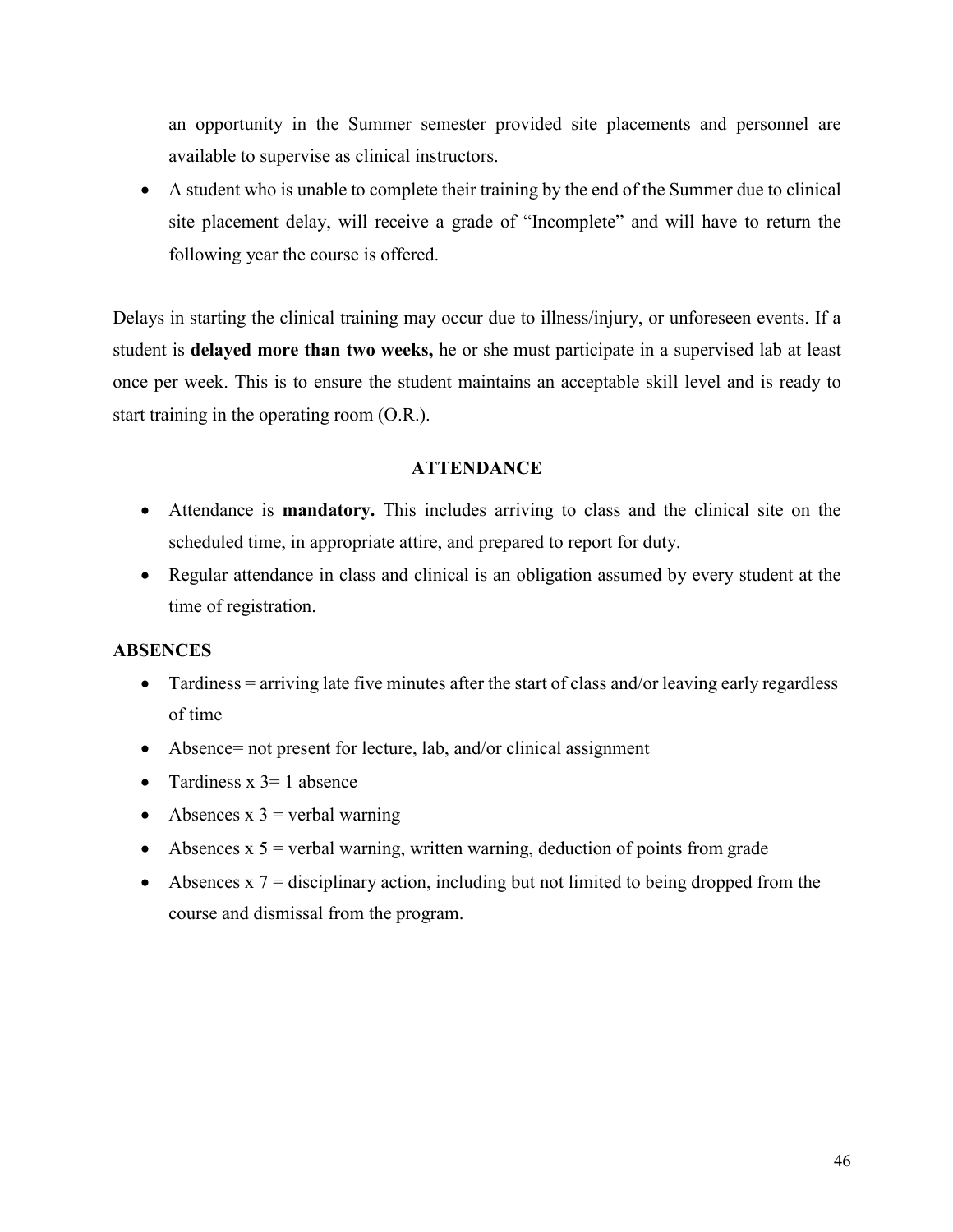an opportunity in the Summer semester provided site placements and personnel are available to supervise as clinical instructors.

- A student who is unable to complete their training by the end of the Summer due to clinical site placement delay, will receive a grade of "Incomplete" and will have to return the following year the course is offered.

Delays in starting the clinical training may occur due to illness/injury, or unforeseen events. If a student is **delayed more than two weeks,** he or she must participate in a supervised lab at least once per week. This is to ensure the student maintains an acceptable skill level and is ready to start training in the operating room (O.R.).

## ATTENDANCE

- Attendance is **mandatory.** This includes arriving to class and the clinical site on the scheduled time, in appropriate attire, and prepared to report for duty.
- Regular attendance in class and clinical is an obligation assumed by every student at the time of registration.

### ABSENCES

- Tardiness = arriving late five minutes after the start of class and/or leaving early regardless of time
- Absence= not present for lecture, lab, and/or clinical assignment
- Tardiness x 3= 1 absence
- Absences x 3 = verbal warning
- Absences x 5 = verbal warning, written warning, deduction of points from grade
- Absences x 7 = disciplinary action, including but not limited to being dropped from the course and dismissal from the program.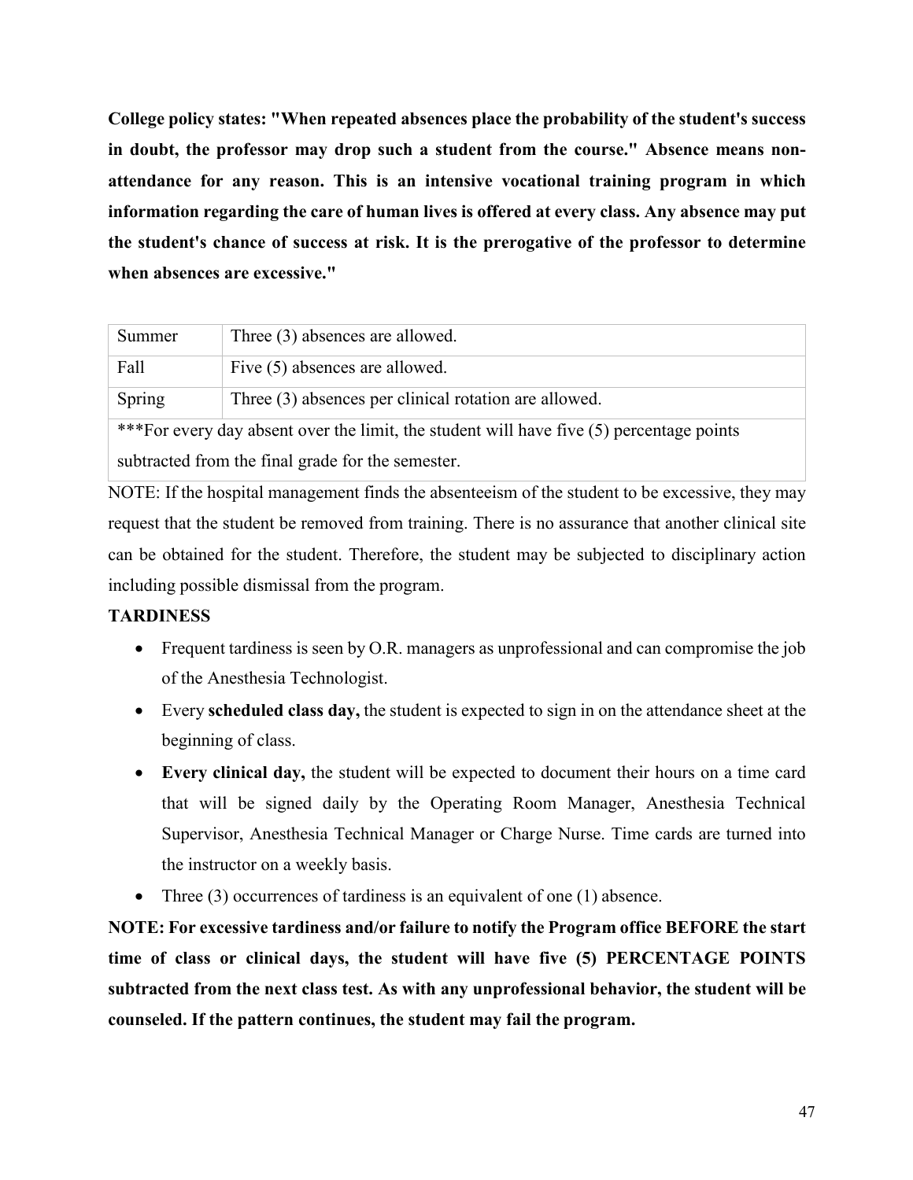**College policy states: "When repeated absences place the probability of the student's success in doubt, the professor may drop such a student from the course." Absence means non-attendance for any reason. This is an intensive vocational training program in which information regarding the care of human lives is offered at every class. Any absence may put the student's chance of success at risk. It is the prerogative of the professor to determine when absences are excessive."**

| Summer | Three (3) absences are allowed. |
|---|---|
| Fall | Five (5) absences are allowed. |
| Spring | Three (3) absences per clinical rotation are allowed. |
| ***For every day absent over the limit, the student will have five (5) percentage points subtracted from the final grade for the semester. | |

NOTE: If the hospital management finds the absenteeism of the student to be excessive, they may request that the student be removed from training. There is no assurance that another clinical site can be obtained for the student. Therefore, the student may be subjected to disciplinary action including possible dismissal from the program.

**TARDINESS**

- Frequent tardiness is seen by O.R. managers as unprofessional and can compromise the job of the Anesthesia Technologist.
- Every **scheduled class day,** the student is expected to sign in on the attendance sheet at the beginning of class.
- **Every clinical day,** the student will be expected to document their hours on a time card that will be signed daily by the Operating Room Manager, Anesthesia Technical Supervisor, Anesthesia Technical Manager or Charge Nurse. Time cards are turned into the instructor on a weekly basis.
- Three (3) occurrences of tardiness is an equivalent of one (1) absence.

**NOTE: For excessive tardiness and/or failure to notify the Program office BEFORE the start time of class or clinical days, the student will have five (5) PERCENTAGE POINTS subtracted from the next class test. As with any unprofessional behavior, the student will be counseled. If the pattern continues, the student may fail the program.**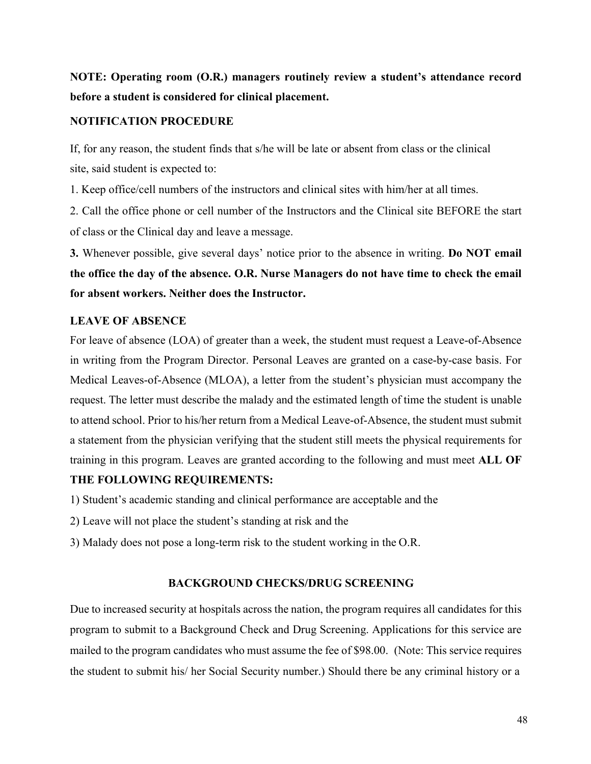**NOTE: Operating room (O.R.) managers routinely review a student's attendance record before a student is considered for clinical placement.**

**NOTIFICATION PROCEDURE**

If, for any reason, the student finds that s/he will be late or absent from class or the clinical site, said student is expected to:

1. Keep office/cell numbers of the instructors and clinical sites with him/her at all times.

2. Call the office phone or cell number of the Instructors and the Clinical site BEFORE the start of class or the Clinical day and leave a message.

**3.** Whenever possible, give several days' notice prior to the absence in writing. **Do NOT email the office the day of the absence. O.R. Nurse Managers do not have time to check the email for absent workers. Neither does the Instructor.**

**LEAVE OF ABSENCE**

For leave of absence (LOA) of greater than a week, the student must request a Leave-of-Absence in writing from the Program Director. Personal Leaves are granted on a case-by-case basis. For Medical Leaves-of-Absence (MLOA), a letter from the student's physician must accompany the request. The letter must describe the malady and the estimated length of time the student is unable to attend school. Prior to his/her return from a Medical Leave-of-Absence, the student must submit a statement from the physician verifying that the student still meets the physical requirements for training in this program. Leaves are granted according to the following and must meet **ALL OF THE FOLLOWING REQUIREMENTS:**

1) Student's academic standing and clinical performance are acceptable and the

2) Leave will not place the student's standing at risk and the

3) Malady does not pose a long-term risk to the student working in the O.R.

**BACKGROUND CHECKS/DRUG SCREENING**

Due to increased security at hospitals across the nation, the program requires all candidates for this program to submit to a Background Check and Drug Screening. Applications for this service are mailed to the program candidates who must assume the fee of $98.00. (Note: This service requires the student to submit his/ her Social Security number.) Should there be any criminal history or a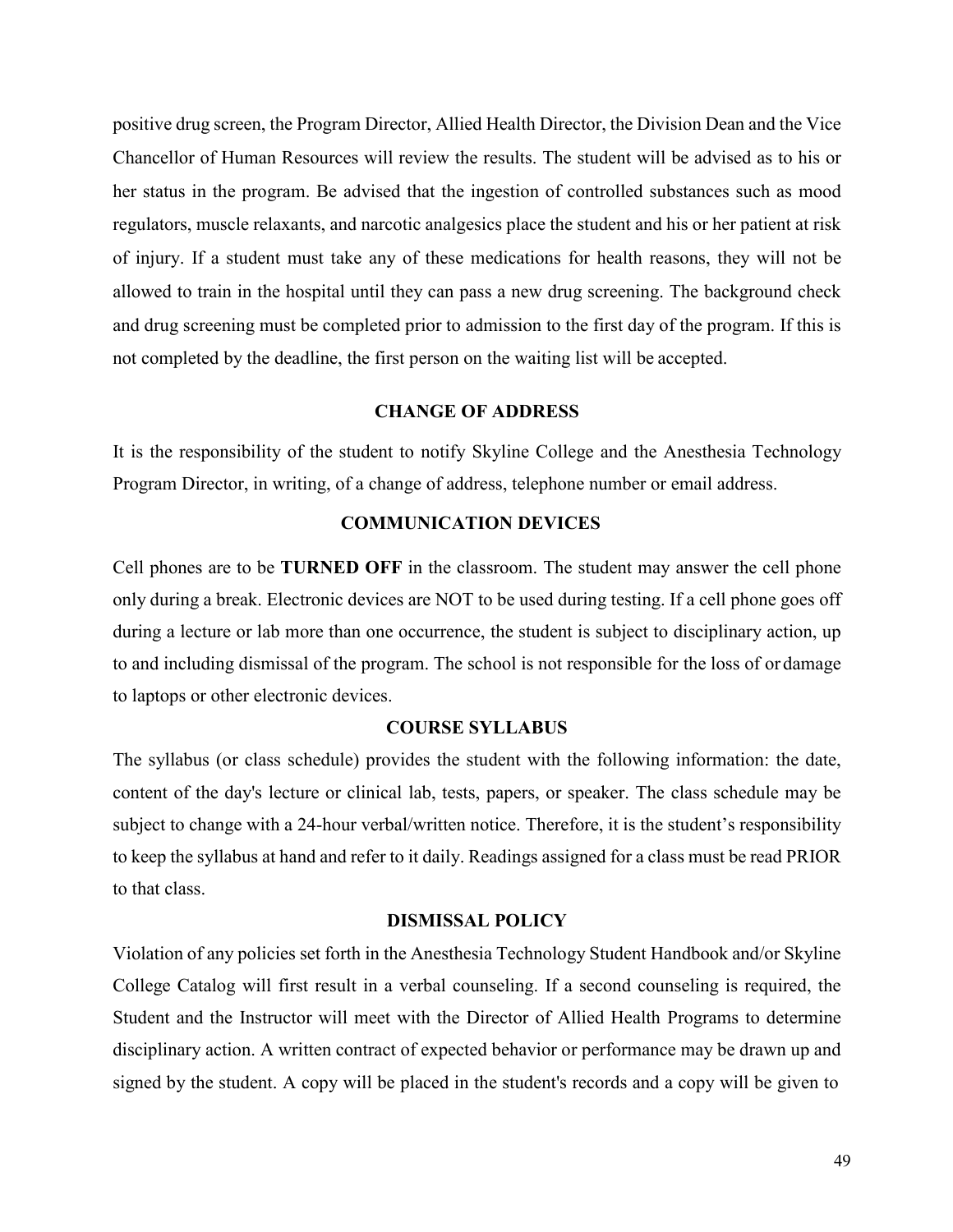positive drug screen, the Program Director, Allied Health Director, the Division Dean and the Vice Chancellor of Human Resources will review the results. The student will be advised as to his or her status in the program. Be advised that the ingestion of controlled substances such as mood regulators, muscle relaxants, and narcotic analgesics place the student and his or her patient at risk of injury. If a student must take any of these medications for health reasons, they will not be allowed to train in the hospital until they can pass a new drug screening. The background check and drug screening must be completed prior to admission to the first day of the program. If this is not completed by the deadline, the first person on the waiting list will be accepted.

## CHANGE OF ADDRESS

It is the responsibility of the student to notify Skyline College and the Anesthesia Technology Program Director, in writing, of a change of address, telephone number or email address.

## COMMUNICATION DEVICES

Cell phones are to be **TURNED OFF** in the classroom. The student may answer the cell phone only during a break. Electronic devices are NOT to be used during testing. If a cell phone goes off during a lecture or lab more than one occurrence, the student is subject to disciplinary action, up to and including dismissal of the program. The school is not responsible for the loss of or damage to laptops or other electronic devices.

## COURSE SYLLABUS

The syllabus (or class schedule) provides the student with the following information: the date, content of the day's lecture or clinical lab, tests, papers, or speaker. The class schedule may be subject to change with a 24-hour verbal/written notice. Therefore, it is the student's responsibility to keep the syllabus at hand and refer to it daily. Readings assigned for a class must be read PRIOR to that class.

## DISMISSAL POLICY

Violation of any policies set forth in the Anesthesia Technology Student Handbook and/or Skyline College Catalog will first result in a verbal counseling. If a second counseling is required, the Student and the Instructor will meet with the Director of Allied Health Programs to determine disciplinary action. A written contract of expected behavior or performance may be drawn up and signed by the student. A copy will be placed in the student's records and a copy will be given to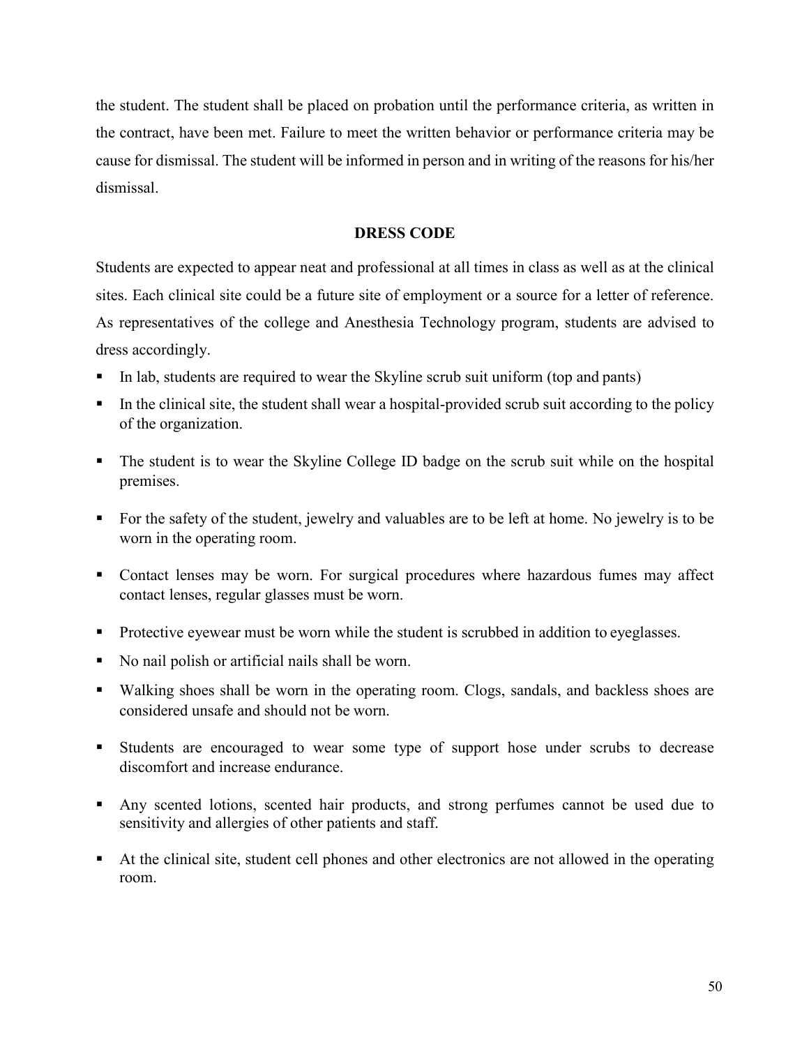the student. The student shall be placed on probation until the performance criteria, as written in the contract, have been met. Failure to meet the written behavior or performance criteria may be cause for dismissal. The student will be informed in person and in writing of the reasons for his/her dismissal.

## DRESS CODE

Students are expected to appear neat and professional at all times in class as well as at the clinical sites. Each clinical site could be a future site of employment or a source for a letter of reference. As representatives of the college and Anesthesia Technology program, students are advised to dress accordingly.

- In lab, students are required to wear the Skyline scrub suit uniform (top and pants)
- In the clinical site, the student shall wear a hospital-provided scrub suit according to the policy of the organization.
- The student is to wear the Skyline College ID badge on the scrub suit while on the hospital premises.
- For the safety of the student, jewelry and valuables are to be left at home. No jewelry is to be worn in the operating room.
- Contact lenses may be worn. For surgical procedures where hazardous fumes may affect contact lenses, regular glasses must be worn.
- Protective eyewear must be worn while the student is scrubbed in addition to eyeglasses.
- No nail polish or artificial nails shall be worn.
- Walking shoes shall be worn in the operating room. Clogs, sandals, and backless shoes are considered unsafe and should not be worn.
- Students are encouraged to wear some type of support hose under scrubs to decrease discomfort and increase endurance.
- Any scented lotions, scented hair products, and strong perfumes cannot be used due to sensitivity and allergies of other patients and staff.
- At the clinical site, student cell phones and other electronics are not allowed in the operating room.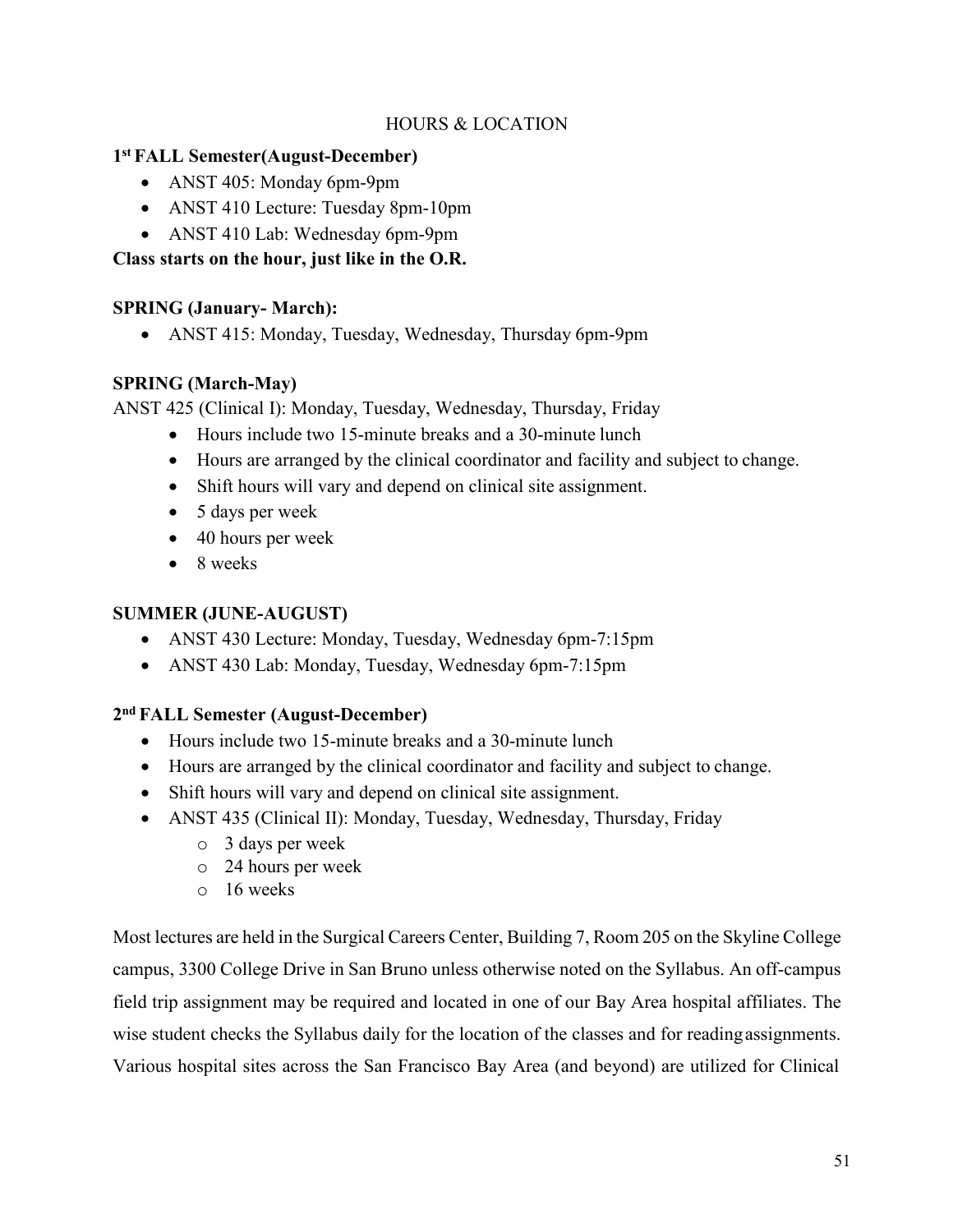## HOURS & LOCATION

**1st FALL Semester(August-December)**

- ANST 405: Monday 6pm-9pm
- ANST 410 Lecture: Tuesday 8pm-10pm
- ANST 410 Lab: Wednesday 6pm-9pm

**Class starts on the hour, just like in the O.R.**

**SPRING (January- March):**

- ANST 415: Monday, Tuesday, Wednesday, Thursday 6pm-9pm

**SPRING (March-May)**

ANST 425 (Clinical I): Monday, Tuesday, Wednesday, Thursday, Friday

- Hours include two 15-minute breaks and a 30-minute lunch
- Hours are arranged by the clinical coordinator and facility and subject to change.
- Shift hours will vary and depend on clinical site assignment.
- 5 days per week
- 40 hours per week
- 8 weeks

**SUMMER (JUNE-AUGUST)**

- ANST 430 Lecture: Monday, Tuesday, Wednesday 6pm-7:15pm
- ANST 430 Lab: Monday, Tuesday, Wednesday 6pm-7:15pm

**2nd FALL Semester (August-December)**

- Hours include two 15-minute breaks and a 30-minute lunch
- Hours are arranged by the clinical coordinator and facility and subject to change.
- Shift hours will vary and depend on clinical site assignment.
- ANST 435 (Clinical II): Monday, Tuesday, Wednesday, Thursday, Friday
  - 3 days per week
  - 24 hours per week
  - 16 weeks

Most lectures are held in the Surgical Careers Center, Building 7, Room 205 on the Skyline College campus, 3300 College Drive in San Bruno unless otherwise noted on the Syllabus. An off-campus field trip assignment may be required and located in one of our Bay Area hospital affiliates. The wise student checks the Syllabus daily for the location of the classes and for reading assignments. Various hospital sites across the San Francisco Bay Area (and beyond) are utilized for Clinical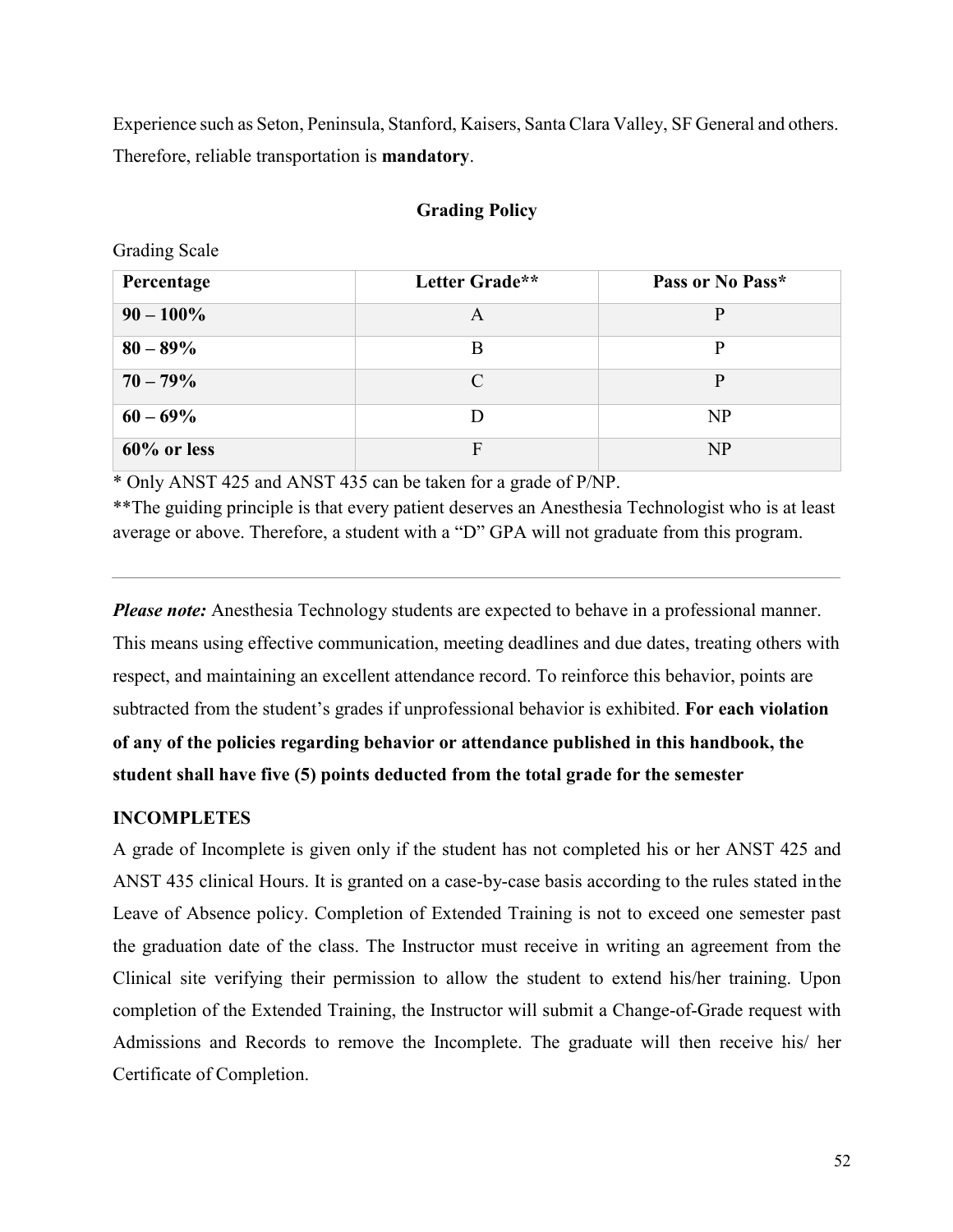Experience such as Seton, Peninsula, Stanford, Kaisers, Santa Clara Valley, SF General and others. Therefore, reliable transportation is **mandatory**.

## Grading Policy

Grading Scale

| Percentage | Letter Grade** | Pass or No Pass* |
|---|---|---|
| **90 – 100%** | A | P |
| **80 – 89%** | B | P |
| **70 – 79%** | C | P |
| **60 – 69%** | D | NP |
| **60% or less** | F | NP |

* Only ANST 425 and ANST 435 can be taken for a grade of P/NP.

**The guiding principle is that every patient deserves an Anesthesia Technologist who is at least average or above. Therefore, a student with a "D" GPA will not graduate from this program.

---

***Please note:*** Anesthesia Technology students are expected to behave in a professional manner. This means using effective communication, meeting deadlines and due dates, treating others with respect, and maintaining an excellent attendance record. To reinforce this behavior, points are subtracted from the student's grades if unprofessional behavior is exhibited. **For each violation of any of the policies regarding behavior or attendance published in this handbook, the student shall have five (5) points deducted from the total grade for the semester**

### INCOMPLETES

A grade of Incomplete is given only if the student has not completed his or her ANST 425 and ANST 435 clinical Hours. It is granted on a case-by-case basis according to the rules stated in the Leave of Absence policy. Completion of Extended Training is not to exceed one semester past the graduation date of the class. The Instructor must receive in writing an agreement from the Clinical site verifying their permission to allow the student to extend his/her training. Upon completion of the Extended Training, the Instructor will submit a Change-of-Grade request with Admissions and Records to remove the Incomplete. The graduate will then receive his/ her Certificate of Completion.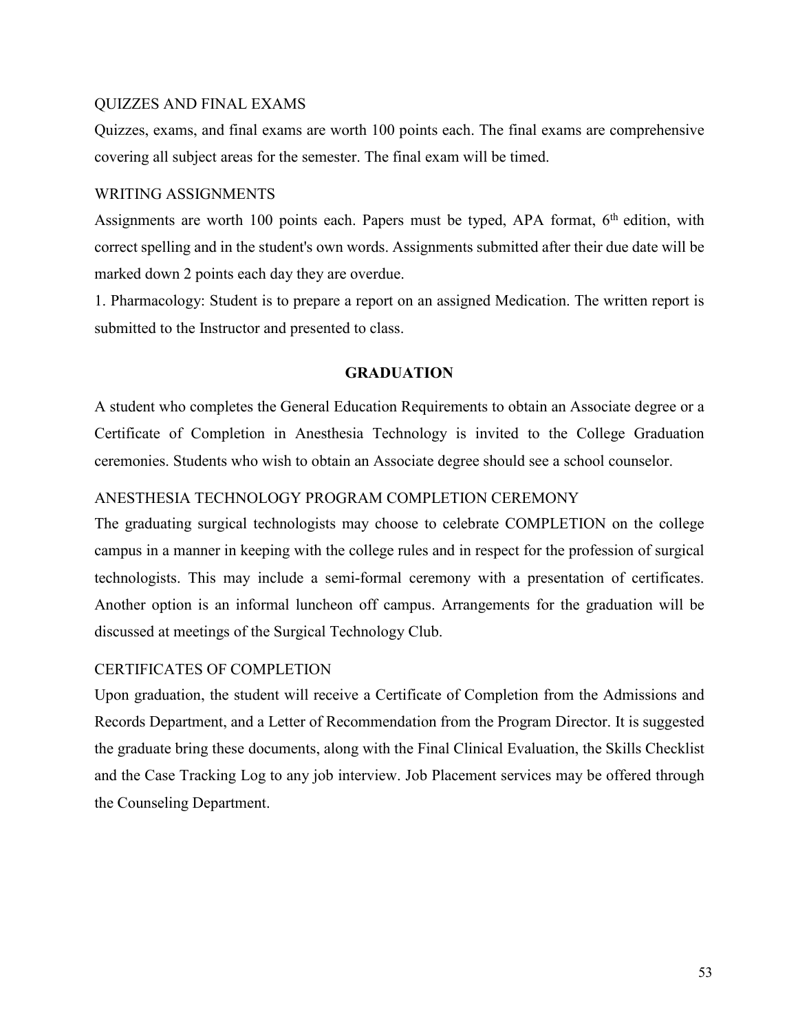QUIZZES AND FINAL EXAMS

Quizzes, exams, and final exams are worth 100 points each. The final exams are comprehensive covering all subject areas for the semester. The final exam will be timed.

WRITING ASSIGNMENTS

Assignments are worth 100 points each. Papers must be typed, APA format, 6th edition, with correct spelling and in the student's own words. Assignments submitted after their due date will be marked down 2 points each day they are overdue.

1. Pharmacology: Student is to prepare a report on an assigned Medication. The written report is submitted to the Instructor and presented to class.

## GRADUATION

A student who completes the General Education Requirements to obtain an Associate degree or a Certificate of Completion in Anesthesia Technology is invited to the College Graduation ceremonies. Students who wish to obtain an Associate degree should see a school counselor.

ANESTHESIA TECHNOLOGY PROGRAM COMPLETION CEREMONY

The graduating surgical technologists may choose to celebrate COMPLETION on the college campus in a manner in keeping with the college rules and in respect for the profession of surgical technologists. This may include a semi-formal ceremony with a presentation of certificates. Another option is an informal luncheon off campus. Arrangements for the graduation will be discussed at meetings of the Surgical Technology Club.

CERTIFICATES OF COMPLETION

Upon graduation, the student will receive a Certificate of Completion from the Admissions and Records Department, and a Letter of Recommendation from the Program Director. It is suggested the graduate bring these documents, along with the Final Clinical Evaluation, the Skills Checklist and the Case Tracking Log to any job interview. Job Placement services may be offered through the Counseling Department.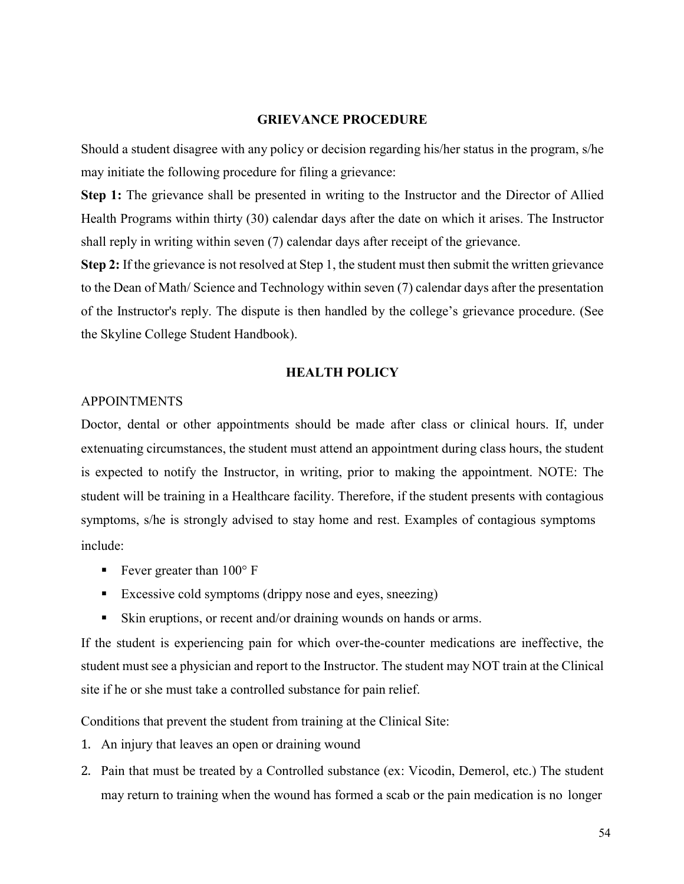## GRIEVANCE PROCEDURE

Should a student disagree with any policy or decision regarding his/her status in the program, s/he may initiate the following procedure for filing a grievance:

**Step 1:** The grievance shall be presented in writing to the Instructor and the Director of Allied Health Programs within thirty (30) calendar days after the date on which it arises. The Instructor shall reply in writing within seven (7) calendar days after receipt of the grievance.

**Step 2:** If the grievance is not resolved at Step 1, the student must then submit the written grievance to the Dean of Math/ Science and Technology within seven (7) calendar days after the presentation of the Instructor's reply. The dispute is then handled by the college's grievance procedure. (See the Skyline College Student Handbook).

## HEALTH POLICY

### APPOINTMENTS

Doctor, dental or other appointments should be made after class or clinical hours. If, under extenuating circumstances, the student must attend an appointment during class hours, the student is expected to notify the Instructor, in writing, prior to making the appointment. NOTE: The student will be training in a Healthcare facility. Therefore, if the student presents with contagious symptoms, s/he is strongly advised to stay home and rest. Examples of contagious symptoms include:

- Fever greater than 100° F
- Excessive cold symptoms (drippy nose and eyes, sneezing)
- Skin eruptions, or recent and/or draining wounds on hands or arms.

If the student is experiencing pain for which over-the-counter medications are ineffective, the student must see a physician and report to the Instructor. The student may NOT train at the Clinical site if he or she must take a controlled substance for pain relief.

Conditions that prevent the student from training at the Clinical Site:

1. An injury that leaves an open or draining wound
2. Pain that must be treated by a Controlled substance (ex: Vicodin, Demerol, etc.) The student may return to training when the wound has formed a scab or the pain medication is no longer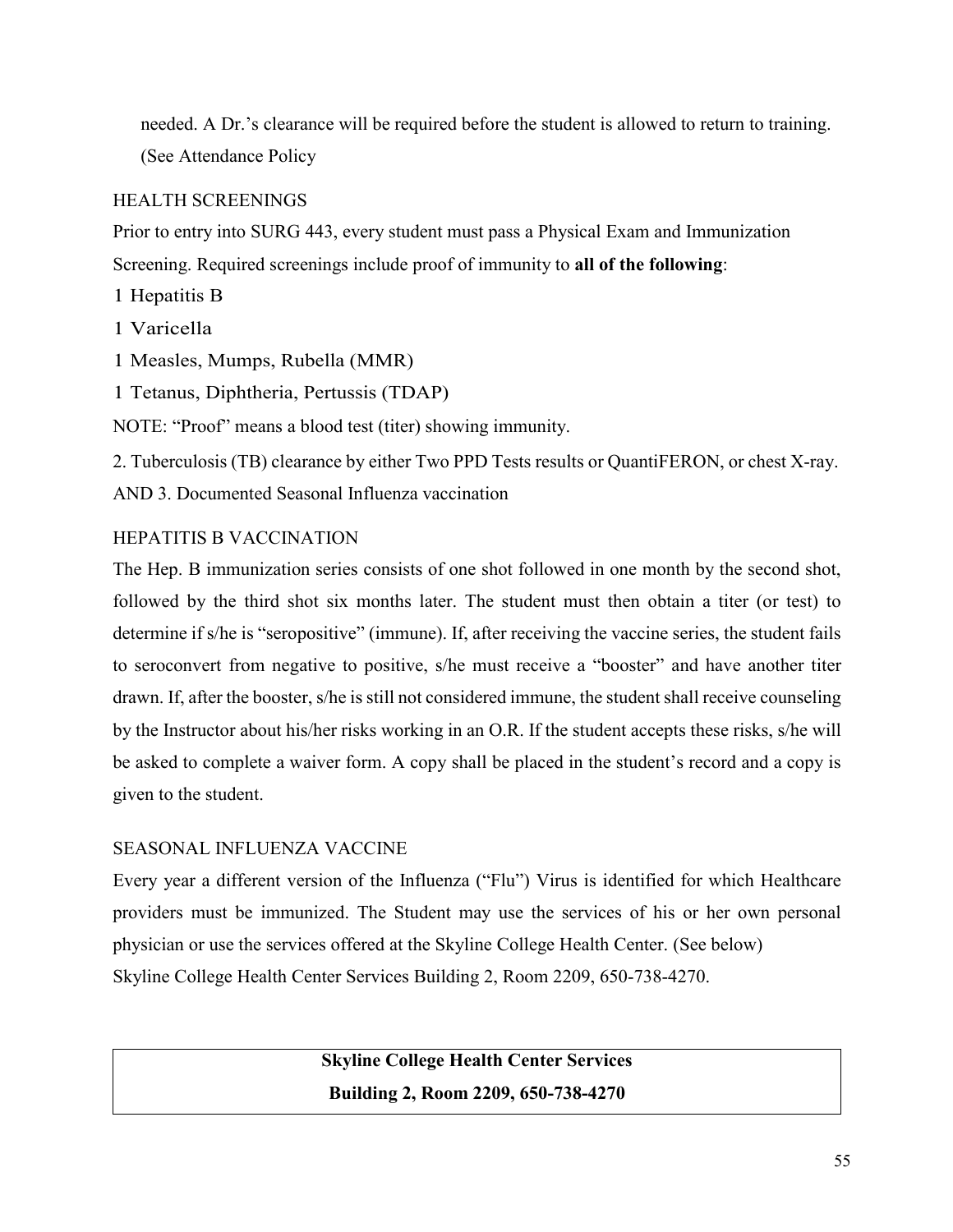needed. A Dr.'s clearance will be required before the student is allowed to return to training. (See Attendance Policy

HEALTH SCREENINGS

Prior to entry into SURG 443, every student must pass a Physical Exam and Immunization Screening. Required screenings include proof of immunity to **all of the following**:

1 Hepatitis B

1 Varicella

1 Measles, Mumps, Rubella (MMR)

1 Tetanus, Diphtheria, Pertussis (TDAP)

NOTE: "Proof" means a blood test (titer) showing immunity.

2. Tuberculosis (TB) clearance by either Two PPD Tests results or QuantiFERON, or chest X-ray.

AND 3. Documented Seasonal Influenza vaccination

HEPATITIS B VACCINATION

The Hep. B immunization series consists of one shot followed in one month by the second shot, followed by the third shot six months later. The student must then obtain a titer (or test) to determine if s/he is "seropositive" (immune). If, after receiving the vaccine series, the student fails to seroconvert from negative to positive, s/he must receive a "booster" and have another titer drawn. If, after the booster, s/he is still not considered immune, the student shall receive counseling by the Instructor about his/her risks working in an O.R. If the student accepts these risks, s/he will be asked to complete a waiver form. A copy shall be placed in the student's record and a copy is given to the student.

SEASONAL INFLUENZA VACCINE

Every year a different version of the Influenza ("Flu") Virus is identified for which Healthcare providers must be immunized. The Student may use the services of his or her own personal physician or use the services offered at the Skyline College Health Center. (See below)

Skyline College Health Center Services Building 2, Room 2209, 650-738-4270.

| **Skyline College Health Center Services**<br>**Building 2, Room 2209, 650-738-4270** |
|---|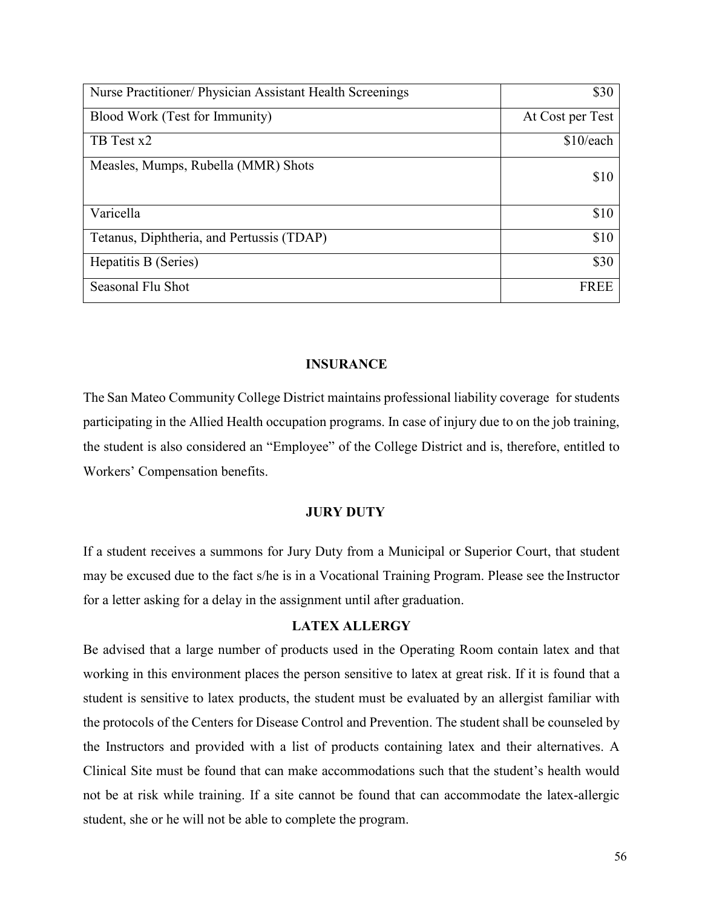| Nurse Practitioner/ Physician Assistant Health Screenings | $30 |
|---|---|
| Blood Work (Test for Immunity) | At Cost per Test |
| TB Test x2 | $10/each |
| Measles, Mumps, Rubella (MMR) Shots | $10 |
| Varicella | $10 |
| Tetanus, Diphtheria, and Pertussis (TDAP) | $10 |
| Hepatitis B (Series) | $30 |
| Seasonal Flu Shot | FREE |

## INSURANCE

The San Mateo Community College District maintains professional liability coverage for students participating in the Allied Health occupation programs. In case of injury due to on the job training, the student is also considered an "Employee" of the College District and is, therefore, entitled to Workers' Compensation benefits.

## JURY DUTY

If a student receives a summons for Jury Duty from a Municipal or Superior Court, that student may be excused due to the fact s/he is in a Vocational Training Program. Please see the Instructor for a letter asking for a delay in the assignment until after graduation.

## LATEX ALLERGY

Be advised that a large number of products used in the Operating Room contain latex and that working in this environment places the person sensitive to latex at great risk. If it is found that a student is sensitive to latex products, the student must be evaluated by an allergist familiar with the protocols of the Centers for Disease Control and Prevention. The student shall be counseled by the Instructors and provided with a list of products containing latex and their alternatives. A Clinical Site must be found that can make accommodations such that the student's health would not be at risk while training. If a site cannot be found that can accommodate the latex-allergic student, she or he will not be able to complete the program.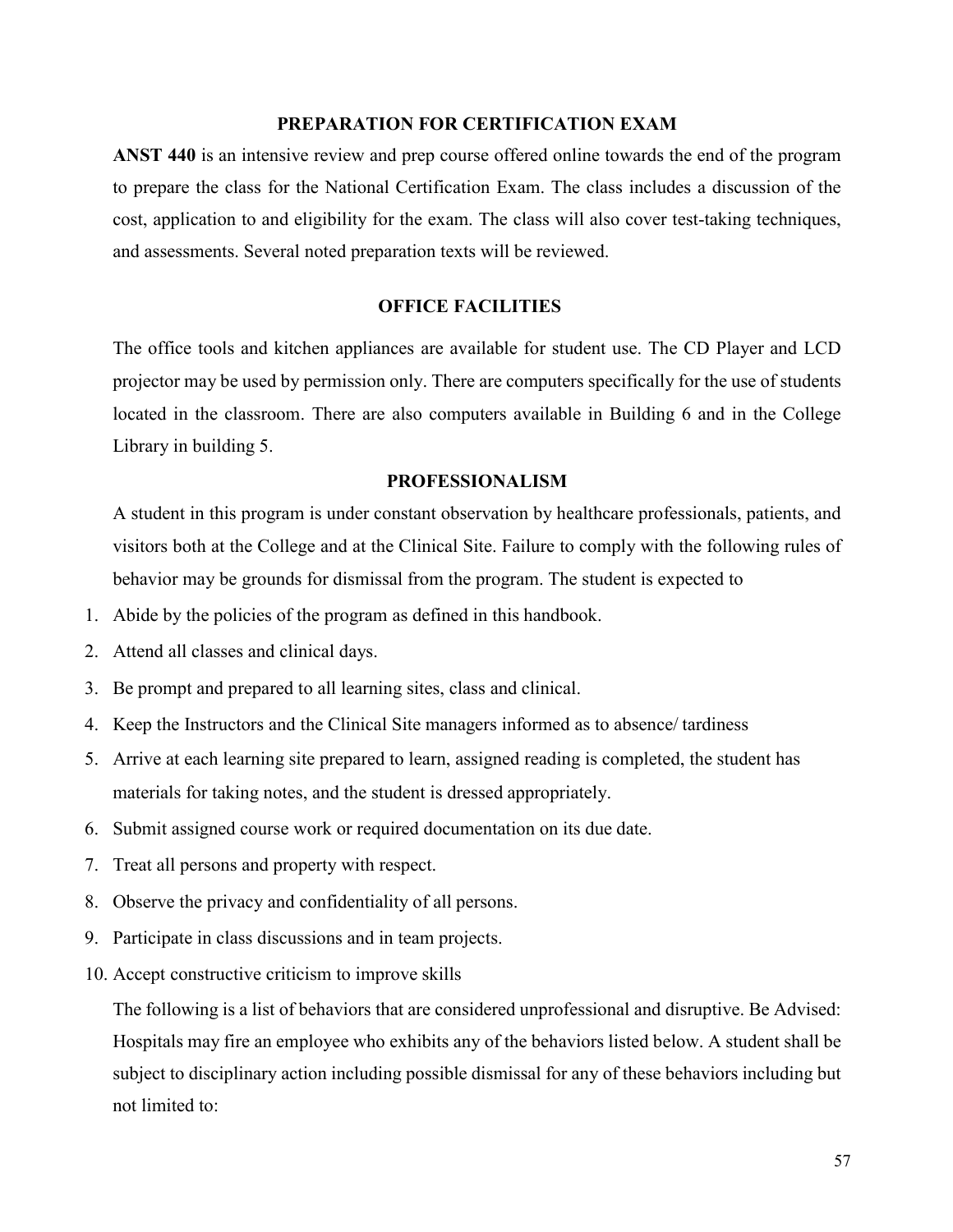## PREPARATION FOR CERTIFICATION EXAM

**ANST 440** is an intensive review and prep course offered online towards the end of the program to prepare the class for the National Certification Exam. The class includes a discussion of the cost, application to and eligibility for the exam. The class will also cover test-taking techniques, and assessments. Several noted preparation texts will be reviewed.

## OFFICE FACILITIES

The office tools and kitchen appliances are available for student use. The CD Player and LCD projector may be used by permission only. There are computers specifically for the use of students located in the classroom. There are also computers available in Building 6 and in the College Library in building 5.

## PROFESSIONALISM

A student in this program is under constant observation by healthcare professionals, patients, and visitors both at the College and at the Clinical Site. Failure to comply with the following rules of behavior may be grounds for dismissal from the program. The student is expected to

1. Abide by the policies of the program as defined in this handbook.
2. Attend all classes and clinical days.
3. Be prompt and prepared to all learning sites, class and clinical.
4. Keep the Instructors and the Clinical Site managers informed as to absence/ tardiness
5. Arrive at each learning site prepared to learn, assigned reading is completed, the student has materials for taking notes, and the student is dressed appropriately.
6. Submit assigned course work or required documentation on its due date.
7. Treat all persons and property with respect.
8. Observe the privacy and confidentiality of all persons.
9. Participate in class discussions and in team projects.
10. Accept constructive criticism to improve skills

The following is a list of behaviors that are considered unprofessional and disruptive. Be Advised: Hospitals may fire an employee who exhibits any of the behaviors listed below. A student shall be subject to disciplinary action including possible dismissal for any of these behaviors including but not limited to: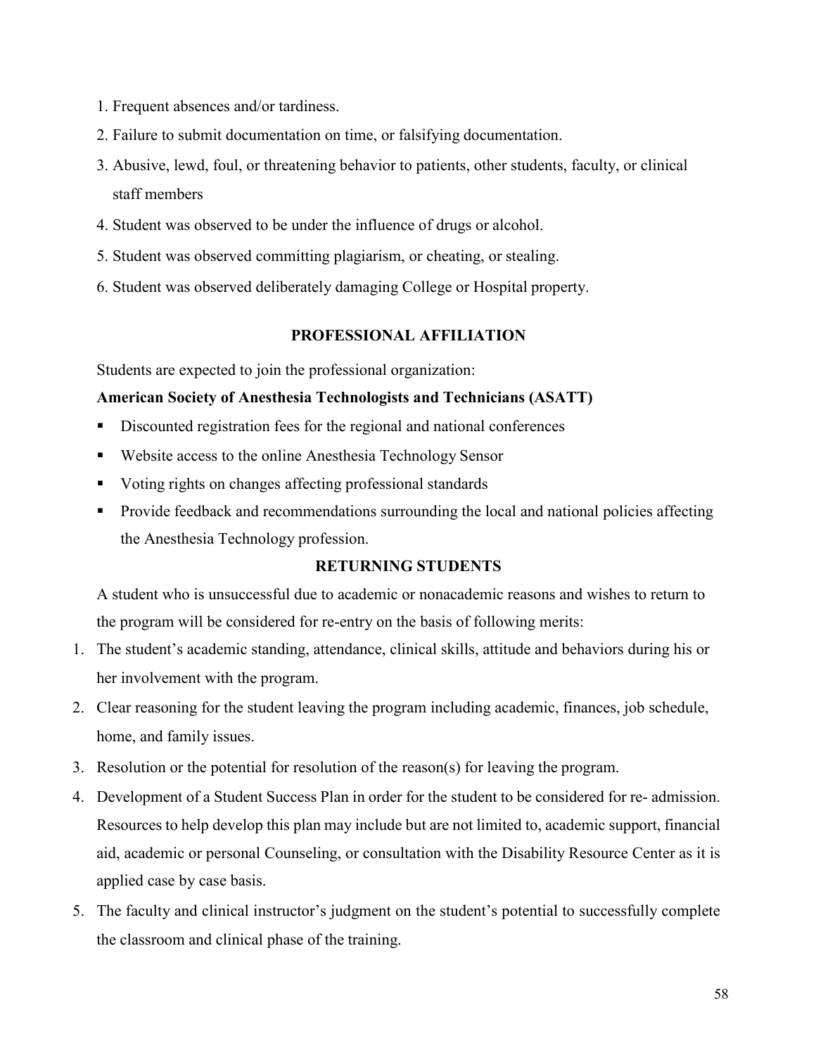1. Frequent absences and/or tardiness.
2. Failure to submit documentation on time, or falsifying documentation.
3. Abusive, lewd, foul, or threatening behavior to patients, other students, faculty, or clinical staff members
4. Student was observed to be under the influence of drugs or alcohol.
5. Student was observed committing plagiarism, or cheating, or stealing.
6. Student was observed deliberately damaging College or Hospital property.

## PROFESSIONAL AFFILIATION

Students are expected to join the professional organization:

**American Society of Anesthesia Technologists and Technicians (ASATT)**

- Discounted registration fees for the regional and national conferences
- Website access to the online Anesthesia Technology Sensor
- Voting rights on changes affecting professional standards
- Provide feedback and recommendations surrounding the local and national policies affecting the Anesthesia Technology profession.

## RETURNING STUDENTS

A student who is unsuccessful due to academic or nonacademic reasons and wishes to return to the program will be considered for re-entry on the basis of following merits:

1. The student's academic standing, attendance, clinical skills, attitude and behaviors during his or her involvement with the program.
2. Clear reasoning for the student leaving the program including academic, finances, job schedule, home, and family issues.
3. Resolution or the potential for resolution of the reason(s) for leaving the program.
4. Development of a Student Success Plan in order for the student to be considered for re- admission. Resources to help develop this plan may include but are not limited to, academic support, financial aid, academic or personal Counseling, or consultation with the Disability Resource Center as it is applied case by case basis.
5. The faculty and clinical instructor's judgment on the student's potential to successfully complete the classroom and clinical phase of the training.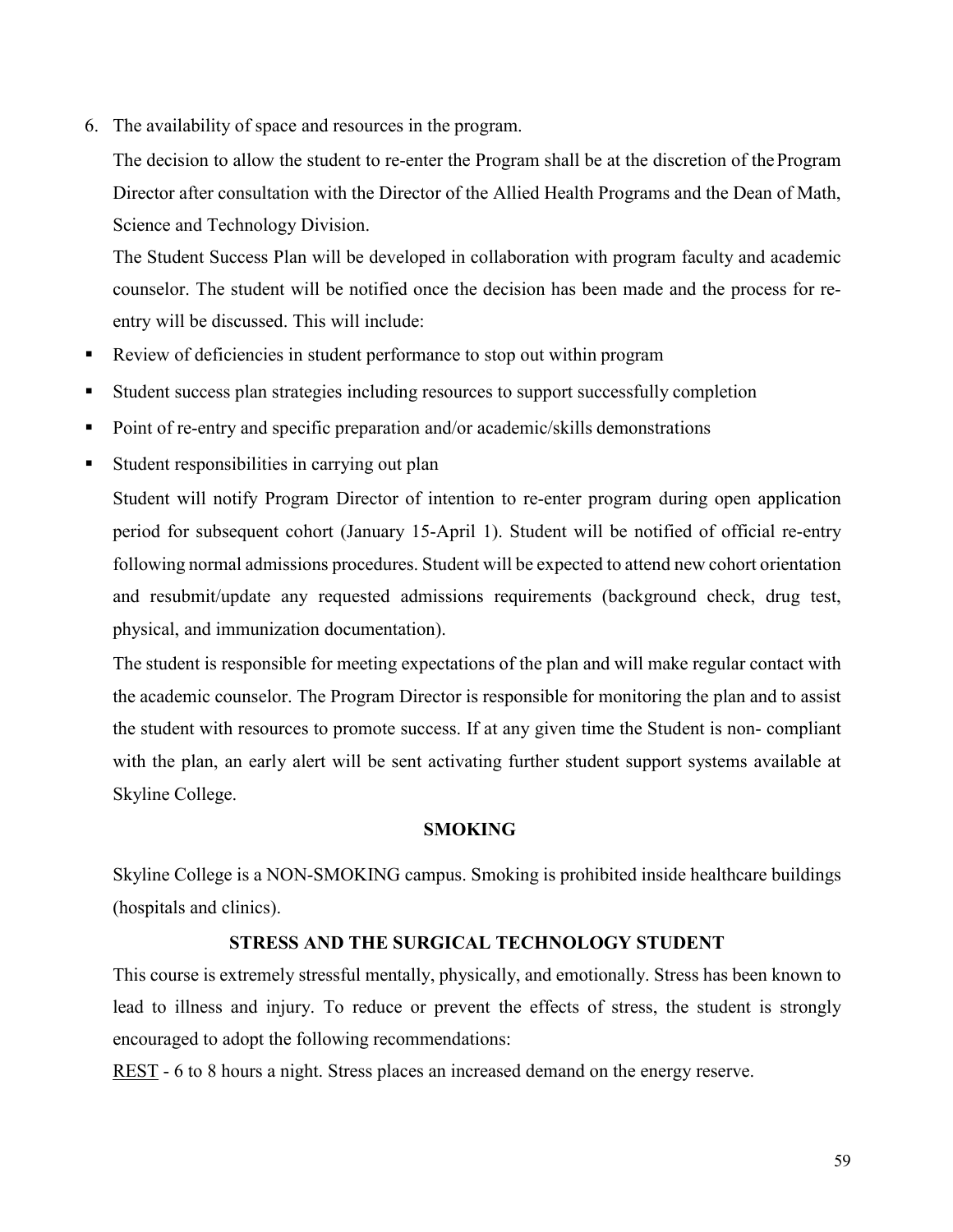6. The availability of space and resources in the program.

   The decision to allow the student to re-enter the Program shall be at the discretion of the Program Director after consultation with the Director of the Allied Health Programs and the Dean of Math, Science and Technology Division.

   The Student Success Plan will be developed in collaboration with program faculty and academic counselor. The student will be notified once the decision has been made and the process for re-entry will be discussed. This will include:

- Review of deficiencies in student performance to stop out within program
- Student success plan strategies including resources to support successfully completion
- Point of re-entry and specific preparation and/or academic/skills demonstrations
- Student responsibilities in carrying out plan

Student will notify Program Director of intention to re-enter program during open application period for subsequent cohort (January 15-April 1). Student will be notified of official re-entry following normal admissions procedures. Student will be expected to attend new cohort orientation and resubmit/update any requested admissions requirements (background check, drug test, physical, and immunization documentation).

The student is responsible for meeting expectations of the plan and will make regular contact with the academic counselor. The Program Director is responsible for monitoring the plan and to assist the student with resources to promote success. If at any given time the Student is non- compliant with the plan, an early alert will be sent activating further student support systems available at Skyline College.

## SMOKING

Skyline College is a NON-SMOKING campus. Smoking is prohibited inside healthcare buildings (hospitals and clinics).

## STRESS AND THE SURGICAL TECHNOLOGY STUDENT

This course is extremely stressful mentally, physically, and emotionally. Stress has been known to lead to illness and injury. To reduce or prevent the effects of stress, the student is strongly encouraged to adopt the following recommendations:

REST - 6 to 8 hours a night. Stress places an increased demand on the energy reserve.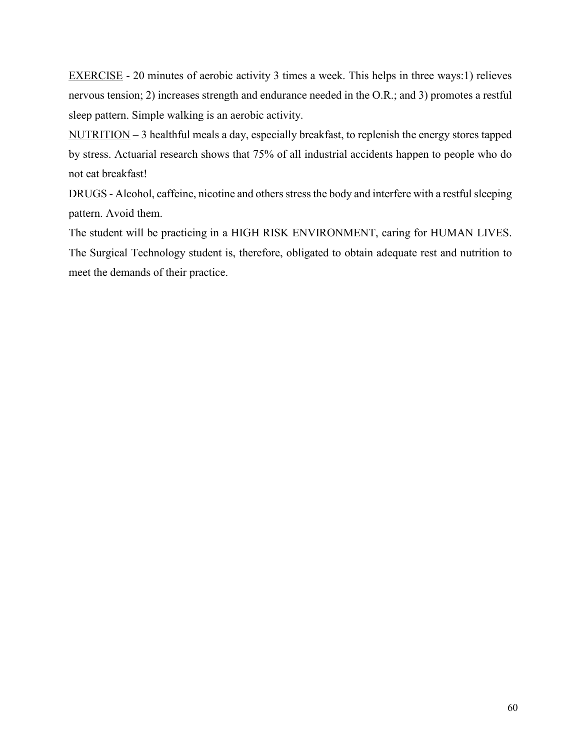<u>EXERCISE</u> - 20 minutes of aerobic activity 3 times a week. This helps in three ways:1) relieves nervous tension; 2) increases strength and endurance needed in the O.R.; and 3) promotes a restful sleep pattern. Simple walking is an aerobic activity.

<u>NUTRITION</u> – 3 healthful meals a day, especially breakfast, to replenish the energy stores tapped by stress. Actuarial research shows that 75% of all industrial accidents happen to people who do not eat breakfast!

<u>DRUGS</u> - Alcohol, caffeine, nicotine and others stress the body and interfere with a restful sleeping pattern. Avoid them.

The student will be practicing in a HIGH RISK ENVIRONMENT, caring for HUMAN LIVES. The Surgical Technology student is, therefore, obligated to obtain adequate rest and nutrition to meet the demands of their practice.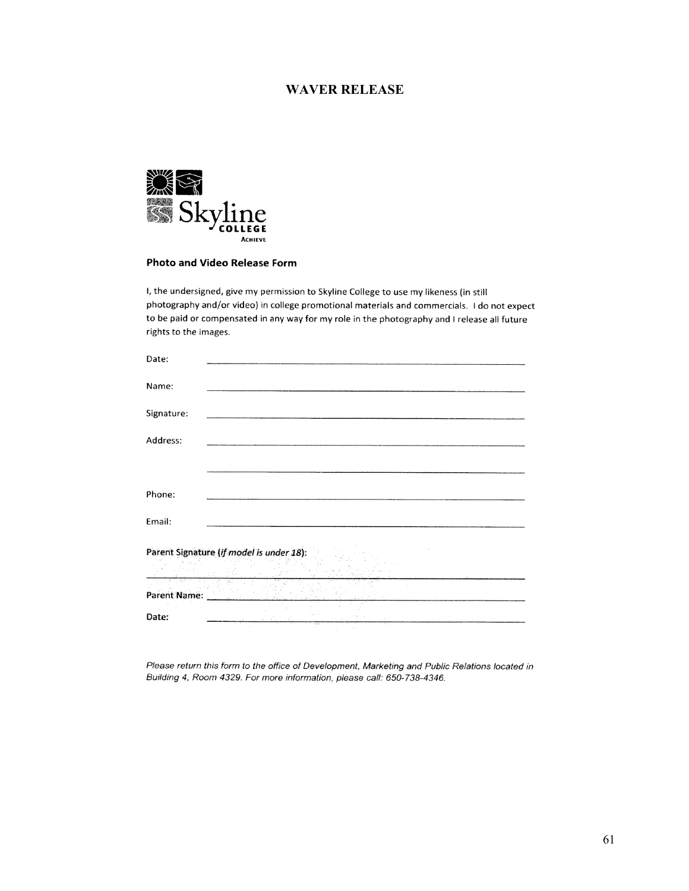# WAVER RELEASE

Skyline
COLLEGE
ACHIEVE

**Photo and Video Release Form**

I, the undersigned, give my permission to Skyline College to use my likeness (in still photography and/or video) in college promotional materials and commercials. I do not expect to be paid or compensated in any way for my role in the photography and I release all future rights to the images.

Date: ______________________________

Name: ______________________________

Signature: ______________________________

Address: ______________________________

______________________________

Phone: ______________________________

Email: ______________________________

**Parent Signature (*if model is under 18*):**

______________________________

**Parent Name:** ______________________________

**Date:** ______________________________

*Please return this form to the office of Development, Marketing and Public Relations located in Building 4, Room 4329. For more information, please call: 650-738-4346.*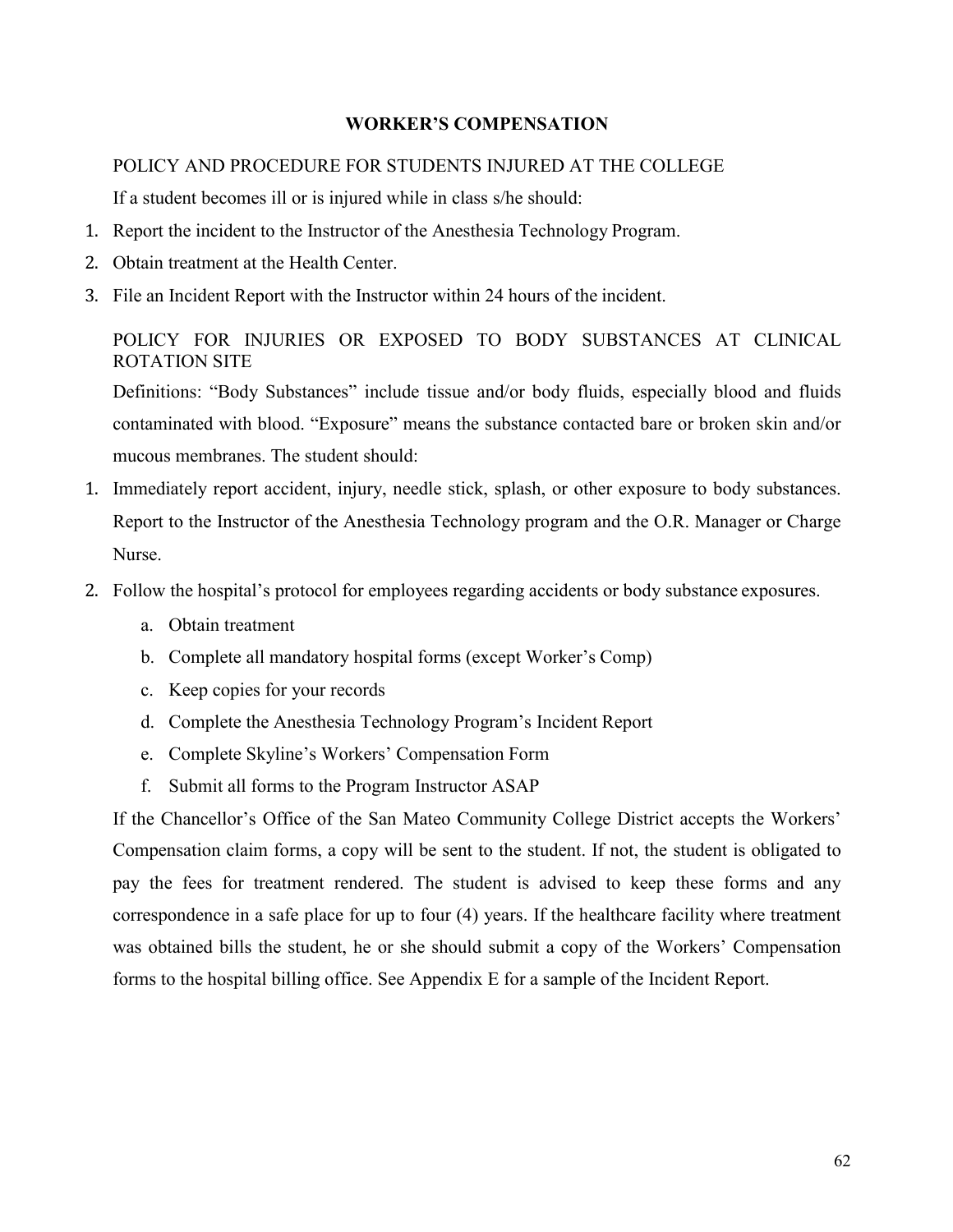## WORKER'S COMPENSATION

### POLICY AND PROCEDURE FOR STUDENTS INJURED AT THE COLLEGE

If a student becomes ill or is injured while in class s/he should:

1. Report the incident to the Instructor of the Anesthesia Technology Program.
2. Obtain treatment at the Health Center.
3. File an Incident Report with the Instructor within 24 hours of the incident.

### POLICY FOR INJURIES OR EXPOSED TO BODY SUBSTANCES AT CLINICAL ROTATION SITE

Definitions: "Body Substances" include tissue and/or body fluids, especially blood and fluids contaminated with blood. "Exposure" means the substance contacted bare or broken skin and/or mucous membranes. The student should:

1. Immediately report accident, injury, needle stick, splash, or other exposure to body substances. Report to the Instructor of the Anesthesia Technology program and the O.R. Manager or Charge Nurse.
2. Follow the hospital's protocol for employees regarding accidents or body substance exposures.
   a. Obtain treatment
   b. Complete all mandatory hospital forms (except Worker's Comp)
   c. Keep copies for your records
   d. Complete the Anesthesia Technology Program's Incident Report
   e. Complete Skyline's Workers' Compensation Form
   f. Submit all forms to the Program Instructor ASAP

If the Chancellor's Office of the San Mateo Community College District accepts the Workers' Compensation claim forms, a copy will be sent to the student. If not, the student is obligated to pay the fees for treatment rendered. The student is advised to keep these forms and any correspondence in a safe place for up to four (4) years. If the healthcare facility where treatment was obtained bills the student, he or she should submit a copy of the Workers' Compensation forms to the hospital billing office. See Appendix E for a sample of the Incident Report.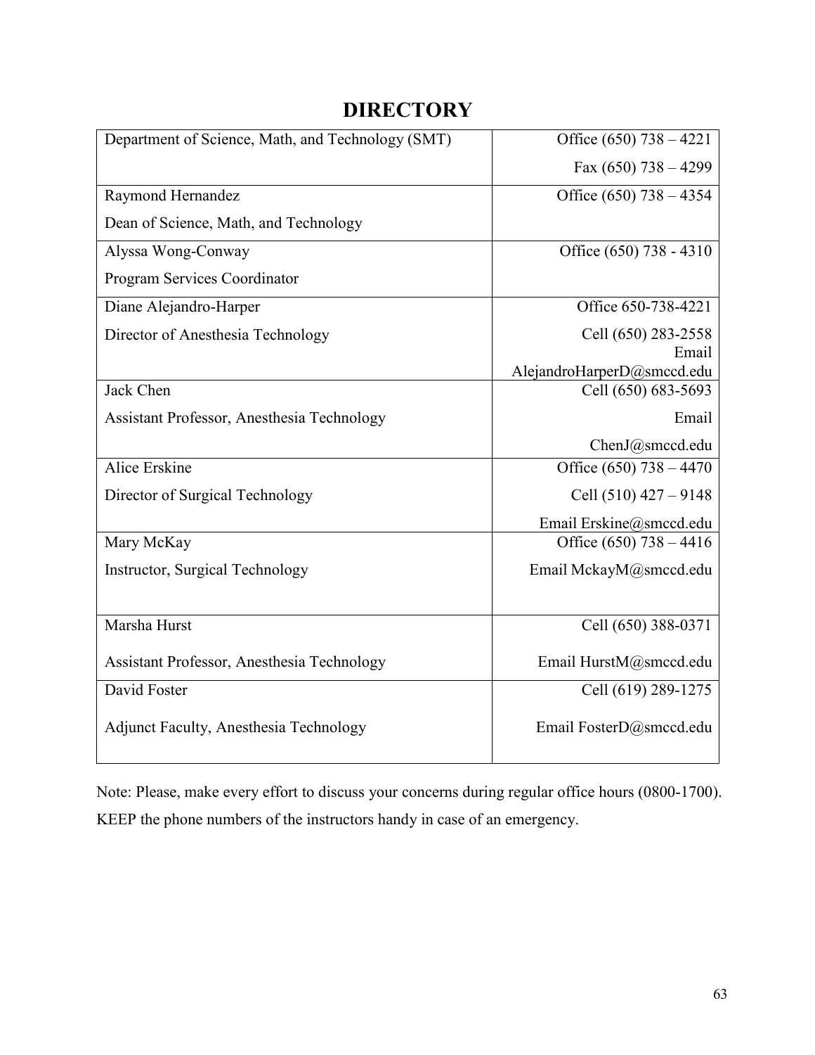# DIRECTORY

| | |
|---|---|
| Department of Science, Math, and Technology (SMT) | Office (650) 738 – 4221<br>Fax (650) 738 – 4299 |
| Raymond Hernandez<br>Dean of Science, Math, and Technology | Office (650) 738 – 4354 |
| Alyssa Wong-Conway<br>Program Services Coordinator | Office (650) 738 - 4310 |
| Diane Alejandro-Harper<br>Director of Anesthesia Technology | Office 650-738-4221<br>Cell (650) 283-2558<br>Email AlejandroHarperD@smccd.edu |
| Jack Chen<br>Assistant Professor, Anesthesia Technology | Cell (650) 683-5693<br>Email ChenJ@smccd.edu |
| Alice Erskine<br>Director of Surgical Technology | Office (650) 738 – 4470<br>Cell (510) 427 – 9148<br>Email Erskine@smccd.edu |
| Mary McKay<br>Instructor, Surgical Technology | Office (650) 738 – 4416<br>Email MckayM@smccd.edu |
| Marsha Hurst<br>Assistant Professor, Anesthesia Technology | Cell (650) 388-0371<br>Email HurstM@smccd.edu |
| David Foster<br>Adjunct Faculty, Anesthesia Technology | Cell (619) 289-1275<br>Email FosterD@smccd.edu |

Note: Please, make every effort to discuss your concerns during regular office hours (0800-1700). KEEP the phone numbers of the instructors handy in case of an emergency.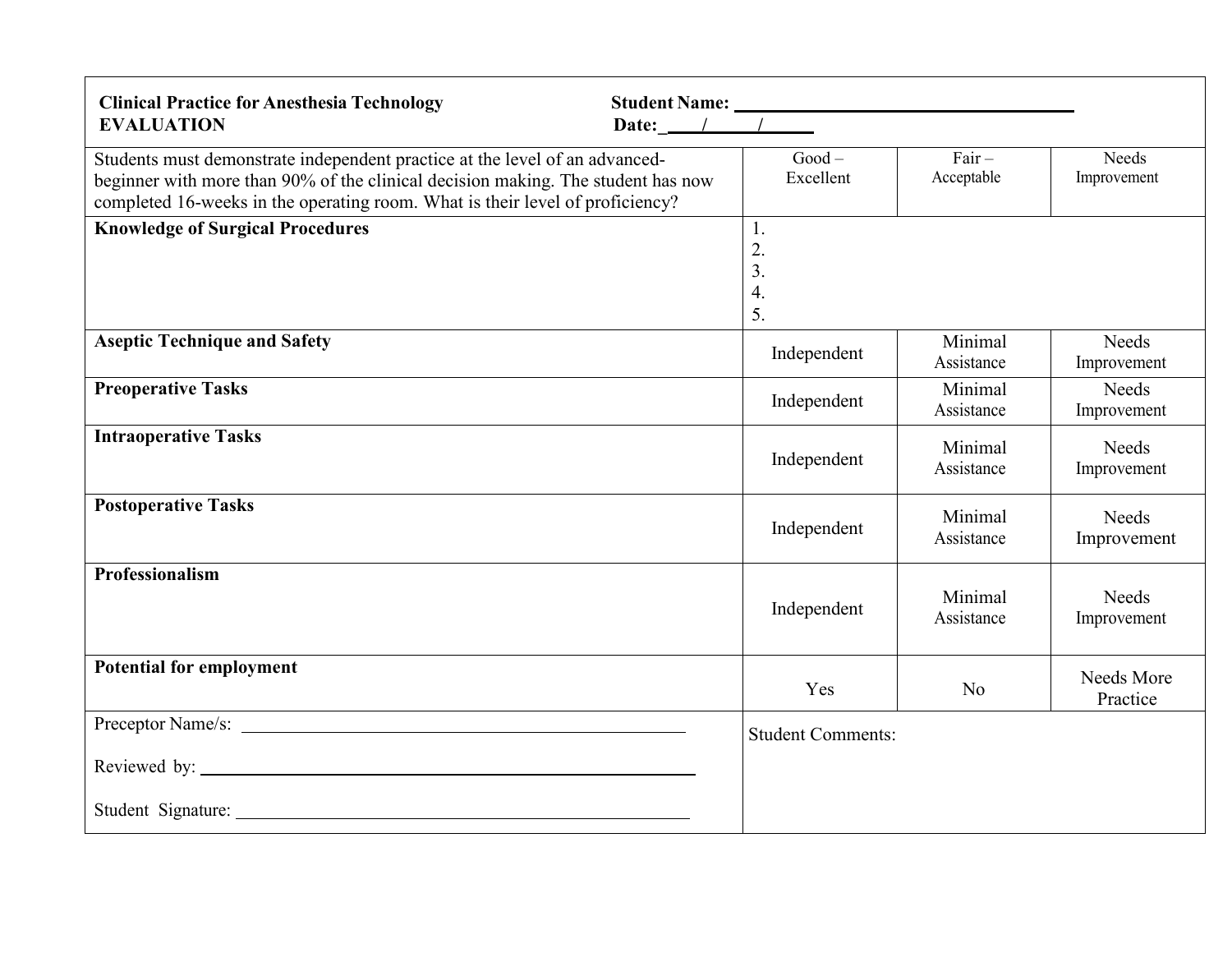| | | | |
|---|---|---|---|
| **Clinical Practice for Anesthesia Technology**<br>**EVALUATION** | **Student Name:** ____________________<br>**Date:** ___/___/___ | | |
| Students must demonstrate independent practice at the level of an advanced-beginner with more than 90% of the clinical decision making. The student has now completed 16-weeks in the operating room. What is their level of proficiency? | Good – Excellent | Fair – Acceptable | Needs Improvement |
| **Knowledge of Surgical Procedures** | 1.<br>2.<br>3.<br>4.<br>5. | | |
| **Aseptic Technique and Safety** | Independent | Minimal Assistance | Needs Improvement |
| **Preoperative Tasks** | Independent | Minimal Assistance | Needs Improvement |
| **Intraoperative Tasks** | Independent | Minimal Assistance | Needs Improvement |
| **Postoperative Tasks** | Independent | Minimal Assistance | Needs Improvement |
| **Professionalism** | Independent | Minimal Assistance | Needs Improvement |
| **Potential for employment** | Yes | No | Needs More Practice |
| Preceptor Name/s: ____________________<br>Reviewed by: ____________________<br>Student Signature: ____________________ | Student Comments: | | |